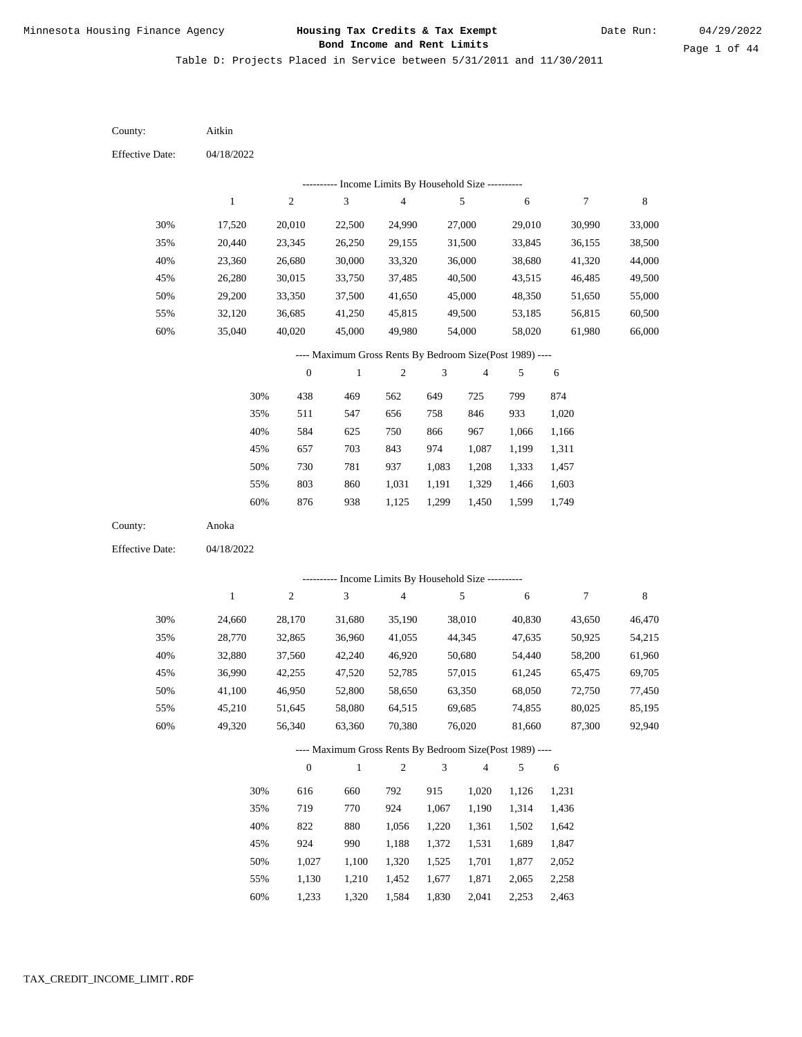Minnesota Housing Finance Agency

**Housing Tax Credits & Tax Exempt Bond Income and Rent Limits**

Date Run: 04/29/2022

Table D: Projects Placed in Service between 5/31/2011 and 11/30/2011

County: Aitkin

Effective Date: 04/18/2022

---------- Income Limits By Household Size ----------

| | 1 | 2 | 3 | 4 | 5 | 6 | 7 | 8 |
|---|---|---|---|---|---|---|---|---|
| 30% | 17,520 | 20,010 | 22,500 | 24,990 | 27,000 | 29,010 | 30,990 | 33,000 |
| 35% | 20,440 | 23,345 | 26,250 | 29,155 | 31,500 | 33,845 | 36,155 | 38,500 |
| 40% | 23,360 | 26,680 | 30,000 | 33,320 | 36,000 | 38,680 | 41,320 | 44,000 |
| 45% | 26,280 | 30,015 | 33,750 | 37,485 | 40,500 | 43,515 | 46,485 | 49,500 |
| 50% | 29,200 | 33,350 | 37,500 | 41,650 | 45,000 | 48,350 | 51,650 | 55,000 |
| 55% | 32,120 | 36,685 | 41,250 | 45,815 | 49,500 | 53,185 | 56,815 | 60,500 |
| 60% | 35,040 | 40,020 | 45,000 | 49,980 | 54,000 | 58,020 | 61,980 | 66,000 |

---- Maximum Gross Rents By Bedroom Size(Post 1989) ----

| | 0 | 1 | 2 | 3 | 4 | 5 | 6 |
|---|---|---|---|---|---|---|---|
| 30% | 438 | 469 | 562 | 649 | 725 | 799 | 874 |
| 35% | 511 | 547 | 656 | 758 | 846 | 933 | 1,020 |
| 40% | 584 | 625 | 750 | 866 | 967 | 1,066 | 1,166 |
| 45% | 657 | 703 | 843 | 974 | 1,087 | 1,199 | 1,311 |
| 50% | 730 | 781 | 937 | 1,083 | 1,208 | 1,333 | 1,457 |
| 55% | 803 | 860 | 1,031 | 1,191 | 1,329 | 1,466 | 1,603 |
| 60% | 876 | 938 | 1,125 | 1,299 | 1,450 | 1,599 | 1,749 |

County: Anoka

Effective Date: 04/18/2022

---------- Income Limits By Household Size ----------

| | 1 | 2 | 3 | 4 | 5 | 6 | 7 | 8 |
|---|---|---|---|---|---|---|---|---|
| 30% | 24,660 | 28,170 | 31,680 | 35,190 | 38,010 | 40,830 | 43,650 | 46,470 |
| 35% | 28,770 | 32,865 | 36,960 | 41,055 | 44,345 | 47,635 | 50,925 | 54,215 |
| 40% | 32,880 | 37,560 | 42,240 | 46,920 | 50,680 | 54,440 | 58,200 | 61,960 |
| 45% | 36,990 | 42,255 | 47,520 | 52,785 | 57,015 | 61,245 | 65,475 | 69,705 |
| 50% | 41,100 | 46,950 | 52,800 | 58,650 | 63,350 | 68,050 | 72,750 | 77,450 |
| 55% | 45,210 | 51,645 | 58,080 | 64,515 | 69,685 | 74,855 | 80,025 | 85,195 |
| 60% | 49,320 | 56,340 | 63,360 | 70,380 | 76,020 | 81,660 | 87,300 | 92,940 |

---- Maximum Gross Rents By Bedroom Size(Post 1989) ----

| | 0 | 1 | 2 | 3 | 4 | 5 | 6 |
|---|---|---|---|---|---|---|---|
| 30% | 616 | 660 | 792 | 915 | 1,020 | 1,126 | 1,231 |
| 35% | 719 | 770 | 924 | 1,067 | 1,190 | 1,314 | 1,436 |
| 40% | 822 | 880 | 1,056 | 1,220 | 1,361 | 1,502 | 1,642 |
| 45% | 924 | 990 | 1,188 | 1,372 | 1,531 | 1,689 | 1,847 |
| 50% | 1,027 | 1,100 | 1,320 | 1,525 | 1,701 | 1,877 | 2,052 |
| 55% | 1,130 | 1,210 | 1,452 | 1,677 | 1,871 | 2,065 | 2,258 |
| 60% | 1,233 | 1,320 | 1,584 | 1,830 | 2,041 | 2,253 | 2,463 |

TAX_CREDIT_INCOME_LIMIT.RDF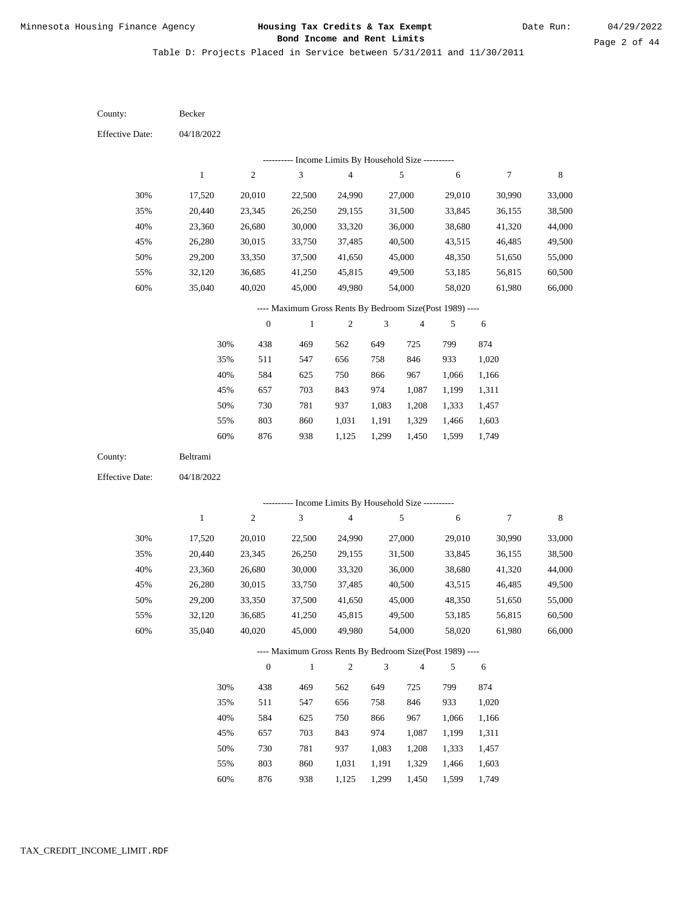Minnesota Housing Finance Agency

**Housing Tax Credits & Tax Exempt Bond Income and Rent Limits**

Date Run: 04/29/2022

Table D: Projects Placed in Service between 5/31/2011 and 11/30/2011

County: Becker

Effective Date: 04/18/2022

---------- Income Limits By Household Size ----------

| | 1 | 2 | 3 | 4 | 5 | 6 | 7 | 8 |
|---|---|---|---|---|---|---|---|---|
| 30% | 17,520 | 20,010 | 22,500 | 24,990 | 27,000 | 29,010 | 30,990 | 33,000 |
| 35% | 20,440 | 23,345 | 26,250 | 29,155 | 31,500 | 33,845 | 36,155 | 38,500 |
| 40% | 23,360 | 26,680 | 30,000 | 33,320 | 36,000 | 38,680 | 41,320 | 44,000 |
| 45% | 26,280 | 30,015 | 33,750 | 37,485 | 40,500 | 43,515 | 46,485 | 49,500 |
| 50% | 29,200 | 33,350 | 37,500 | 41,650 | 45,000 | 48,350 | 51,650 | 55,000 |
| 55% | 32,120 | 36,685 | 41,250 | 45,815 | 49,500 | 53,185 | 56,815 | 60,500 |
| 60% | 35,040 | 40,020 | 45,000 | 49,980 | 54,000 | 58,020 | 61,980 | 66,000 |

---- Maximum Gross Rents By Bedroom Size(Post 1989) ----

| | 0 | 1 | 2 | 3 | 4 | 5 | 6 |
|---|---|---|---|---|---|---|---|
| 30% | 438 | 469 | 562 | 649 | 725 | 799 | 874 |
| 35% | 511 | 547 | 656 | 758 | 846 | 933 | 1,020 |
| 40% | 584 | 625 | 750 | 866 | 967 | 1,066 | 1,166 |
| 45% | 657 | 703 | 843 | 974 | 1,087 | 1,199 | 1,311 |
| 50% | 730 | 781 | 937 | 1,083 | 1,208 | 1,333 | 1,457 |
| 55% | 803 | 860 | 1,031 | 1,191 | 1,329 | 1,466 | 1,603 |
| 60% | 876 | 938 | 1,125 | 1,299 | 1,450 | 1,599 | 1,749 |

County: Beltrami

Effective Date: 04/18/2022

---------- Income Limits By Household Size ----------

| | 1 | 2 | 3 | 4 | 5 | 6 | 7 | 8 |
|---|---|---|---|---|---|---|---|---|
| 30% | 17,520 | 20,010 | 22,500 | 24,990 | 27,000 | 29,010 | 30,990 | 33,000 |
| 35% | 20,440 | 23,345 | 26,250 | 29,155 | 31,500 | 33,845 | 36,155 | 38,500 |
| 40% | 23,360 | 26,680 | 30,000 | 33,320 | 36,000 | 38,680 | 41,320 | 44,000 |
| 45% | 26,280 | 30,015 | 33,750 | 37,485 | 40,500 | 43,515 | 46,485 | 49,500 |
| 50% | 29,200 | 33,350 | 37,500 | 41,650 | 45,000 | 48,350 | 51,650 | 55,000 |
| 55% | 32,120 | 36,685 | 41,250 | 45,815 | 49,500 | 53,185 | 56,815 | 60,500 |
| 60% | 35,040 | 40,020 | 45,000 | 49,980 | 54,000 | 58,020 | 61,980 | 66,000 |

---- Maximum Gross Rents By Bedroom Size(Post 1989) ----

| | 0 | 1 | 2 | 3 | 4 | 5 | 6 |
|---|---|---|---|---|---|---|---|
| 30% | 438 | 469 | 562 | 649 | 725 | 799 | 874 |
| 35% | 511 | 547 | 656 | 758 | 846 | 933 | 1,020 |
| 40% | 584 | 625 | 750 | 866 | 967 | 1,066 | 1,166 |
| 45% | 657 | 703 | 843 | 974 | 1,087 | 1,199 | 1,311 |
| 50% | 730 | 781 | 937 | 1,083 | 1,208 | 1,333 | 1,457 |
| 55% | 803 | 860 | 1,031 | 1,191 | 1,329 | 1,466 | 1,603 |
| 60% | 876 | 938 | 1,125 | 1,299 | 1,450 | 1,599 | 1,749 |

TAX_CREDIT_INCOME_LIMIT.RDF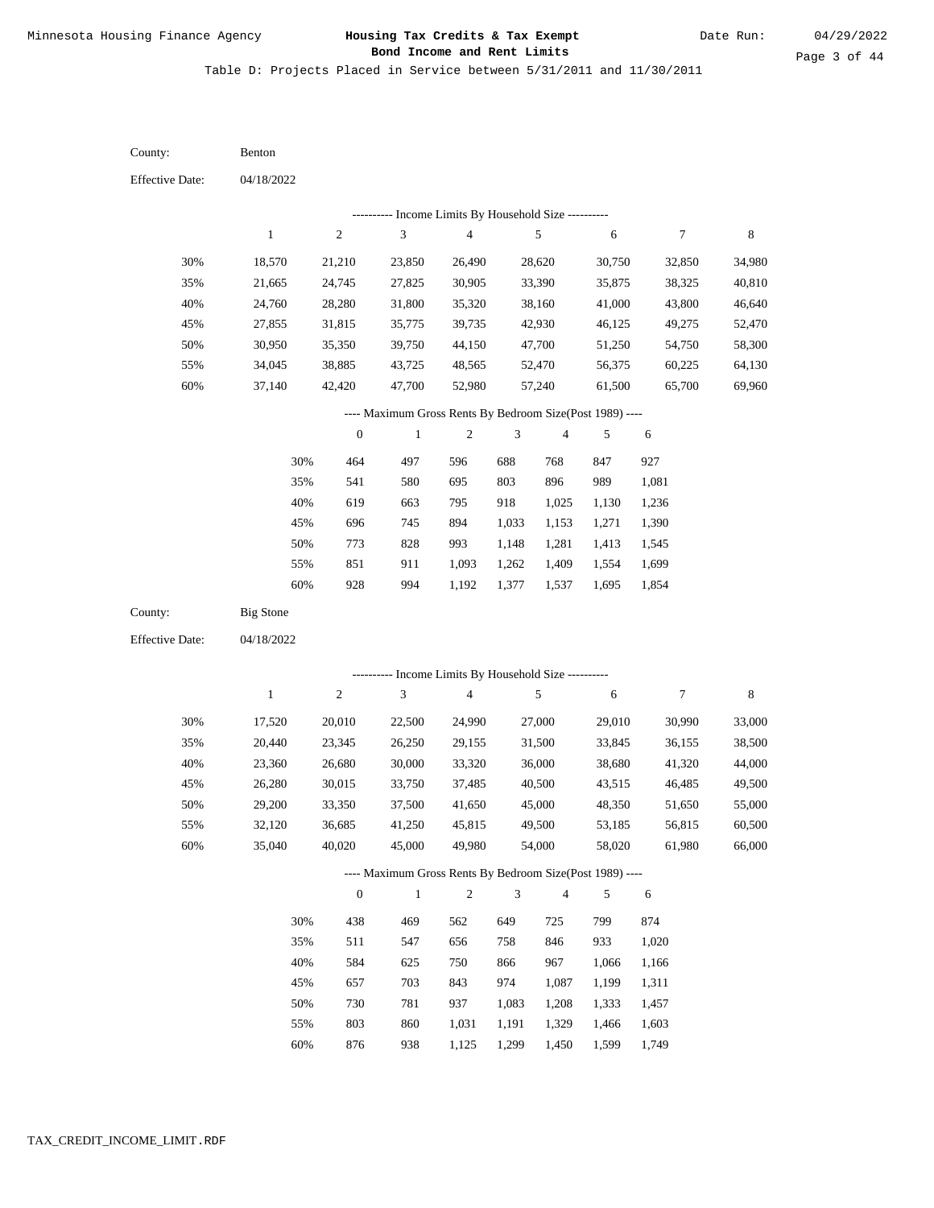Minnesota Housing Finance Agency

**Housing Tax Credits & Tax Exempt Bond Income and Rent Limits**

Date Run: 04/29/2022

Table D: Projects Placed in Service between 5/31/2011 and 11/30/2011

County: Benton

Effective Date: 04/18/2022

---------- Income Limits By Household Size ----------

| | 1 | 2 | 3 | 4 | 5 | 6 | 7 | 8 |
|---|---|---|---|---|---|---|---|---|
| 30% | 18,570 | 21,210 | 23,850 | 26,490 | 28,620 | 30,750 | 32,850 | 34,980 |
| 35% | 21,665 | 24,745 | 27,825 | 30,905 | 33,390 | 35,875 | 38,325 | 40,810 |
| 40% | 24,760 | 28,280 | 31,800 | 35,320 | 38,160 | 41,000 | 43,800 | 46,640 |
| 45% | 27,855 | 31,815 | 35,775 | 39,735 | 42,930 | 46,125 | 49,275 | 52,470 |
| 50% | 30,950 | 35,350 | 39,750 | 44,150 | 47,700 | 51,250 | 54,750 | 58,300 |
| 55% | 34,045 | 38,885 | 43,725 | 48,565 | 52,470 | 56,375 | 60,225 | 64,130 |
| 60% | 37,140 | 42,420 | 47,700 | 52,980 | 57,240 | 61,500 | 65,700 | 69,960 |

---- Maximum Gross Rents By Bedroom Size(Post 1989) ----

| | 0 | 1 | 2 | 3 | 4 | 5 | 6 |
|---|---|---|---|---|---|---|---|
| 30% | 464 | 497 | 596 | 688 | 768 | 847 | 927 |
| 35% | 541 | 580 | 695 | 803 | 896 | 989 | 1,081 |
| 40% | 619 | 663 | 795 | 918 | 1,025 | 1,130 | 1,236 |
| 45% | 696 | 745 | 894 | 1,033 | 1,153 | 1,271 | 1,390 |
| 50% | 773 | 828 | 993 | 1,148 | 1,281 | 1,413 | 1,545 |
| 55% | 851 | 911 | 1,093 | 1,262 | 1,409 | 1,554 | 1,699 |
| 60% | 928 | 994 | 1,192 | 1,377 | 1,537 | 1,695 | 1,854 |

County: Big Stone

Effective Date: 04/18/2022

---------- Income Limits By Household Size ----------

| | 1 | 2 | 3 | 4 | 5 | 6 | 7 | 8 |
|---|---|---|---|---|---|---|---|---|
| 30% | 17,520 | 20,010 | 22,500 | 24,990 | 27,000 | 29,010 | 30,990 | 33,000 |
| 35% | 20,440 | 23,345 | 26,250 | 29,155 | 31,500 | 33,845 | 36,155 | 38,500 |
| 40% | 23,360 | 26,680 | 30,000 | 33,320 | 36,000 | 38,680 | 41,320 | 44,000 |
| 45% | 26,280 | 30,015 | 33,750 | 37,485 | 40,500 | 43,515 | 46,485 | 49,500 |
| 50% | 29,200 | 33,350 | 37,500 | 41,650 | 45,000 | 48,350 | 51,650 | 55,000 |
| 55% | 32,120 | 36,685 | 41,250 | 45,815 | 49,500 | 53,185 | 56,815 | 60,500 |
| 60% | 35,040 | 40,020 | 45,000 | 49,980 | 54,000 | 58,020 | 61,980 | 66,000 |

---- Maximum Gross Rents By Bedroom Size(Post 1989) ----

| | 0 | 1 | 2 | 3 | 4 | 5 | 6 |
|---|---|---|---|---|---|---|---|
| 30% | 438 | 469 | 562 | 649 | 725 | 799 | 874 |
| 35% | 511 | 547 | 656 | 758 | 846 | 933 | 1,020 |
| 40% | 584 | 625 | 750 | 866 | 967 | 1,066 | 1,166 |
| 45% | 657 | 703 | 843 | 974 | 1,087 | 1,199 | 1,311 |
| 50% | 730 | 781 | 937 | 1,083 | 1,208 | 1,333 | 1,457 |
| 55% | 803 | 860 | 1,031 | 1,191 | 1,329 | 1,466 | 1,603 |
| 60% | 876 | 938 | 1,125 | 1,299 | 1,450 | 1,599 | 1,749 |

TAX_CREDIT_INCOME_LIMIT.RDF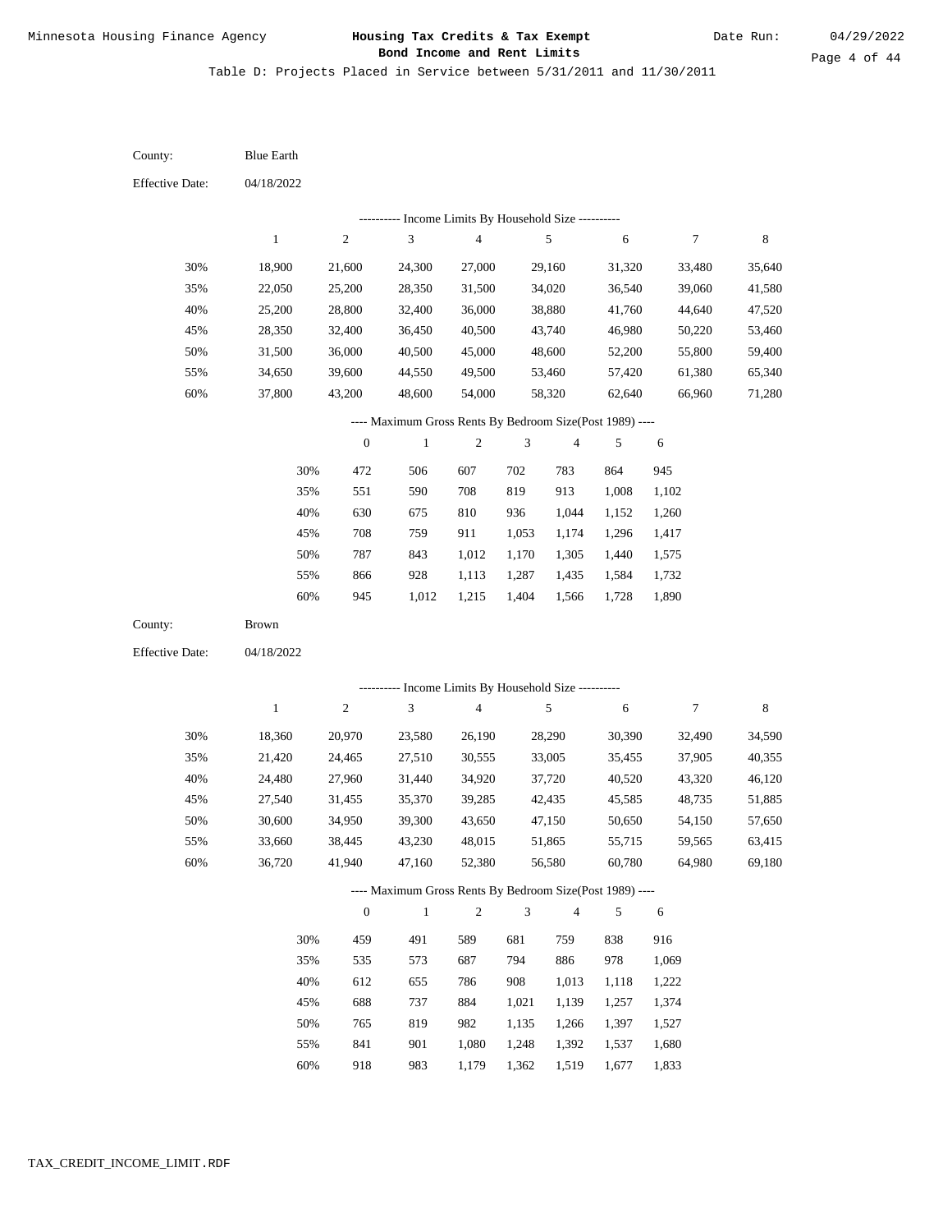Minnesota Housing Finance Agency

**Housing Tax Credits & Tax Exempt Bond Income and Rent Limits**

Date Run: 04/29/2022

Table D: Projects Placed in Service between 5/31/2011 and 11/30/2011

County: Blue Earth

Effective Date: 04/18/2022

---------- Income Limits By Household Size ----------

| | 1 | 2 | 3 | 4 | 5 | 6 | 7 | 8 |
|---|---|---|---|---|---|---|---|---|
| 30% | 18,900 | 21,600 | 24,300 | 27,000 | 29,160 | 31,320 | 33,480 | 35,640 |
| 35% | 22,050 | 25,200 | 28,350 | 31,500 | 34,020 | 36,540 | 39,060 | 41,580 |
| 40% | 25,200 | 28,800 | 32,400 | 36,000 | 38,880 | 41,760 | 44,640 | 47,520 |
| 45% | 28,350 | 32,400 | 36,450 | 40,500 | 43,740 | 46,980 | 50,220 | 53,460 |
| 50% | 31,500 | 36,000 | 40,500 | 45,000 | 48,600 | 52,200 | 55,800 | 59,400 |
| 55% | 34,650 | 39,600 | 44,550 | 49,500 | 53,460 | 57,420 | 61,380 | 65,340 |
| 60% | 37,800 | 43,200 | 48,600 | 54,000 | 58,320 | 62,640 | 66,960 | 71,280 |

---- Maximum Gross Rents By Bedroom Size(Post 1989) ----

| | 0 | 1 | 2 | 3 | 4 | 5 | 6 |
|---|---|---|---|---|---|---|---|
| 30% | 472 | 506 | 607 | 702 | 783 | 864 | 945 |
| 35% | 551 | 590 | 708 | 819 | 913 | 1,008 | 1,102 |
| 40% | 630 | 675 | 810 | 936 | 1,044 | 1,152 | 1,260 |
| 45% | 708 | 759 | 911 | 1,053 | 1,174 | 1,296 | 1,417 |
| 50% | 787 | 843 | 1,012 | 1,170 | 1,305 | 1,440 | 1,575 |
| 55% | 866 | 928 | 1,113 | 1,287 | 1,435 | 1,584 | 1,732 |
| 60% | 945 | 1,012 | 1,215 | 1,404 | 1,566 | 1,728 | 1,890 |

County: Brown

Effective Date: 04/18/2022

---------- Income Limits By Household Size ----------

| | 1 | 2 | 3 | 4 | 5 | 6 | 7 | 8 |
|---|---|---|---|---|---|---|---|---|
| 30% | 18,360 | 20,970 | 23,580 | 26,190 | 28,290 | 30,390 | 32,490 | 34,590 |
| 35% | 21,420 | 24,465 | 27,510 | 30,555 | 33,005 | 35,455 | 37,905 | 40,355 |
| 40% | 24,480 | 27,960 | 31,440 | 34,920 | 37,720 | 40,520 | 43,320 | 46,120 |
| 45% | 27,540 | 31,455 | 35,370 | 39,285 | 42,435 | 45,585 | 48,735 | 51,885 |
| 50% | 30,600 | 34,950 | 39,300 | 43,650 | 47,150 | 50,650 | 54,150 | 57,650 |
| 55% | 33,660 | 38,445 | 43,230 | 48,015 | 51,865 | 55,715 | 59,565 | 63,415 |
| 60% | 36,720 | 41,940 | 47,160 | 52,380 | 56,580 | 60,780 | 64,980 | 69,180 |

---- Maximum Gross Rents By Bedroom Size(Post 1989) ----

| | 0 | 1 | 2 | 3 | 4 | 5 | 6 |
|---|---|---|---|---|---|---|---|
| 30% | 459 | 491 | 589 | 681 | 759 | 838 | 916 |
| 35% | 535 | 573 | 687 | 794 | 886 | 978 | 1,069 |
| 40% | 612 | 655 | 786 | 908 | 1,013 | 1,118 | 1,222 |
| 45% | 688 | 737 | 884 | 1,021 | 1,139 | 1,257 | 1,374 |
| 50% | 765 | 819 | 982 | 1,135 | 1,266 | 1,397 | 1,527 |
| 55% | 841 | 901 | 1,080 | 1,248 | 1,392 | 1,537 | 1,680 |
| 60% | 918 | 983 | 1,179 | 1,362 | 1,519 | 1,677 | 1,833 |

TAX_CREDIT_INCOME_LIMIT.RDF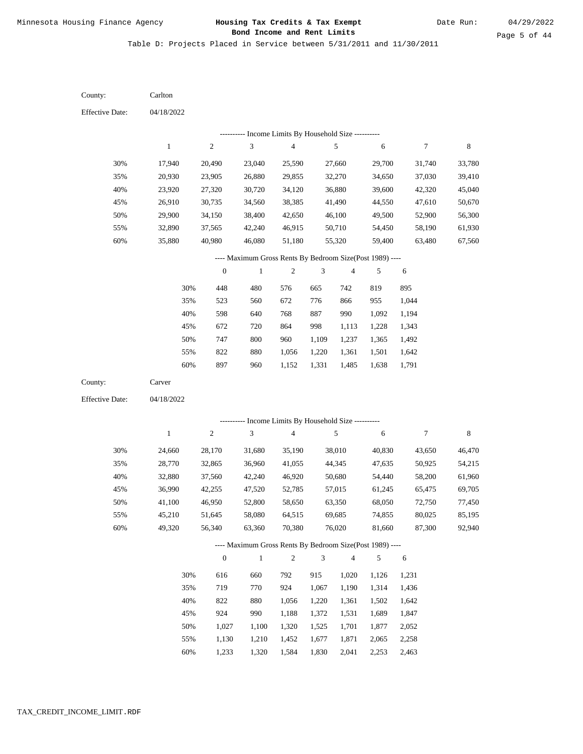Minnesota Housing Finance Agency

# Housing Tax Credits & Tax Exempt Bond Income and Rent Limits

Date Run: 04/29/2022

Table D: Projects Placed in Service between 5/31/2011 and 11/30/2011

County: Carlton

Effective Date: 04/18/2022

---------- Income Limits By Household Size ----------

| | 1 | 2 | 3 | 4 | 5 | 6 | 7 | 8 |
|---|---|---|---|---|---|---|---|---|
| 30% | 17,940 | 20,490 | 23,040 | 25,590 | 27,660 | 29,700 | 31,740 | 33,780 |
| 35% | 20,930 | 23,905 | 26,880 | 29,855 | 32,270 | 34,650 | 37,030 | 39,410 |
| 40% | 23,920 | 27,320 | 30,720 | 34,120 | 36,880 | 39,600 | 42,320 | 45,040 |
| 45% | 26,910 | 30,735 | 34,560 | 38,385 | 41,490 | 44,550 | 47,610 | 50,670 |
| 50% | 29,900 | 34,150 | 38,400 | 42,650 | 46,100 | 49,500 | 52,900 | 56,300 |
| 55% | 32,890 | 37,565 | 42,240 | 46,915 | 50,710 | 54,450 | 58,190 | 61,930 |
| 60% | 35,880 | 40,980 | 46,080 | 51,180 | 55,320 | 59,400 | 63,480 | 67,560 |

---- Maximum Gross Rents By Bedroom Size(Post 1989) ----

| | 0 | 1 | 2 | 3 | 4 | 5 | 6 |
|---|---|---|---|---|---|---|---|
| 30% | 448 | 480 | 576 | 665 | 742 | 819 | 895 |
| 35% | 523 | 560 | 672 | 776 | 866 | 955 | 1,044 |
| 40% | 598 | 640 | 768 | 887 | 990 | 1,092 | 1,194 |
| 45% | 672 | 720 | 864 | 998 | 1,113 | 1,228 | 1,343 |
| 50% | 747 | 800 | 960 | 1,109 | 1,237 | 1,365 | 1,492 |
| 55% | 822 | 880 | 1,056 | 1,220 | 1,361 | 1,501 | 1,642 |
| 60% | 897 | 960 | 1,152 | 1,331 | 1,485 | 1,638 | 1,791 |

County: Carver

Effective Date: 04/18/2022

---------- Income Limits By Household Size ----------

| | 1 | 2 | 3 | 4 | 5 | 6 | 7 | 8 |
|---|---|---|---|---|---|---|---|---|
| 30% | 24,660 | 28,170 | 31,680 | 35,190 | 38,010 | 40,830 | 43,650 | 46,470 |
| 35% | 28,770 | 32,865 | 36,960 | 41,055 | 44,345 | 47,635 | 50,925 | 54,215 |
| 40% | 32,880 | 37,560 | 42,240 | 46,920 | 50,680 | 54,440 | 58,200 | 61,960 |
| 45% | 36,990 | 42,255 | 47,520 | 52,785 | 57,015 | 61,245 | 65,475 | 69,705 |
| 50% | 41,100 | 46,950 | 52,800 | 58,650 | 63,350 | 68,050 | 72,750 | 77,450 |
| 55% | 45,210 | 51,645 | 58,080 | 64,515 | 69,685 | 74,855 | 80,025 | 85,195 |
| 60% | 49,320 | 56,340 | 63,360 | 70,380 | 76,020 | 81,660 | 87,300 | 92,940 |

---- Maximum Gross Rents By Bedroom Size(Post 1989) ----

| | 0 | 1 | 2 | 3 | 4 | 5 | 6 |
|---|---|---|---|---|---|---|---|
| 30% | 616 | 660 | 792 | 915 | 1,020 | 1,126 | 1,231 |
| 35% | 719 | 770 | 924 | 1,067 | 1,190 | 1,314 | 1,436 |
| 40% | 822 | 880 | 1,056 | 1,220 | 1,361 | 1,502 | 1,642 |
| 45% | 924 | 990 | 1,188 | 1,372 | 1,531 | 1,689 | 1,847 |
| 50% | 1,027 | 1,100 | 1,320 | 1,525 | 1,701 | 1,877 | 2,052 |
| 55% | 1,130 | 1,210 | 1,452 | 1,677 | 1,871 | 2,065 | 2,258 |
| 60% | 1,233 | 1,320 | 1,584 | 1,830 | 2,041 | 2,253 | 2,463 |

TAX_CREDIT_INCOME_LIMIT.RDF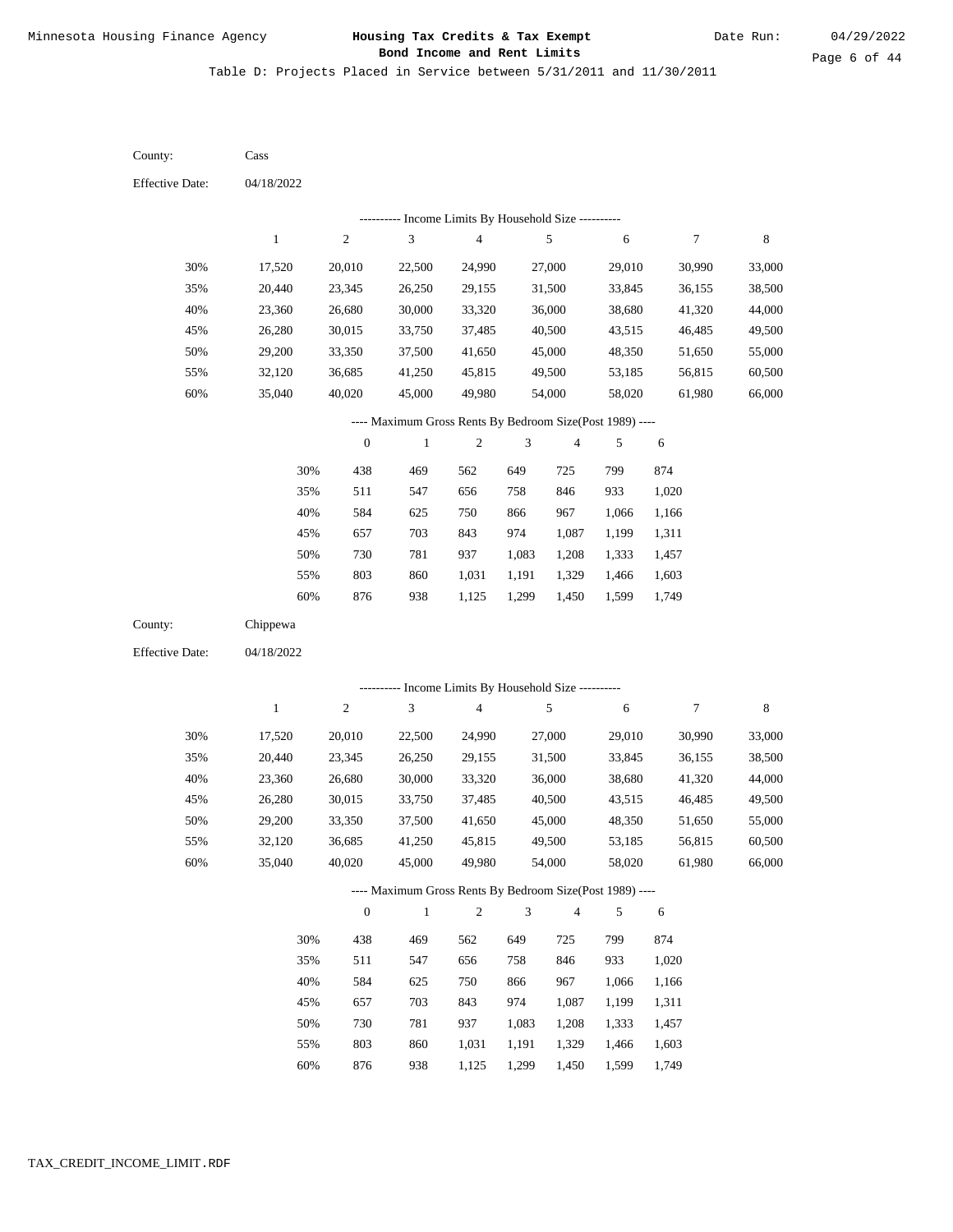Table D: Projects Placed in Service between 5/31/2011 and 11/30/2011

County: Cass

Effective Date: 04/18/2022

---------- Income Limits By Household Size ----------

| | 1 | 2 | 3 | 4 | 5 | 6 | 7 | 8 |
|---|---|---|---|---|---|---|---|---|
| 30% | 17,520 | 20,010 | 22,500 | 24,990 | 27,000 | 29,010 | 30,990 | 33,000 |
| 35% | 20,440 | 23,345 | 26,250 | 29,155 | 31,500 | 33,845 | 36,155 | 38,500 |
| 40% | 23,360 | 26,680 | 30,000 | 33,320 | 36,000 | 38,680 | 41,320 | 44,000 |
| 45% | 26,280 | 30,015 | 33,750 | 37,485 | 40,500 | 43,515 | 46,485 | 49,500 |
| 50% | 29,200 | 33,350 | 37,500 | 41,650 | 45,000 | 48,350 | 51,650 | 55,000 |
| 55% | 32,120 | 36,685 | 41,250 | 45,815 | 49,500 | 53,185 | 56,815 | 60,500 |
| 60% | 35,040 | 40,020 | 45,000 | 49,980 | 54,000 | 58,020 | 61,980 | 66,000 |

---- Maximum Gross Rents By Bedroom Size(Post 1989) ----

| | 0 | 1 | 2 | 3 | 4 | 5 | 6 |
|---|---|---|---|---|---|---|---|
| 30% | 438 | 469 | 562 | 649 | 725 | 799 | 874 |
| 35% | 511 | 547 | 656 | 758 | 846 | 933 | 1,020 |
| 40% | 584 | 625 | 750 | 866 | 967 | 1,066 | 1,166 |
| 45% | 657 | 703 | 843 | 974 | 1,087 | 1,199 | 1,311 |
| 50% | 730 | 781 | 937 | 1,083 | 1,208 | 1,333 | 1,457 |
| 55% | 803 | 860 | 1,031 | 1,191 | 1,329 | 1,466 | 1,603 |
| 60% | 876 | 938 | 1,125 | 1,299 | 1,450 | 1,599 | 1,749 |

County: Chippewa

Effective Date: 04/18/2022

---------- Income Limits By Household Size ----------

| | 1 | 2 | 3 | 4 | 5 | 6 | 7 | 8 |
|---|---|---|---|---|---|---|---|---|
| 30% | 17,520 | 20,010 | 22,500 | 24,990 | 27,000 | 29,010 | 30,990 | 33,000 |
| 35% | 20,440 | 23,345 | 26,250 | 29,155 | 31,500 | 33,845 | 36,155 | 38,500 |
| 40% | 23,360 | 26,680 | 30,000 | 33,320 | 36,000 | 38,680 | 41,320 | 44,000 |
| 45% | 26,280 | 30,015 | 33,750 | 37,485 | 40,500 | 43,515 | 46,485 | 49,500 |
| 50% | 29,200 | 33,350 | 37,500 | 41,650 | 45,000 | 48,350 | 51,650 | 55,000 |
| 55% | 32,120 | 36,685 | 41,250 | 45,815 | 49,500 | 53,185 | 56,815 | 60,500 |
| 60% | 35,040 | 40,020 | 45,000 | 49,980 | 54,000 | 58,020 | 61,980 | 66,000 |

---- Maximum Gross Rents By Bedroom Size(Post 1989) ----

| | 0 | 1 | 2 | 3 | 4 | 5 | 6 |
|---|---|---|---|---|---|---|---|
| 30% | 438 | 469 | 562 | 649 | 725 | 799 | 874 |
| 35% | 511 | 547 | 656 | 758 | 846 | 933 | 1,020 |
| 40% | 584 | 625 | 750 | 866 | 967 | 1,066 | 1,166 |
| 45% | 657 | 703 | 843 | 974 | 1,087 | 1,199 | 1,311 |
| 50% | 730 | 781 | 937 | 1,083 | 1,208 | 1,333 | 1,457 |
| 55% | 803 | 860 | 1,031 | 1,191 | 1,329 | 1,466 | 1,603 |
| 60% | 876 | 938 | 1,125 | 1,299 | 1,450 | 1,599 | 1,749 |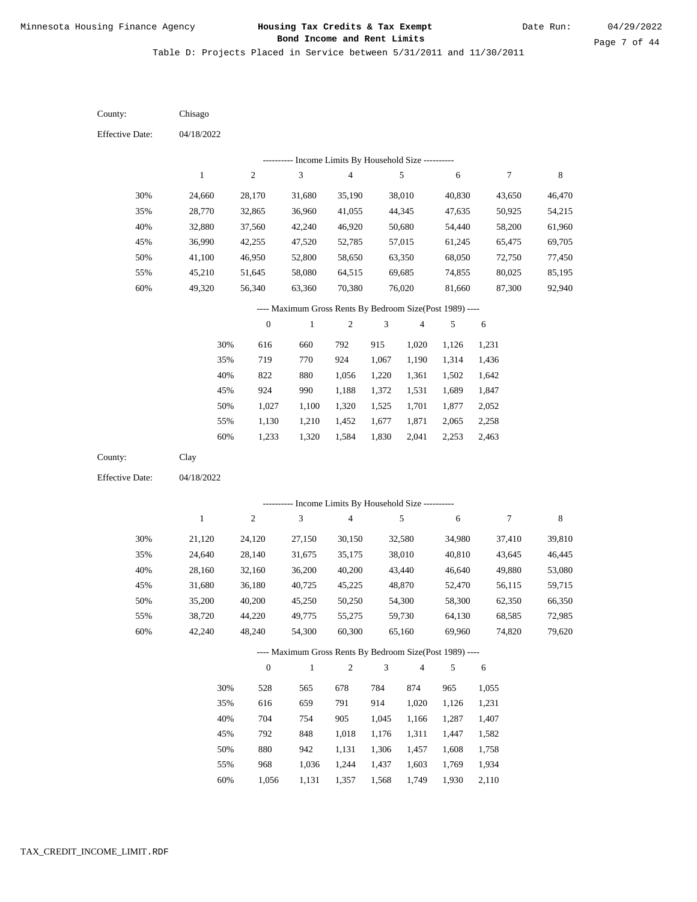Minnesota Housing Finance Agency

**Housing Tax Credits & Tax Exempt Bond Income and Rent Limits**

Date Run: 04/29/2022

Table D: Projects Placed in Service between 5/31/2011 and 11/30/2011

County: Chisago

Effective Date: 04/18/2022

---------- Income Limits By Household Size ----------

| | 1 | 2 | 3 | 4 | 5 | 6 | 7 | 8 |
|---|---|---|---|---|---|---|---|---|
| 30% | 24,660 | 28,170 | 31,680 | 35,190 | 38,010 | 40,830 | 43,650 | 46,470 |
| 35% | 28,770 | 32,865 | 36,960 | 41,055 | 44,345 | 47,635 | 50,925 | 54,215 |
| 40% | 32,880 | 37,560 | 42,240 | 46,920 | 50,680 | 54,440 | 58,200 | 61,960 |
| 45% | 36,990 | 42,255 | 47,520 | 52,785 | 57,015 | 61,245 | 65,475 | 69,705 |
| 50% | 41,100 | 46,950 | 52,800 | 58,650 | 63,350 | 68,050 | 72,750 | 77,450 |
| 55% | 45,210 | 51,645 | 58,080 | 64,515 | 69,685 | 74,855 | 80,025 | 85,195 |
| 60% | 49,320 | 56,340 | 63,360 | 70,380 | 76,020 | 81,660 | 87,300 | 92,940 |

---- Maximum Gross Rents By Bedroom Size(Post 1989) ----

| | 0 | 1 | 2 | 3 | 4 | 5 | 6 |
|---|---|---|---|---|---|---|---|
| 30% | 616 | 660 | 792 | 915 | 1,020 | 1,126 | 1,231 |
| 35% | 719 | 770 | 924 | 1,067 | 1,190 | 1,314 | 1,436 |
| 40% | 822 | 880 | 1,056 | 1,220 | 1,361 | 1,502 | 1,642 |
| 45% | 924 | 990 | 1,188 | 1,372 | 1,531 | 1,689 | 1,847 |
| 50% | 1,027 | 1,100 | 1,320 | 1,525 | 1,701 | 1,877 | 2,052 |
| 55% | 1,130 | 1,210 | 1,452 | 1,677 | 1,871 | 2,065 | 2,258 |
| 60% | 1,233 | 1,320 | 1,584 | 1,830 | 2,041 | 2,253 | 2,463 |

County: Clay

Effective Date: 04/18/2022

---------- Income Limits By Household Size ----------

| | 1 | 2 | 3 | 4 | 5 | 6 | 7 | 8 |
|---|---|---|---|---|---|---|---|---|
| 30% | 21,120 | 24,120 | 27,150 | 30,150 | 32,580 | 34,980 | 37,410 | 39,810 |
| 35% | 24,640 | 28,140 | 31,675 | 35,175 | 38,010 | 40,810 | 43,645 | 46,445 |
| 40% | 28,160 | 32,160 | 36,200 | 40,200 | 43,440 | 46,640 | 49,880 | 53,080 |
| 45% | 31,680 | 36,180 | 40,725 | 45,225 | 48,870 | 52,470 | 56,115 | 59,715 |
| 50% | 35,200 | 40,200 | 45,250 | 50,250 | 54,300 | 58,300 | 62,350 | 66,350 |
| 55% | 38,720 | 44,220 | 49,775 | 55,275 | 59,730 | 64,130 | 68,585 | 72,985 |
| 60% | 42,240 | 48,240 | 54,300 | 60,300 | 65,160 | 69,960 | 74,820 | 79,620 |

---- Maximum Gross Rents By Bedroom Size(Post 1989) ----

| | 0 | 1 | 2 | 3 | 4 | 5 | 6 |
|---|---|---|---|---|---|---|---|
| 30% | 528 | 565 | 678 | 784 | 874 | 965 | 1,055 |
| 35% | 616 | 659 | 791 | 914 | 1,020 | 1,126 | 1,231 |
| 40% | 704 | 754 | 905 | 1,045 | 1,166 | 1,287 | 1,407 |
| 45% | 792 | 848 | 1,018 | 1,176 | 1,311 | 1,447 | 1,582 |
| 50% | 880 | 942 | 1,131 | 1,306 | 1,457 | 1,608 | 1,758 |
| 55% | 968 | 1,036 | 1,244 | 1,437 | 1,603 | 1,769 | 1,934 |
| 60% | 1,056 | 1,131 | 1,357 | 1,568 | 1,749 | 1,930 | 2,110 |

TAX_CREDIT_INCOME_LIMIT.RDF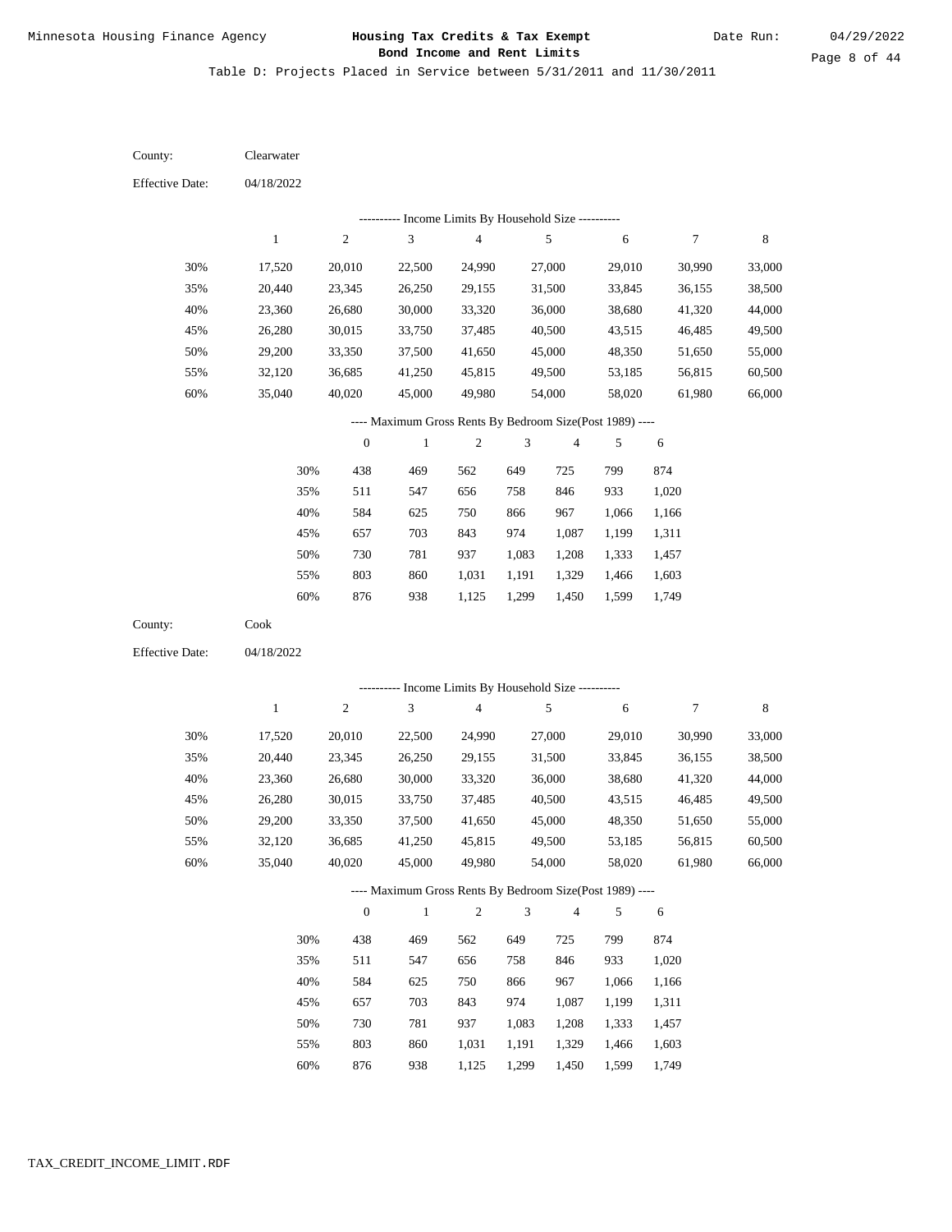Minnesota Housing Finance Agency

**Housing Tax Credits & Tax Exempt Bond Income and Rent Limits**

Date Run: 04/29/2022

Table D: Projects Placed in Service between 5/31/2011 and 11/30/2011

County: Clearwater

Effective Date: 04/18/2022

---------- Income Limits By Household Size ----------

| | 1 | 2 | 3 | 4 | 5 | 6 | 7 | 8 |
|---|---|---|---|---|---|---|---|---|
| 30% | 17,520 | 20,010 | 22,500 | 24,990 | 27,000 | 29,010 | 30,990 | 33,000 |
| 35% | 20,440 | 23,345 | 26,250 | 29,155 | 31,500 | 33,845 | 36,155 | 38,500 |
| 40% | 23,360 | 26,680 | 30,000 | 33,320 | 36,000 | 38,680 | 41,320 | 44,000 |
| 45% | 26,280 | 30,015 | 33,750 | 37,485 | 40,500 | 43,515 | 46,485 | 49,500 |
| 50% | 29,200 | 33,350 | 37,500 | 41,650 | 45,000 | 48,350 | 51,650 | 55,000 |
| 55% | 32,120 | 36,685 | 41,250 | 45,815 | 49,500 | 53,185 | 56,815 | 60,500 |
| 60% | 35,040 | 40,020 | 45,000 | 49,980 | 54,000 | 58,020 | 61,980 | 66,000 |

---- Maximum Gross Rents By Bedroom Size(Post 1989) ----

| | 0 | 1 | 2 | 3 | 4 | 5 | 6 |
|---|---|---|---|---|---|---|---|
| 30% | 438 | 469 | 562 | 649 | 725 | 799 | 874 |
| 35% | 511 | 547 | 656 | 758 | 846 | 933 | 1,020 |
| 40% | 584 | 625 | 750 | 866 | 967 | 1,066 | 1,166 |
| 45% | 657 | 703 | 843 | 974 | 1,087 | 1,199 | 1,311 |
| 50% | 730 | 781 | 937 | 1,083 | 1,208 | 1,333 | 1,457 |
| 55% | 803 | 860 | 1,031 | 1,191 | 1,329 | 1,466 | 1,603 |
| 60% | 876 | 938 | 1,125 | 1,299 | 1,450 | 1,599 | 1,749 |

County: Cook

Effective Date: 04/18/2022

---------- Income Limits By Household Size ----------

| | 1 | 2 | 3 | 4 | 5 | 6 | 7 | 8 |
|---|---|---|---|---|---|---|---|---|
| 30% | 17,520 | 20,010 | 22,500 | 24,990 | 27,000 | 29,010 | 30,990 | 33,000 |
| 35% | 20,440 | 23,345 | 26,250 | 29,155 | 31,500 | 33,845 | 36,155 | 38,500 |
| 40% | 23,360 | 26,680 | 30,000 | 33,320 | 36,000 | 38,680 | 41,320 | 44,000 |
| 45% | 26,280 | 30,015 | 33,750 | 37,485 | 40,500 | 43,515 | 46,485 | 49,500 |
| 50% | 29,200 | 33,350 | 37,500 | 41,650 | 45,000 | 48,350 | 51,650 | 55,000 |
| 55% | 32,120 | 36,685 | 41,250 | 45,815 | 49,500 | 53,185 | 56,815 | 60,500 |
| 60% | 35,040 | 40,020 | 45,000 | 49,980 | 54,000 | 58,020 | 61,980 | 66,000 |

---- Maximum Gross Rents By Bedroom Size(Post 1989) ----

| | 0 | 1 | 2 | 3 | 4 | 5 | 6 |
|---|---|---|---|---|---|---|---|
| 30% | 438 | 469 | 562 | 649 | 725 | 799 | 874 |
| 35% | 511 | 547 | 656 | 758 | 846 | 933 | 1,020 |
| 40% | 584 | 625 | 750 | 866 | 967 | 1,066 | 1,166 |
| 45% | 657 | 703 | 843 | 974 | 1,087 | 1,199 | 1,311 |
| 50% | 730 | 781 | 937 | 1,083 | 1,208 | 1,333 | 1,457 |
| 55% | 803 | 860 | 1,031 | 1,191 | 1,329 | 1,466 | 1,603 |
| 60% | 876 | 938 | 1,125 | 1,299 | 1,450 | 1,599 | 1,749 |

TAX_CREDIT_INCOME_LIMIT.RDF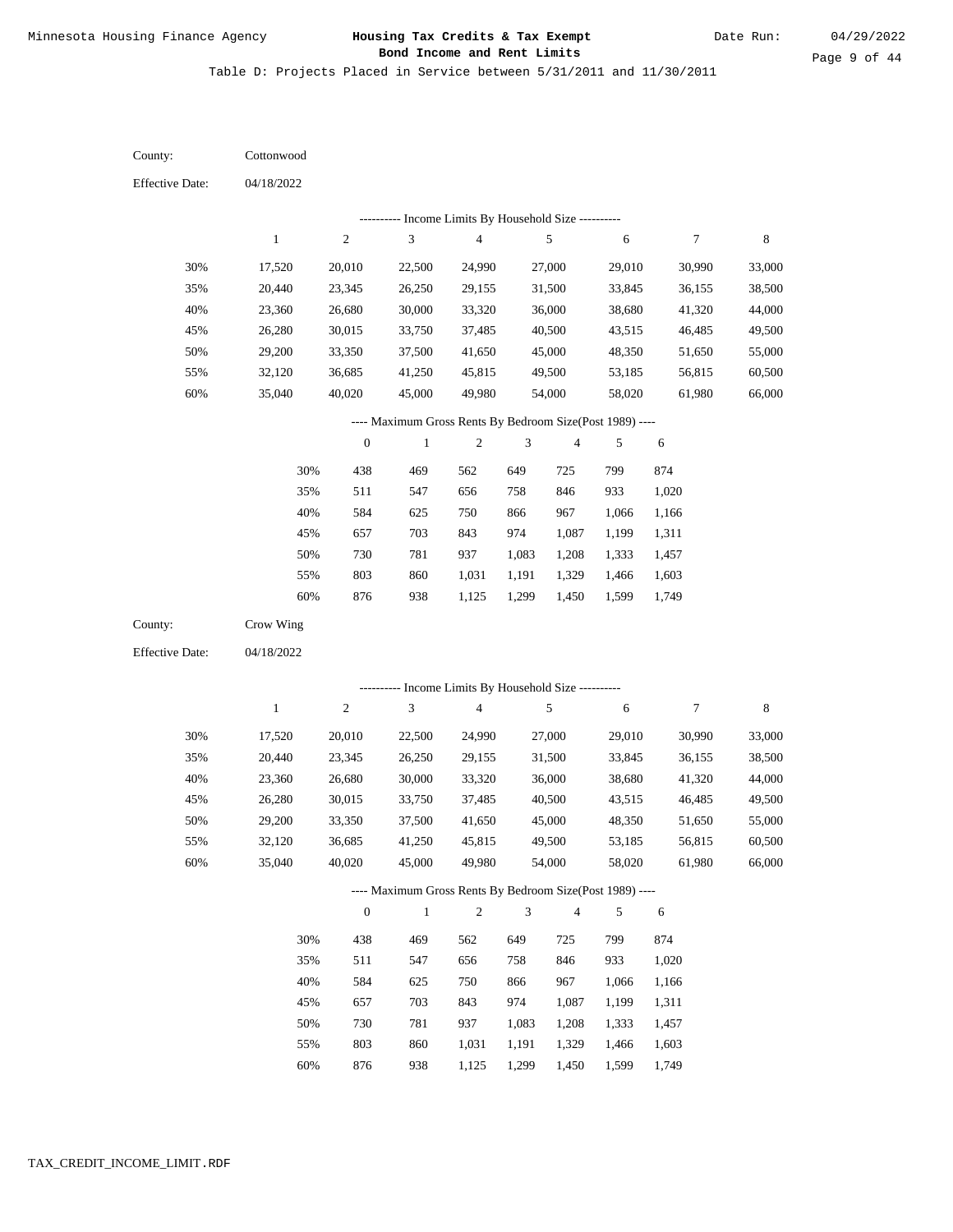Minnesota Housing Finance Agency

**Housing Tax Credits & Tax Exempt Bond Income and Rent Limits**

Date Run: 04/29/2022

Table D: Projects Placed in Service between 5/31/2011 and 11/30/2011

County: Cottonwood

Effective Date: 04/18/2022

---------- Income Limits By Household Size ----------

| | 1 | 2 | 3 | 4 | 5 | 6 | 7 | 8 |
|---|---|---|---|---|---|---|---|---|
| 30% | 17,520 | 20,010 | 22,500 | 24,990 | 27,000 | 29,010 | 30,990 | 33,000 |
| 35% | 20,440 | 23,345 | 26,250 | 29,155 | 31,500 | 33,845 | 36,155 | 38,500 |
| 40% | 23,360 | 26,680 | 30,000 | 33,320 | 36,000 | 38,680 | 41,320 | 44,000 |
| 45% | 26,280 | 30,015 | 33,750 | 37,485 | 40,500 | 43,515 | 46,485 | 49,500 |
| 50% | 29,200 | 33,350 | 37,500 | 41,650 | 45,000 | 48,350 | 51,650 | 55,000 |
| 55% | 32,120 | 36,685 | 41,250 | 45,815 | 49,500 | 53,185 | 56,815 | 60,500 |
| 60% | 35,040 | 40,020 | 45,000 | 49,980 | 54,000 | 58,020 | 61,980 | 66,000 |

---- Maximum Gross Rents By Bedroom Size(Post 1989) ----

| | 0 | 1 | 2 | 3 | 4 | 5 | 6 |
|---|---|---|---|---|---|---|---|
| 30% | 438 | 469 | 562 | 649 | 725 | 799 | 874 |
| 35% | 511 | 547 | 656 | 758 | 846 | 933 | 1,020 |
| 40% | 584 | 625 | 750 | 866 | 967 | 1,066 | 1,166 |
| 45% | 657 | 703 | 843 | 974 | 1,087 | 1,199 | 1,311 |
| 50% | 730 | 781 | 937 | 1,083 | 1,208 | 1,333 | 1,457 |
| 55% | 803 | 860 | 1,031 | 1,191 | 1,329 | 1,466 | 1,603 |
| 60% | 876 | 938 | 1,125 | 1,299 | 1,450 | 1,599 | 1,749 |

County: Crow Wing

Effective Date: 04/18/2022

---------- Income Limits By Household Size ----------

| | 1 | 2 | 3 | 4 | 5 | 6 | 7 | 8 |
|---|---|---|---|---|---|---|---|---|
| 30% | 17,520 | 20,010 | 22,500 | 24,990 | 27,000 | 29,010 | 30,990 | 33,000 |
| 35% | 20,440 | 23,345 | 26,250 | 29,155 | 31,500 | 33,845 | 36,155 | 38,500 |
| 40% | 23,360 | 26,680 | 30,000 | 33,320 | 36,000 | 38,680 | 41,320 | 44,000 |
| 45% | 26,280 | 30,015 | 33,750 | 37,485 | 40,500 | 43,515 | 46,485 | 49,500 |
| 50% | 29,200 | 33,350 | 37,500 | 41,650 | 45,000 | 48,350 | 51,650 | 55,000 |
| 55% | 32,120 | 36,685 | 41,250 | 45,815 | 49,500 | 53,185 | 56,815 | 60,500 |
| 60% | 35,040 | 40,020 | 45,000 | 49,980 | 54,000 | 58,020 | 61,980 | 66,000 |

---- Maximum Gross Rents By Bedroom Size(Post 1989) ----

| | 0 | 1 | 2 | 3 | 4 | 5 | 6 |
|---|---|---|---|---|---|---|---|
| 30% | 438 | 469 | 562 | 649 | 725 | 799 | 874 |
| 35% | 511 | 547 | 656 | 758 | 846 | 933 | 1,020 |
| 40% | 584 | 625 | 750 | 866 | 967 | 1,066 | 1,166 |
| 45% | 657 | 703 | 843 | 974 | 1,087 | 1,199 | 1,311 |
| 50% | 730 | 781 | 937 | 1,083 | 1,208 | 1,333 | 1,457 |
| 55% | 803 | 860 | 1,031 | 1,191 | 1,329 | 1,466 | 1,603 |
| 60% | 876 | 938 | 1,125 | 1,299 | 1,450 | 1,599 | 1,749 |

TAX_CREDIT_INCOME_LIMIT.RDF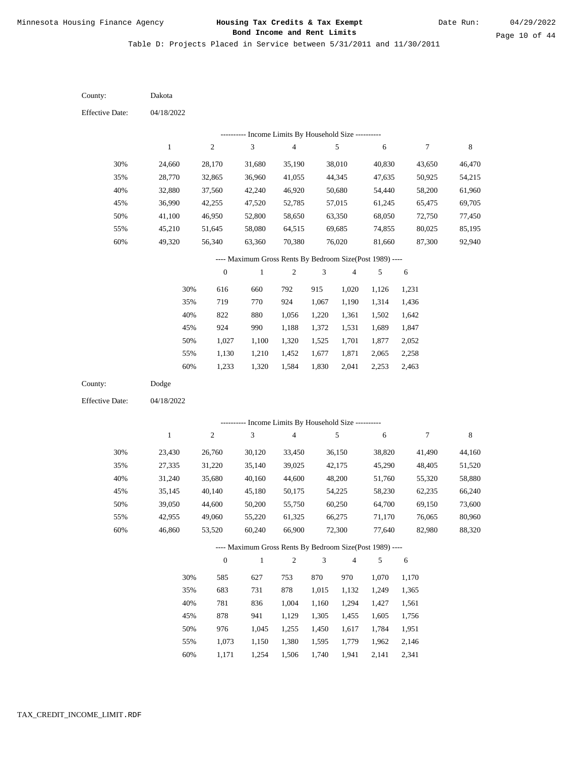Minnesota Housing Finance Agency

**Housing Tax Credits & Tax Exempt Bond Income and Rent Limits**

Date Run: 04/29/2022

Table D: Projects Placed in Service between 5/31/2011 and 11/30/2011

County: Dakota

Effective Date: 04/18/2022

---------- Income Limits By Household Size ----------

| | 1 | 2 | 3 | 4 | 5 | 6 | 7 | 8 |
|---|---|---|---|---|---|---|---|---|
| 30% | 24,660 | 28,170 | 31,680 | 35,190 | 38,010 | 40,830 | 43,650 | 46,470 |
| 35% | 28,770 | 32,865 | 36,960 | 41,055 | 44,345 | 47,635 | 50,925 | 54,215 |
| 40% | 32,880 | 37,560 | 42,240 | 46,920 | 50,680 | 54,440 | 58,200 | 61,960 |
| 45% | 36,990 | 42,255 | 47,520 | 52,785 | 57,015 | 61,245 | 65,475 | 69,705 |
| 50% | 41,100 | 46,950 | 52,800 | 58,650 | 63,350 | 68,050 | 72,750 | 77,450 |
| 55% | 45,210 | 51,645 | 58,080 | 64,515 | 69,685 | 74,855 | 80,025 | 85,195 |
| 60% | 49,320 | 56,340 | 63,360 | 70,380 | 76,020 | 81,660 | 87,300 | 92,940 |

---- Maximum Gross Rents By Bedroom Size(Post 1989) ----

| | 0 | 1 | 2 | 3 | 4 | 5 | 6 |
|---|---|---|---|---|---|---|---|
| 30% | 616 | 660 | 792 | 915 | 1,020 | 1,126 | 1,231 |
| 35% | 719 | 770 | 924 | 1,067 | 1,190 | 1,314 | 1,436 |
| 40% | 822 | 880 | 1,056 | 1,220 | 1,361 | 1,502 | 1,642 |
| 45% | 924 | 990 | 1,188 | 1,372 | 1,531 | 1,689 | 1,847 |
| 50% | 1,027 | 1,100 | 1,320 | 1,525 | 1,701 | 1,877 | 2,052 |
| 55% | 1,130 | 1,210 | 1,452 | 1,677 | 1,871 | 2,065 | 2,258 |
| 60% | 1,233 | 1,320 | 1,584 | 1,830 | 2,041 | 2,253 | 2,463 |

County: Dodge

Effective Date: 04/18/2022

---------- Income Limits By Household Size ----------

| | 1 | 2 | 3 | 4 | 5 | 6 | 7 | 8 |
|---|---|---|---|---|---|---|---|---|
| 30% | 23,430 | 26,760 | 30,120 | 33,450 | 36,150 | 38,820 | 41,490 | 44,160 |
| 35% | 27,335 | 31,220 | 35,140 | 39,025 | 42,175 | 45,290 | 48,405 | 51,520 |
| 40% | 31,240 | 35,680 | 40,160 | 44,600 | 48,200 | 51,760 | 55,320 | 58,880 |
| 45% | 35,145 | 40,140 | 45,180 | 50,175 | 54,225 | 58,230 | 62,235 | 66,240 |
| 50% | 39,050 | 44,600 | 50,200 | 55,750 | 60,250 | 64,700 | 69,150 | 73,600 |
| 55% | 42,955 | 49,060 | 55,220 | 61,325 | 66,275 | 71,170 | 76,065 | 80,960 |
| 60% | 46,860 | 53,520 | 60,240 | 66,900 | 72,300 | 77,640 | 82,980 | 88,320 |

---- Maximum Gross Rents By Bedroom Size(Post 1989) ----

| | 0 | 1 | 2 | 3 | 4 | 5 | 6 |
|---|---|---|---|---|---|---|---|
| 30% | 585 | 627 | 753 | 870 | 970 | 1,070 | 1,170 |
| 35% | 683 | 731 | 878 | 1,015 | 1,132 | 1,249 | 1,365 |
| 40% | 781 | 836 | 1,004 | 1,160 | 1,294 | 1,427 | 1,561 |
| 45% | 878 | 941 | 1,129 | 1,305 | 1,455 | 1,605 | 1,756 |
| 50% | 976 | 1,045 | 1,255 | 1,450 | 1,617 | 1,784 | 1,951 |
| 55% | 1,073 | 1,150 | 1,380 | 1,595 | 1,779 | 1,962 | 2,146 |
| 60% | 1,171 | 1,254 | 1,506 | 1,740 | 1,941 | 2,141 | 2,341 |

TAX_CREDIT_INCOME_LIMIT.RDF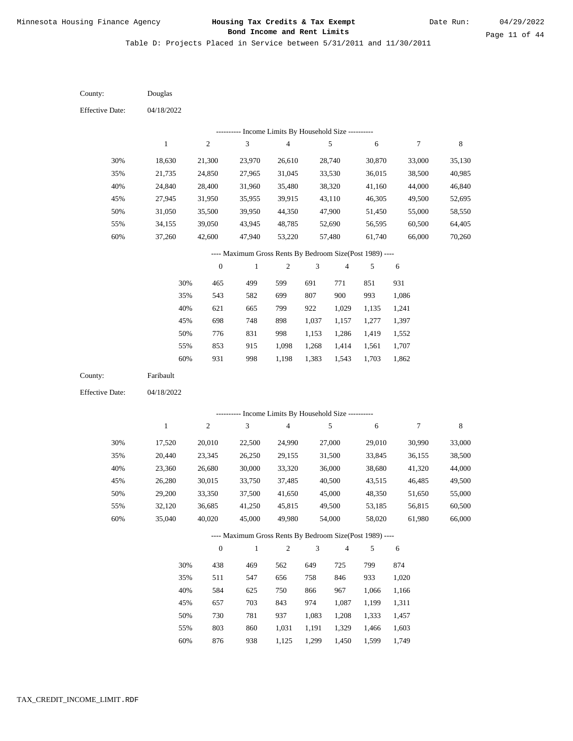Minnesota Housing Finance Agency

**Housing Tax Credits & Tax Exempt Bond Income and Rent Limits**

Date Run: 04/29/2022

Table D: Projects Placed in Service between 5/31/2011 and 11/30/2011

County: Douglas

Effective Date: 04/18/2022

---------- Income Limits By Household Size ----------

| | 1 | 2 | 3 | 4 | 5 | 6 | 7 | 8 |
|---|---|---|---|---|---|---|---|---|
| 30% | 18,630 | 21,300 | 23,970 | 26,610 | 28,740 | 30,870 | 33,000 | 35,130 |
| 35% | 21,735 | 24,850 | 27,965 | 31,045 | 33,530 | 36,015 | 38,500 | 40,985 |
| 40% | 24,840 | 28,400 | 31,960 | 35,480 | 38,320 | 41,160 | 44,000 | 46,840 |
| 45% | 27,945 | 31,950 | 35,955 | 39,915 | 43,110 | 46,305 | 49,500 | 52,695 |
| 50% | 31,050 | 35,500 | 39,950 | 44,350 | 47,900 | 51,450 | 55,000 | 58,550 |
| 55% | 34,155 | 39,050 | 43,945 | 48,785 | 52,690 | 56,595 | 60,500 | 64,405 |
| 60% | 37,260 | 42,600 | 47,940 | 53,220 | 57,480 | 61,740 | 66,000 | 70,260 |

---- Maximum Gross Rents By Bedroom Size(Post 1989) ----

| | 0 | 1 | 2 | 3 | 4 | 5 | 6 |
|---|---|---|---|---|---|---|---|
| 30% | 465 | 499 | 599 | 691 | 771 | 851 | 931 |
| 35% | 543 | 582 | 699 | 807 | 900 | 993 | 1,086 |
| 40% | 621 | 665 | 799 | 922 | 1,029 | 1,135 | 1,241 |
| 45% | 698 | 748 | 898 | 1,037 | 1,157 | 1,277 | 1,397 |
| 50% | 776 | 831 | 998 | 1,153 | 1,286 | 1,419 | 1,552 |
| 55% | 853 | 915 | 1,098 | 1,268 | 1,414 | 1,561 | 1,707 |
| 60% | 931 | 998 | 1,198 | 1,383 | 1,543 | 1,703 | 1,862 |

County: Faribault

Effective Date: 04/18/2022

---------- Income Limits By Household Size ----------

| | 1 | 2 | 3 | 4 | 5 | 6 | 7 | 8 |
|---|---|---|---|---|---|---|---|---|
| 30% | 17,520 | 20,010 | 22,500 | 24,990 | 27,000 | 29,010 | 30,990 | 33,000 |
| 35% | 20,440 | 23,345 | 26,250 | 29,155 | 31,500 | 33,845 | 36,155 | 38,500 |
| 40% | 23,360 | 26,680 | 30,000 | 33,320 | 36,000 | 38,680 | 41,320 | 44,000 |
| 45% | 26,280 | 30,015 | 33,750 | 37,485 | 40,500 | 43,515 | 46,485 | 49,500 |
| 50% | 29,200 | 33,350 | 37,500 | 41,650 | 45,000 | 48,350 | 51,650 | 55,000 |
| 55% | 32,120 | 36,685 | 41,250 | 45,815 | 49,500 | 53,185 | 56,815 | 60,500 |
| 60% | 35,040 | 40,020 | 45,000 | 49,980 | 54,000 | 58,020 | 61,980 | 66,000 |

---- Maximum Gross Rents By Bedroom Size(Post 1989) ----

| | 0 | 1 | 2 | 3 | 4 | 5 | 6 |
|---|---|---|---|---|---|---|---|
| 30% | 438 | 469 | 562 | 649 | 725 | 799 | 874 |
| 35% | 511 | 547 | 656 | 758 | 846 | 933 | 1,020 |
| 40% | 584 | 625 | 750 | 866 | 967 | 1,066 | 1,166 |
| 45% | 657 | 703 | 843 | 974 | 1,087 | 1,199 | 1,311 |
| 50% | 730 | 781 | 937 | 1,083 | 1,208 | 1,333 | 1,457 |
| 55% | 803 | 860 | 1,031 | 1,191 | 1,329 | 1,466 | 1,603 |
| 60% | 876 | 938 | 1,125 | 1,299 | 1,450 | 1,599 | 1,749 |

TAX_CREDIT_INCOME_LIMIT.RDF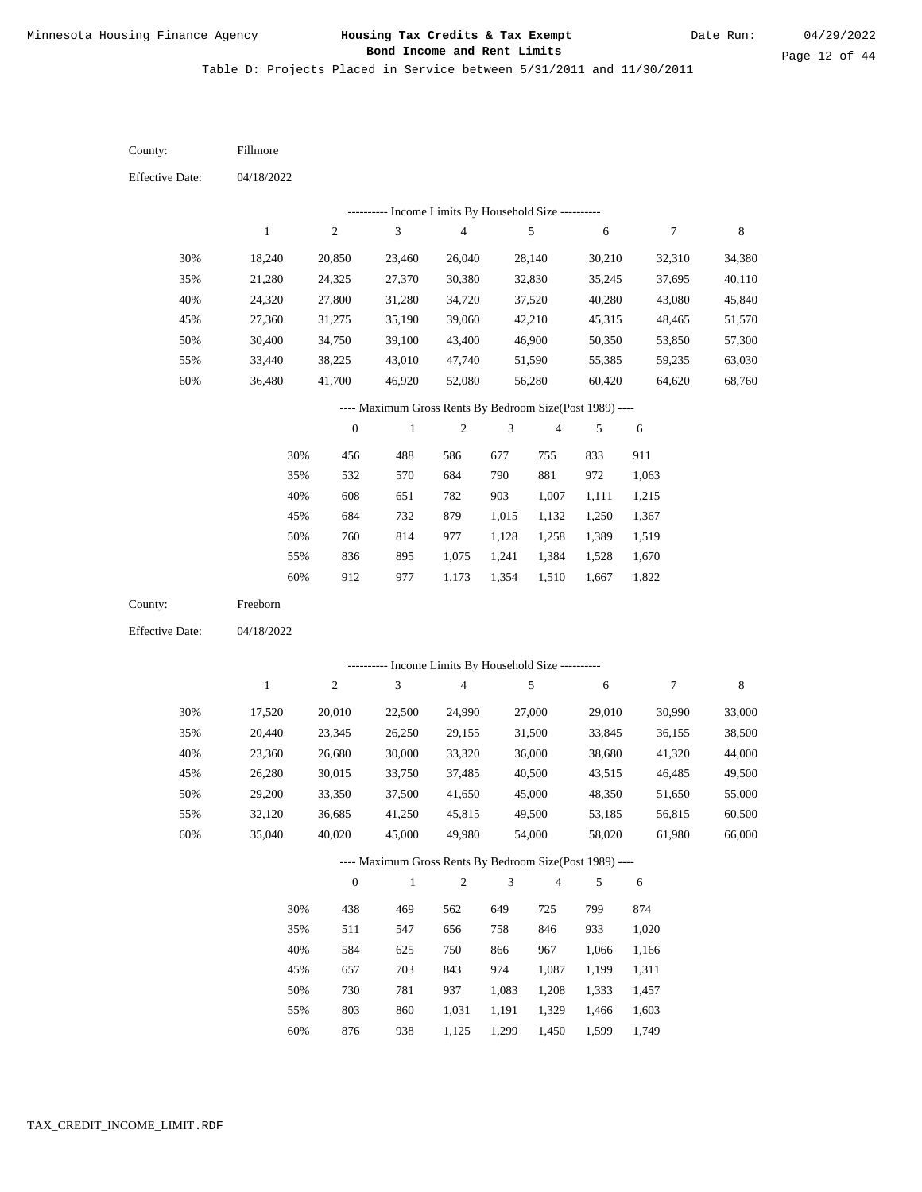Table D: Projects Placed in Service between 5/31/2011 and 11/30/2011

County: Fillmore

Effective Date: 04/18/2022

---------- Income Limits By Household Size ----------

| | 1 | 2 | 3 | 4 | 5 | 6 | 7 | 8 |
|---|---|---|---|---|---|---|---|---|
| 30% | 18,240 | 20,850 | 23,460 | 26,040 | 28,140 | 30,210 | 32,310 | 34,380 |
| 35% | 21,280 | 24,325 | 27,370 | 30,380 | 32,830 | 35,245 | 37,695 | 40,110 |
| 40% | 24,320 | 27,800 | 31,280 | 34,720 | 37,520 | 40,280 | 43,080 | 45,840 |
| 45% | 27,360 | 31,275 | 35,190 | 39,060 | 42,210 | 45,315 | 48,465 | 51,570 |
| 50% | 30,400 | 34,750 | 39,100 | 43,400 | 46,900 | 50,350 | 53,850 | 57,300 |
| 55% | 33,440 | 38,225 | 43,010 | 47,740 | 51,590 | 55,385 | 59,235 | 63,030 |
| 60% | 36,480 | 41,700 | 46,920 | 52,080 | 56,280 | 60,420 | 64,620 | 68,760 |

---- Maximum Gross Rents By Bedroom Size(Post 1989) ----

| | 0 | 1 | 2 | 3 | 4 | 5 | 6 |
|---|---|---|---|---|---|---|---|
| 30% | 456 | 488 | 586 | 677 | 755 | 833 | 911 |
| 35% | 532 | 570 | 684 | 790 | 881 | 972 | 1,063 |
| 40% | 608 | 651 | 782 | 903 | 1,007 | 1,111 | 1,215 |
| 45% | 684 | 732 | 879 | 1,015 | 1,132 | 1,250 | 1,367 |
| 50% | 760 | 814 | 977 | 1,128 | 1,258 | 1,389 | 1,519 |
| 55% | 836 | 895 | 1,075 | 1,241 | 1,384 | 1,528 | 1,670 |
| 60% | 912 | 977 | 1,173 | 1,354 | 1,510 | 1,667 | 1,822 |

County: Freeborn

Effective Date: 04/18/2022

---------- Income Limits By Household Size ----------

| | 1 | 2 | 3 | 4 | 5 | 6 | 7 | 8 |
|---|---|---|---|---|---|---|---|---|
| 30% | 17,520 | 20,010 | 22,500 | 24,990 | 27,000 | 29,010 | 30,990 | 33,000 |
| 35% | 20,440 | 23,345 | 26,250 | 29,155 | 31,500 | 33,845 | 36,155 | 38,500 |
| 40% | 23,360 | 26,680 | 30,000 | 33,320 | 36,000 | 38,680 | 41,320 | 44,000 |
| 45% | 26,280 | 30,015 | 33,750 | 37,485 | 40,500 | 43,515 | 46,485 | 49,500 |
| 50% | 29,200 | 33,350 | 37,500 | 41,650 | 45,000 | 48,350 | 51,650 | 55,000 |
| 55% | 32,120 | 36,685 | 41,250 | 45,815 | 49,500 | 53,185 | 56,815 | 60,500 |
| 60% | 35,040 | 40,020 | 45,000 | 49,980 | 54,000 | 58,020 | 61,980 | 66,000 |

---- Maximum Gross Rents By Bedroom Size(Post 1989) ----

| | 0 | 1 | 2 | 3 | 4 | 5 | 6 |
|---|---|---|---|---|---|---|---|
| 30% | 438 | 469 | 562 | 649 | 725 | 799 | 874 |
| 35% | 511 | 547 | 656 | 758 | 846 | 933 | 1,020 |
| 40% | 584 | 625 | 750 | 866 | 967 | 1,066 | 1,166 |
| 45% | 657 | 703 | 843 | 974 | 1,087 | 1,199 | 1,311 |
| 50% | 730 | 781 | 937 | 1,083 | 1,208 | 1,333 | 1,457 |
| 55% | 803 | 860 | 1,031 | 1,191 | 1,329 | 1,466 | 1,603 |
| 60% | 876 | 938 | 1,125 | 1,299 | 1,450 | 1,599 | 1,749 |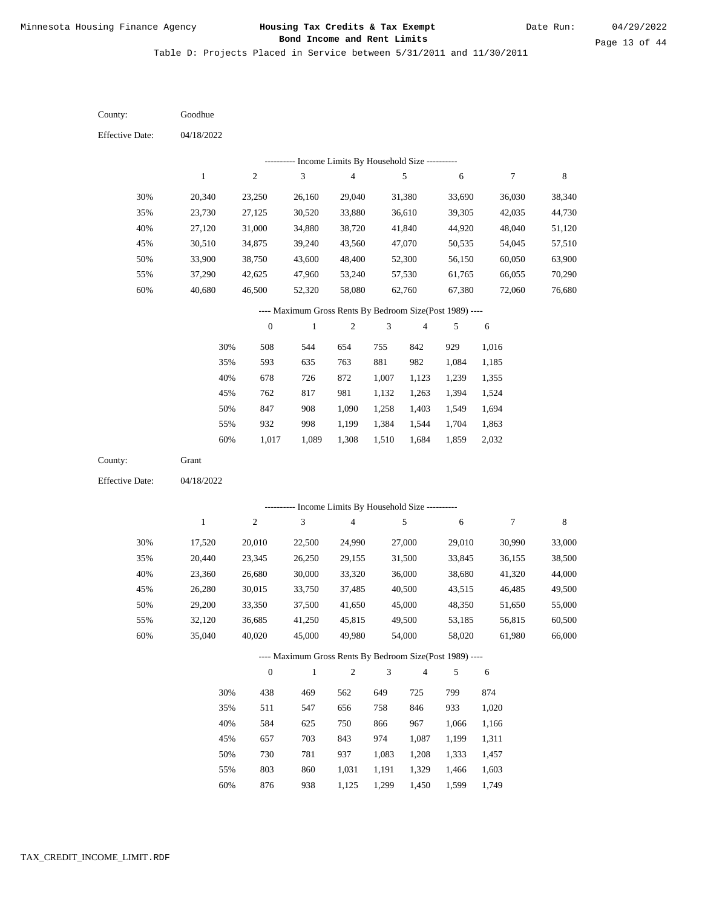Minnesota Housing Finance Agency

**Housing Tax Credits & Tax Exempt Bond Income and Rent Limits**

Date Run: 04/29/2022

Table D: Projects Placed in Service between 5/31/2011 and 11/30/2011

County: Goodhue

Effective Date: 04/18/2022

---------- Income Limits By Household Size ----------

| | 1 | 2 | 3 | 4 | 5 | 6 | 7 | 8 |
|---|---|---|---|---|---|---|---|---|
| 30% | 20,340 | 23,250 | 26,160 | 29,040 | 31,380 | 33,690 | 36,030 | 38,340 |
| 35% | 23,730 | 27,125 | 30,520 | 33,880 | 36,610 | 39,305 | 42,035 | 44,730 |
| 40% | 27,120 | 31,000 | 34,880 | 38,720 | 41,840 | 44,920 | 48,040 | 51,120 |
| 45% | 30,510 | 34,875 | 39,240 | 43,560 | 47,070 | 50,535 | 54,045 | 57,510 |
| 50% | 33,900 | 38,750 | 43,600 | 48,400 | 52,300 | 56,150 | 60,050 | 63,900 |
| 55% | 37,290 | 42,625 | 47,960 | 53,240 | 57,530 | 61,765 | 66,055 | 70,290 |
| 60% | 40,680 | 46,500 | 52,320 | 58,080 | 62,760 | 67,380 | 72,060 | 76,680 |

---- Maximum Gross Rents By Bedroom Size(Post 1989) ----

| | 0 | 1 | 2 | 3 | 4 | 5 | 6 |
|---|---|---|---|---|---|---|---|
| 30% | 508 | 544 | 654 | 755 | 842 | 929 | 1,016 |
| 35% | 593 | 635 | 763 | 881 | 982 | 1,084 | 1,185 |
| 40% | 678 | 726 | 872 | 1,007 | 1,123 | 1,239 | 1,355 |
| 45% | 762 | 817 | 981 | 1,132 | 1,263 | 1,394 | 1,524 |
| 50% | 847 | 908 | 1,090 | 1,258 | 1,403 | 1,549 | 1,694 |
| 55% | 932 | 998 | 1,199 | 1,384 | 1,544 | 1,704 | 1,863 |
| 60% | 1,017 | 1,089 | 1,308 | 1,510 | 1,684 | 1,859 | 2,032 |

County: Grant

Effective Date: 04/18/2022

---------- Income Limits By Household Size ----------

| | 1 | 2 | 3 | 4 | 5 | 6 | 7 | 8 |
|---|---|---|---|---|---|---|---|---|
| 30% | 17,520 | 20,010 | 22,500 | 24,990 | 27,000 | 29,010 | 30,990 | 33,000 |
| 35% | 20,440 | 23,345 | 26,250 | 29,155 | 31,500 | 33,845 | 36,155 | 38,500 |
| 40% | 23,360 | 26,680 | 30,000 | 33,320 | 36,000 | 38,680 | 41,320 | 44,000 |
| 45% | 26,280 | 30,015 | 33,750 | 37,485 | 40,500 | 43,515 | 46,485 | 49,500 |
| 50% | 29,200 | 33,350 | 37,500 | 41,650 | 45,000 | 48,350 | 51,650 | 55,000 |
| 55% | 32,120 | 36,685 | 41,250 | 45,815 | 49,500 | 53,185 | 56,815 | 60,500 |
| 60% | 35,040 | 40,020 | 45,000 | 49,980 | 54,000 | 58,020 | 61,980 | 66,000 |

---- Maximum Gross Rents By Bedroom Size(Post 1989) ----

| | 0 | 1 | 2 | 3 | 4 | 5 | 6 |
|---|---|---|---|---|---|---|---|
| 30% | 438 | 469 | 562 | 649 | 725 | 799 | 874 |
| 35% | 511 | 547 | 656 | 758 | 846 | 933 | 1,020 |
| 40% | 584 | 625 | 750 | 866 | 967 | 1,066 | 1,166 |
| 45% | 657 | 703 | 843 | 974 | 1,087 | 1,199 | 1,311 |
| 50% | 730 | 781 | 937 | 1,083 | 1,208 | 1,333 | 1,457 |
| 55% | 803 | 860 | 1,031 | 1,191 | 1,329 | 1,466 | 1,603 |
| 60% | 876 | 938 | 1,125 | 1,299 | 1,450 | 1,599 | 1,749 |

TAX_CREDIT_INCOME_LIMIT.RDF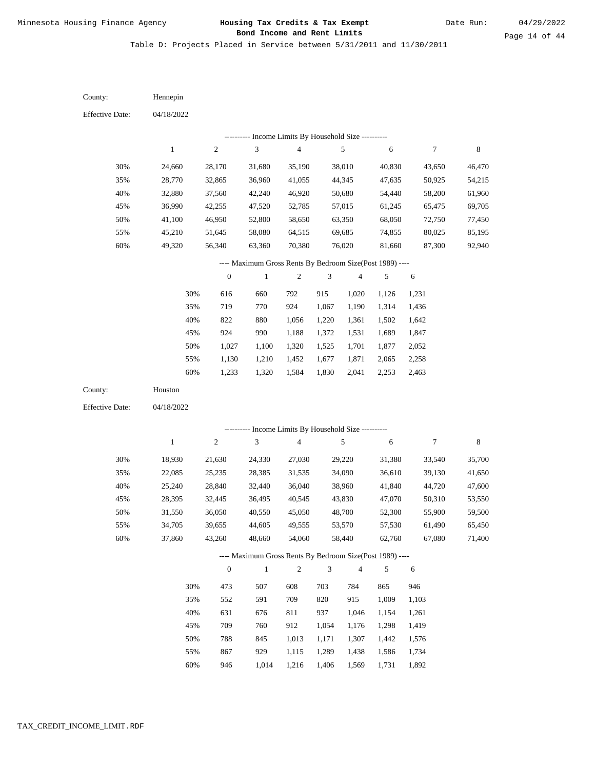Minnesota Housing Finance Agency

**Housing Tax Credits & Tax Exempt Bond Income and Rent Limits**

Date Run: 04/29/2022

Table D: Projects Placed in Service between 5/31/2011 and 11/30/2011

County: Hennepin

Effective Date: 04/18/2022

---------- Income Limits By Household Size ----------

| | 1 | 2 | 3 | 4 | 5 | 6 | 7 | 8 |
|---|---|---|---|---|---|---|---|---|
| 30% | 24,660 | 28,170 | 31,680 | 35,190 | 38,010 | 40,830 | 43,650 | 46,470 |
| 35% | 28,770 | 32,865 | 36,960 | 41,055 | 44,345 | 47,635 | 50,925 | 54,215 |
| 40% | 32,880 | 37,560 | 42,240 | 46,920 | 50,680 | 54,440 | 58,200 | 61,960 |
| 45% | 36,990 | 42,255 | 47,520 | 52,785 | 57,015 | 61,245 | 65,475 | 69,705 |
| 50% | 41,100 | 46,950 | 52,800 | 58,650 | 63,350 | 68,050 | 72,750 | 77,450 |
| 55% | 45,210 | 51,645 | 58,080 | 64,515 | 69,685 | 74,855 | 80,025 | 85,195 |
| 60% | 49,320 | 56,340 | 63,360 | 70,380 | 76,020 | 81,660 | 87,300 | 92,940 |

---- Maximum Gross Rents By Bedroom Size(Post 1989) ----

| | 0 | 1 | 2 | 3 | 4 | 5 | 6 |
|---|---|---|---|---|---|---|---|
| 30% | 616 | 660 | 792 | 915 | 1,020 | 1,126 | 1,231 |
| 35% | 719 | 770 | 924 | 1,067 | 1,190 | 1,314 | 1,436 |
| 40% | 822 | 880 | 1,056 | 1,220 | 1,361 | 1,502 | 1,642 |
| 45% | 924 | 990 | 1,188 | 1,372 | 1,531 | 1,689 | 1,847 |
| 50% | 1,027 | 1,100 | 1,320 | 1,525 | 1,701 | 1,877 | 2,052 |
| 55% | 1,130 | 1,210 | 1,452 | 1,677 | 1,871 | 2,065 | 2,258 |
| 60% | 1,233 | 1,320 | 1,584 | 1,830 | 2,041 | 2,253 | 2,463 |

County: Houston

Effective Date: 04/18/2022

---------- Income Limits By Household Size ----------

| | 1 | 2 | 3 | 4 | 5 | 6 | 7 | 8 |
|---|---|---|---|---|---|---|---|---|
| 30% | 18,930 | 21,630 | 24,330 | 27,030 | 29,220 | 31,380 | 33,540 | 35,700 |
| 35% | 22,085 | 25,235 | 28,385 | 31,535 | 34,090 | 36,610 | 39,130 | 41,650 |
| 40% | 25,240 | 28,840 | 32,440 | 36,040 | 38,960 | 41,840 | 44,720 | 47,600 |
| 45% | 28,395 | 32,445 | 36,495 | 40,545 | 43,830 | 47,070 | 50,310 | 53,550 |
| 50% | 31,550 | 36,050 | 40,550 | 45,050 | 48,700 | 52,300 | 55,900 | 59,500 |
| 55% | 34,705 | 39,655 | 44,605 | 49,555 | 53,570 | 57,530 | 61,490 | 65,450 |
| 60% | 37,860 | 43,260 | 48,660 | 54,060 | 58,440 | 62,760 | 67,080 | 71,400 |

---- Maximum Gross Rents By Bedroom Size(Post 1989) ----

| | 0 | 1 | 2 | 3 | 4 | 5 | 6 |
|---|---|---|---|---|---|---|---|
| 30% | 473 | 507 | 608 | 703 | 784 | 865 | 946 |
| 35% | 552 | 591 | 709 | 820 | 915 | 1,009 | 1,103 |
| 40% | 631 | 676 | 811 | 937 | 1,046 | 1,154 | 1,261 |
| 45% | 709 | 760 | 912 | 1,054 | 1,176 | 1,298 | 1,419 |
| 50% | 788 | 845 | 1,013 | 1,171 | 1,307 | 1,442 | 1,576 |
| 55% | 867 | 929 | 1,115 | 1,289 | 1,438 | 1,586 | 1,734 |
| 60% | 946 | 1,014 | 1,216 | 1,406 | 1,569 | 1,731 | 1,892 |

TAX_CREDIT_INCOME_LIMIT.RDF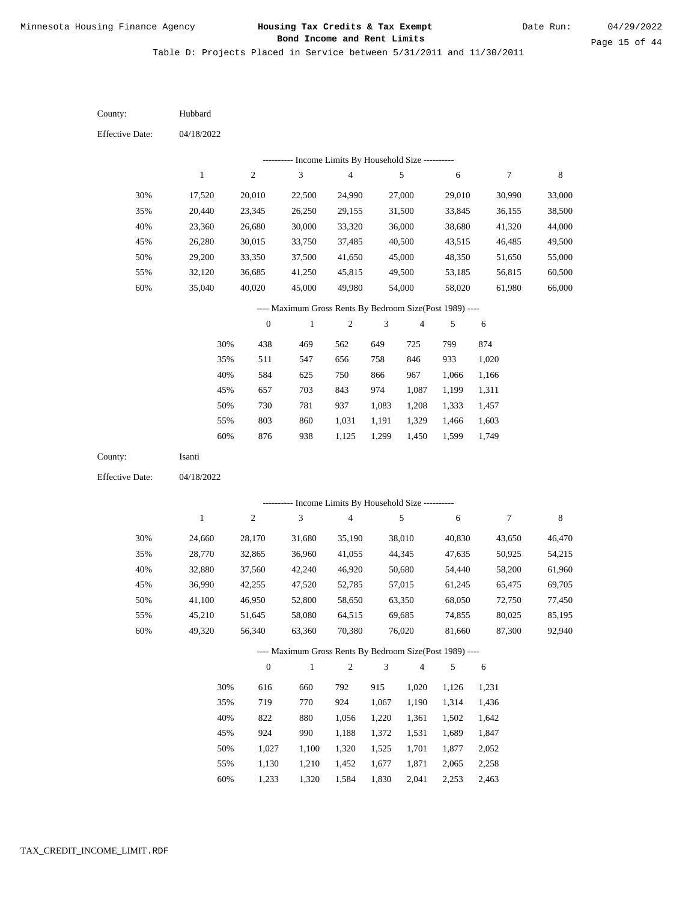Minnesota Housing Finance Agency

**Housing Tax Credits & Tax Exempt Bond Income and Rent Limits**

Date Run: 04/29/2022

Table D: Projects Placed in Service between 5/31/2011 and 11/30/2011

County: Hubbard

Effective Date: 04/18/2022

---------- Income Limits By Household Size ----------

| | 1 | 2 | 3 | 4 | 5 | 6 | 7 | 8 |
|---|---|---|---|---|---|---|---|---|
| 30% | 17,520 | 20,010 | 22,500 | 24,990 | 27,000 | 29,010 | 30,990 | 33,000 |
| 35% | 20,440 | 23,345 | 26,250 | 29,155 | 31,500 | 33,845 | 36,155 | 38,500 |
| 40% | 23,360 | 26,680 | 30,000 | 33,320 | 36,000 | 38,680 | 41,320 | 44,000 |
| 45% | 26,280 | 30,015 | 33,750 | 37,485 | 40,500 | 43,515 | 46,485 | 49,500 |
| 50% | 29,200 | 33,350 | 37,500 | 41,650 | 45,000 | 48,350 | 51,650 | 55,000 |
| 55% | 32,120 | 36,685 | 41,250 | 45,815 | 49,500 | 53,185 | 56,815 | 60,500 |
| 60% | 35,040 | 40,020 | 45,000 | 49,980 | 54,000 | 58,020 | 61,980 | 66,000 |

---- Maximum Gross Rents By Bedroom Size(Post 1989) ----

| | 0 | 1 | 2 | 3 | 4 | 5 | 6 |
|---|---|---|---|---|---|---|---|
| 30% | 438 | 469 | 562 | 649 | 725 | 799 | 874 |
| 35% | 511 | 547 | 656 | 758 | 846 | 933 | 1,020 |
| 40% | 584 | 625 | 750 | 866 | 967 | 1,066 | 1,166 |
| 45% | 657 | 703 | 843 | 974 | 1,087 | 1,199 | 1,311 |
| 50% | 730 | 781 | 937 | 1,083 | 1,208 | 1,333 | 1,457 |
| 55% | 803 | 860 | 1,031 | 1,191 | 1,329 | 1,466 | 1,603 |
| 60% | 876 | 938 | 1,125 | 1,299 | 1,450 | 1,599 | 1,749 |

County: Isanti

Effective Date: 04/18/2022

---------- Income Limits By Household Size ----------

| | 1 | 2 | 3 | 4 | 5 | 6 | 7 | 8 |
|---|---|---|---|---|---|---|---|---|
| 30% | 24,660 | 28,170 | 31,680 | 35,190 | 38,010 | 40,830 | 43,650 | 46,470 |
| 35% | 28,770 | 32,865 | 36,960 | 41,055 | 44,345 | 47,635 | 50,925 | 54,215 |
| 40% | 32,880 | 37,560 | 42,240 | 46,920 | 50,680 | 54,440 | 58,200 | 61,960 |
| 45% | 36,990 | 42,255 | 47,520 | 52,785 | 57,015 | 61,245 | 65,475 | 69,705 |
| 50% | 41,100 | 46,950 | 52,800 | 58,650 | 63,350 | 68,050 | 72,750 | 77,450 |
| 55% | 45,210 | 51,645 | 58,080 | 64,515 | 69,685 | 74,855 | 80,025 | 85,195 |
| 60% | 49,320 | 56,340 | 63,360 | 70,380 | 76,020 | 81,660 | 87,300 | 92,940 |

---- Maximum Gross Rents By Bedroom Size(Post 1989) ----

| | 0 | 1 | 2 | 3 | 4 | 5 | 6 |
|---|---|---|---|---|---|---|---|
| 30% | 616 | 660 | 792 | 915 | 1,020 | 1,126 | 1,231 |
| 35% | 719 | 770 | 924 | 1,067 | 1,190 | 1,314 | 1,436 |
| 40% | 822 | 880 | 1,056 | 1,220 | 1,361 | 1,502 | 1,642 |
| 45% | 924 | 990 | 1,188 | 1,372 | 1,531 | 1,689 | 1,847 |
| 50% | 1,027 | 1,100 | 1,320 | 1,525 | 1,701 | 1,877 | 2,052 |
| 55% | 1,130 | 1,210 | 1,452 | 1,677 | 1,871 | 2,065 | 2,258 |
| 60% | 1,233 | 1,320 | 1,584 | 1,830 | 2,041 | 2,253 | 2,463 |

TAX_CREDIT_INCOME_LIMIT.RDF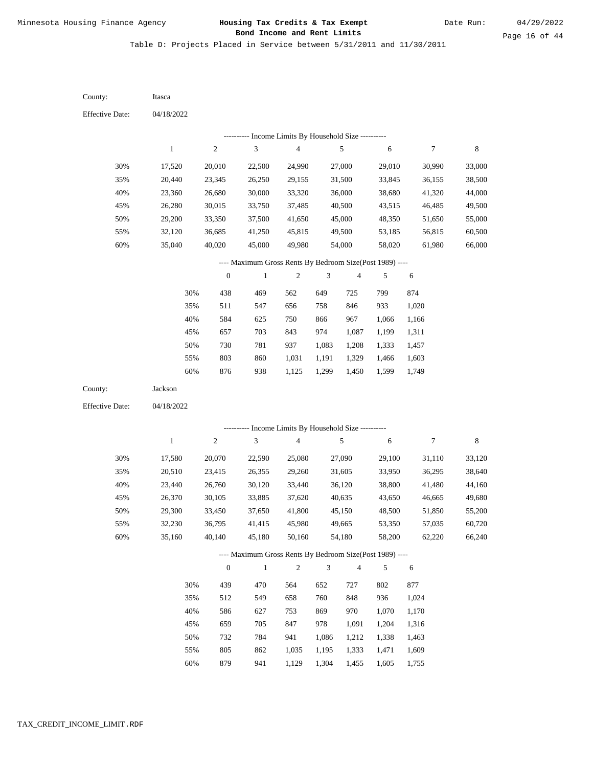Minnesota Housing Finance Agency

**Housing Tax Credits & Tax Exempt Bond Income and Rent Limits**

Date Run: 04/29/2022

Table D: Projects Placed in Service between 5/31/2011 and 11/30/2011

County: Itasca

Effective Date: 04/18/2022

---------- Income Limits By Household Size ----------

| | 1 | 2 | 3 | 4 | 5 | 6 | 7 | 8 |
|---|---|---|---|---|---|---|---|---|
| 30% | 17,520 | 20,010 | 22,500 | 24,990 | 27,000 | 29,010 | 30,990 | 33,000 |
| 35% | 20,440 | 23,345 | 26,250 | 29,155 | 31,500 | 33,845 | 36,155 | 38,500 |
| 40% | 23,360 | 26,680 | 30,000 | 33,320 | 36,000 | 38,680 | 41,320 | 44,000 |
| 45% | 26,280 | 30,015 | 33,750 | 37,485 | 40,500 | 43,515 | 46,485 | 49,500 |
| 50% | 29,200 | 33,350 | 37,500 | 41,650 | 45,000 | 48,350 | 51,650 | 55,000 |
| 55% | 32,120 | 36,685 | 41,250 | 45,815 | 49,500 | 53,185 | 56,815 | 60,500 |
| 60% | 35,040 | 40,020 | 45,000 | 49,980 | 54,000 | 58,020 | 61,980 | 66,000 |

---- Maximum Gross Rents By Bedroom Size(Post 1989) ----

| | 0 | 1 | 2 | 3 | 4 | 5 | 6 |
|---|---|---|---|---|---|---|---|
| 30% | 438 | 469 | 562 | 649 | 725 | 799 | 874 |
| 35% | 511 | 547 | 656 | 758 | 846 | 933 | 1,020 |
| 40% | 584 | 625 | 750 | 866 | 967 | 1,066 | 1,166 |
| 45% | 657 | 703 | 843 | 974 | 1,087 | 1,199 | 1,311 |
| 50% | 730 | 781 | 937 | 1,083 | 1,208 | 1,333 | 1,457 |
| 55% | 803 | 860 | 1,031 | 1,191 | 1,329 | 1,466 | 1,603 |
| 60% | 876 | 938 | 1,125 | 1,299 | 1,450 | 1,599 | 1,749 |

County: Jackson

Effective Date: 04/18/2022

---------- Income Limits By Household Size ----------

| | 1 | 2 | 3 | 4 | 5 | 6 | 7 | 8 |
|---|---|---|---|---|---|---|---|---|
| 30% | 17,580 | 20,070 | 22,590 | 25,080 | 27,090 | 29,100 | 31,110 | 33,120 |
| 35% | 20,510 | 23,415 | 26,355 | 29,260 | 31,605 | 33,950 | 36,295 | 38,640 |
| 40% | 23,440 | 26,760 | 30,120 | 33,440 | 36,120 | 38,800 | 41,480 | 44,160 |
| 45% | 26,370 | 30,105 | 33,885 | 37,620 | 40,635 | 43,650 | 46,665 | 49,680 |
| 50% | 29,300 | 33,450 | 37,650 | 41,800 | 45,150 | 48,500 | 51,850 | 55,200 |
| 55% | 32,230 | 36,795 | 41,415 | 45,980 | 49,665 | 53,350 | 57,035 | 60,720 |
| 60% | 35,160 | 40,140 | 45,180 | 50,160 | 54,180 | 58,200 | 62,220 | 66,240 |

---- Maximum Gross Rents By Bedroom Size(Post 1989) ----

| | 0 | 1 | 2 | 3 | 4 | 5 | 6 |
|---|---|---|---|---|---|---|---|
| 30% | 439 | 470 | 564 | 652 | 727 | 802 | 877 |
| 35% | 512 | 549 | 658 | 760 | 848 | 936 | 1,024 |
| 40% | 586 | 627 | 753 | 869 | 970 | 1,070 | 1,170 |
| 45% | 659 | 705 | 847 | 978 | 1,091 | 1,204 | 1,316 |
| 50% | 732 | 784 | 941 | 1,086 | 1,212 | 1,338 | 1,463 |
| 55% | 805 | 862 | 1,035 | 1,195 | 1,333 | 1,471 | 1,609 |
| 60% | 879 | 941 | 1,129 | 1,304 | 1,455 | 1,605 | 1,755 |

TAX_CREDIT_INCOME_LIMIT.RDF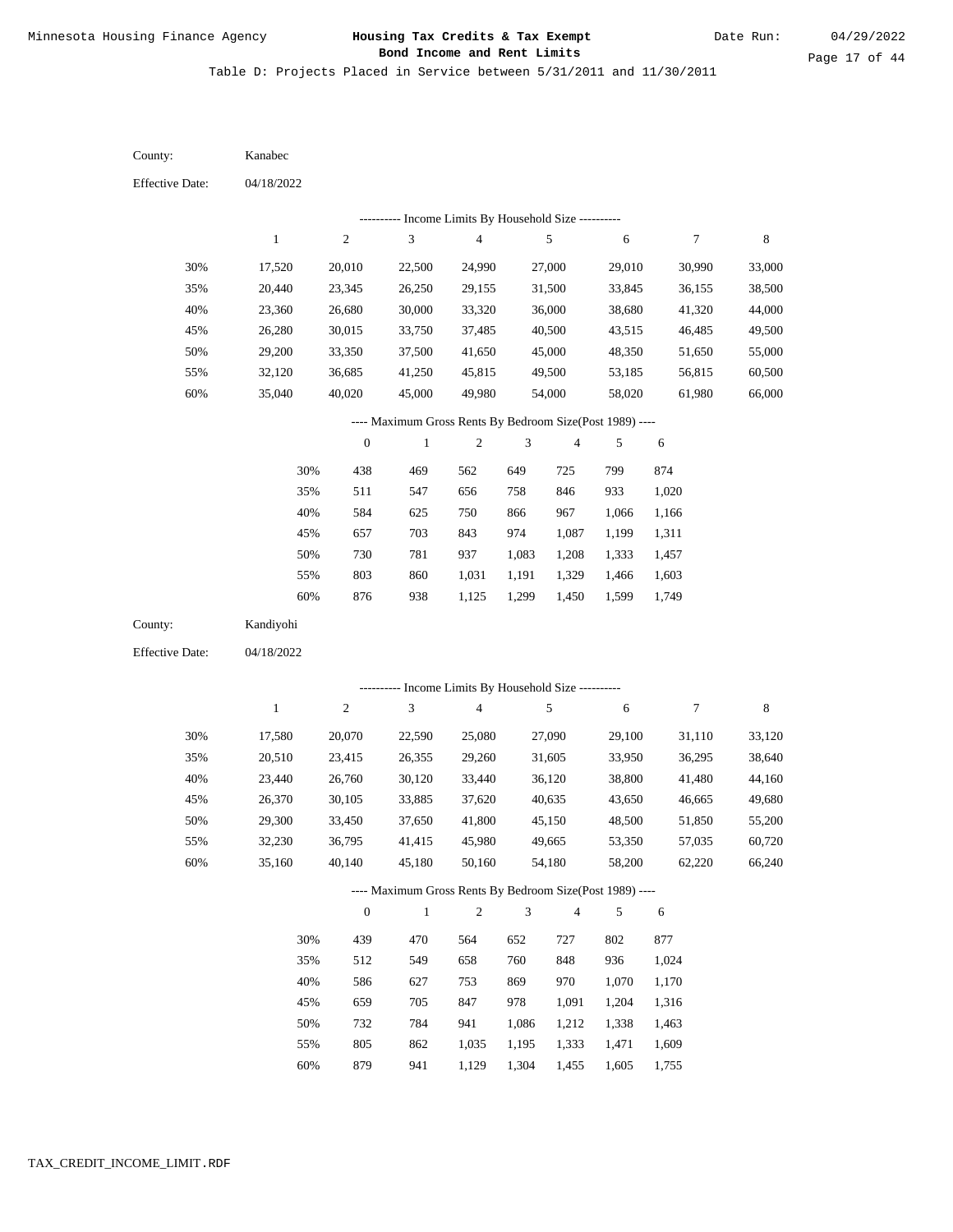Minnesota Housing Finance Agency

**Housing Tax Credits & Tax Exempt Bond Income and Rent Limits**

Date Run: 04/29/2022

Table D: Projects Placed in Service between 5/31/2011 and 11/30/2011

County: Kanabec

Effective Date: 04/18/2022

---------- Income Limits By Household Size ----------

| | 1 | 2 | 3 | 4 | 5 | 6 | 7 | 8 |
|---|---|---|---|---|---|---|---|---|
| 30% | 17,520 | 20,010 | 22,500 | 24,990 | 27,000 | 29,010 | 30,990 | 33,000 |
| 35% | 20,440 | 23,345 | 26,250 | 29,155 | 31,500 | 33,845 | 36,155 | 38,500 |
| 40% | 23,360 | 26,680 | 30,000 | 33,320 | 36,000 | 38,680 | 41,320 | 44,000 |
| 45% | 26,280 | 30,015 | 33,750 | 37,485 | 40,500 | 43,515 | 46,485 | 49,500 |
| 50% | 29,200 | 33,350 | 37,500 | 41,650 | 45,000 | 48,350 | 51,650 | 55,000 |
| 55% | 32,120 | 36,685 | 41,250 | 45,815 | 49,500 | 53,185 | 56,815 | 60,500 |
| 60% | 35,040 | 40,020 | 45,000 | 49,980 | 54,000 | 58,020 | 61,980 | 66,000 |

---- Maximum Gross Rents By Bedroom Size(Post 1989) ----

| | 0 | 1 | 2 | 3 | 4 | 5 | 6 |
|---|---|---|---|---|---|---|---|
| 30% | 438 | 469 | 562 | 649 | 725 | 799 | 874 |
| 35% | 511 | 547 | 656 | 758 | 846 | 933 | 1,020 |
| 40% | 584 | 625 | 750 | 866 | 967 | 1,066 | 1,166 |
| 45% | 657 | 703 | 843 | 974 | 1,087 | 1,199 | 1,311 |
| 50% | 730 | 781 | 937 | 1,083 | 1,208 | 1,333 | 1,457 |
| 55% | 803 | 860 | 1,031 | 1,191 | 1,329 | 1,466 | 1,603 |
| 60% | 876 | 938 | 1,125 | 1,299 | 1,450 | 1,599 | 1,749 |

County: Kandiyohi

Effective Date: 04/18/2022

---------- Income Limits By Household Size ----------

| | 1 | 2 | 3 | 4 | 5 | 6 | 7 | 8 |
|---|---|---|---|---|---|---|---|---|
| 30% | 17,580 | 20,070 | 22,590 | 25,080 | 27,090 | 29,100 | 31,110 | 33,120 |
| 35% | 20,510 | 23,415 | 26,355 | 29,260 | 31,605 | 33,950 | 36,295 | 38,640 |
| 40% | 23,440 | 26,760 | 30,120 | 33,440 | 36,120 | 38,800 | 41,480 | 44,160 |
| 45% | 26,370 | 30,105 | 33,885 | 37,620 | 40,635 | 43,650 | 46,665 | 49,680 |
| 50% | 29,300 | 33,450 | 37,650 | 41,800 | 45,150 | 48,500 | 51,850 | 55,200 |
| 55% | 32,230 | 36,795 | 41,415 | 45,980 | 49,665 | 53,350 | 57,035 | 60,720 |
| 60% | 35,160 | 40,140 | 45,180 | 50,160 | 54,180 | 58,200 | 62,220 | 66,240 |

---- Maximum Gross Rents By Bedroom Size(Post 1989) ----

| | 0 | 1 | 2 | 3 | 4 | 5 | 6 |
|---|---|---|---|---|---|---|---|
| 30% | 439 | 470 | 564 | 652 | 727 | 802 | 877 |
| 35% | 512 | 549 | 658 | 760 | 848 | 936 | 1,024 |
| 40% | 586 | 627 | 753 | 869 | 970 | 1,070 | 1,170 |
| 45% | 659 | 705 | 847 | 978 | 1,091 | 1,204 | 1,316 |
| 50% | 732 | 784 | 941 | 1,086 | 1,212 | 1,338 | 1,463 |
| 55% | 805 | 862 | 1,035 | 1,195 | 1,333 | 1,471 | 1,609 |
| 60% | 879 | 941 | 1,129 | 1,304 | 1,455 | 1,605 | 1,755 |

TAX_CREDIT_INCOME_LIMIT.RDF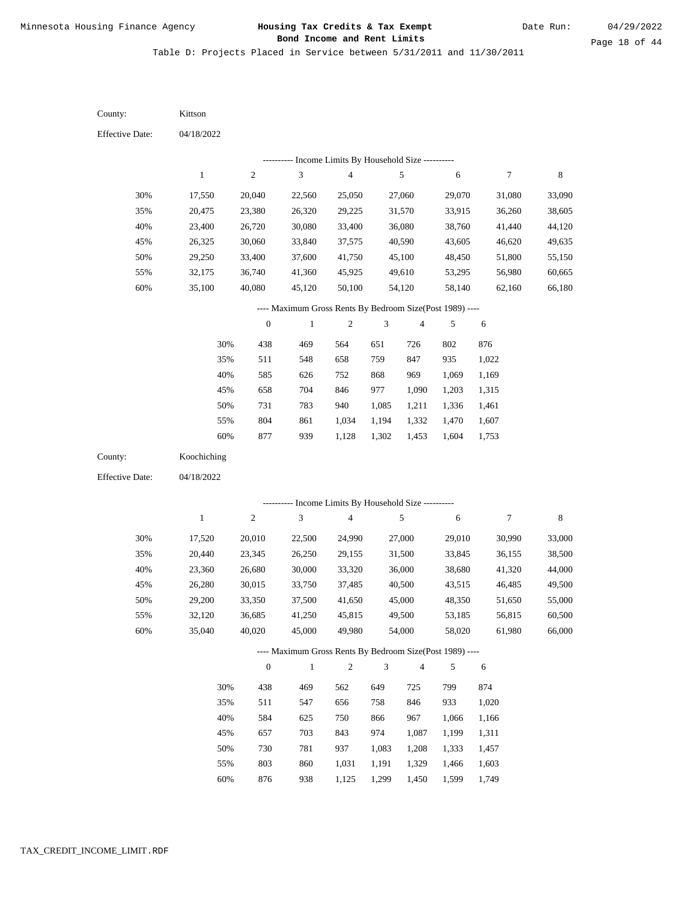# Housing Tax Credits & Tax Exempt Bond Income and Rent Limits

Minnesota Housing Finance Agency

Date Run: 04/29/2022

Table D: Projects Placed in Service between 5/31/2011 and 11/30/2011

County: Kittson

Effective Date: 04/18/2022

---------- Income Limits By Household Size ----------

| | 1 | 2 | 3 | 4 | 5 | 6 | 7 | 8 |
|---|---|---|---|---|---|---|---|---|
| 30% | 17,550 | 20,040 | 22,560 | 25,050 | 27,060 | 29,070 | 31,080 | 33,090 |
| 35% | 20,475 | 23,380 | 26,320 | 29,225 | 31,570 | 33,915 | 36,260 | 38,605 |
| 40% | 23,400 | 26,720 | 30,080 | 33,400 | 36,080 | 38,760 | 41,440 | 44,120 |
| 45% | 26,325 | 30,060 | 33,840 | 37,575 | 40,590 | 43,605 | 46,620 | 49,635 |
| 50% | 29,250 | 33,400 | 37,600 | 41,750 | 45,100 | 48,450 | 51,800 | 55,150 |
| 55% | 32,175 | 36,740 | 41,360 | 45,925 | 49,610 | 53,295 | 56,980 | 60,665 |
| 60% | 35,100 | 40,080 | 45,120 | 50,100 | 54,120 | 58,140 | 62,160 | 66,180 |

---- Maximum Gross Rents By Bedroom Size(Post 1989) ----

| | 0 | 1 | 2 | 3 | 4 | 5 | 6 |
|---|---|---|---|---|---|---|---|
| 30% | 438 | 469 | 564 | 651 | 726 | 802 | 876 |
| 35% | 511 | 548 | 658 | 759 | 847 | 935 | 1,022 |
| 40% | 585 | 626 | 752 | 868 | 969 | 1,069 | 1,169 |
| 45% | 658 | 704 | 846 | 977 | 1,090 | 1,203 | 1,315 |
| 50% | 731 | 783 | 940 | 1,085 | 1,211 | 1,336 | 1,461 |
| 55% | 804 | 861 | 1,034 | 1,194 | 1,332 | 1,470 | 1,607 |
| 60% | 877 | 939 | 1,128 | 1,302 | 1,453 | 1,604 | 1,753 |

County: Koochiching

Effective Date: 04/18/2022

---------- Income Limits By Household Size ----------

| | 1 | 2 | 3 | 4 | 5 | 6 | 7 | 8 |
|---|---|---|---|---|---|---|---|---|
| 30% | 17,520 | 20,010 | 22,500 | 24,990 | 27,000 | 29,010 | 30,990 | 33,000 |
| 35% | 20,440 | 23,345 | 26,250 | 29,155 | 31,500 | 33,845 | 36,155 | 38,500 |
| 40% | 23,360 | 26,680 | 30,000 | 33,320 | 36,000 | 38,680 | 41,320 | 44,000 |
| 45% | 26,280 | 30,015 | 33,750 | 37,485 | 40,500 | 43,515 | 46,485 | 49,500 |
| 50% | 29,200 | 33,350 | 37,500 | 41,650 | 45,000 | 48,350 | 51,650 | 55,000 |
| 55% | 32,120 | 36,685 | 41,250 | 45,815 | 49,500 | 53,185 | 56,815 | 60,500 |
| 60% | 35,040 | 40,020 | 45,000 | 49,980 | 54,000 | 58,020 | 61,980 | 66,000 |

---- Maximum Gross Rents By Bedroom Size(Post 1989) ----

| | 0 | 1 | 2 | 3 | 4 | 5 | 6 |
|---|---|---|---|---|---|---|---|
| 30% | 438 | 469 | 562 | 649 | 725 | 799 | 874 |
| 35% | 511 | 547 | 656 | 758 | 846 | 933 | 1,020 |
| 40% | 584 | 625 | 750 | 866 | 967 | 1,066 | 1,166 |
| 45% | 657 | 703 | 843 | 974 | 1,087 | 1,199 | 1,311 |
| 50% | 730 | 781 | 937 | 1,083 | 1,208 | 1,333 | 1,457 |
| 55% | 803 | 860 | 1,031 | 1,191 | 1,329 | 1,466 | 1,603 |
| 60% | 876 | 938 | 1,125 | 1,299 | 1,450 | 1,599 | 1,749 |

TAX_CREDIT_INCOME_LIMIT.RDF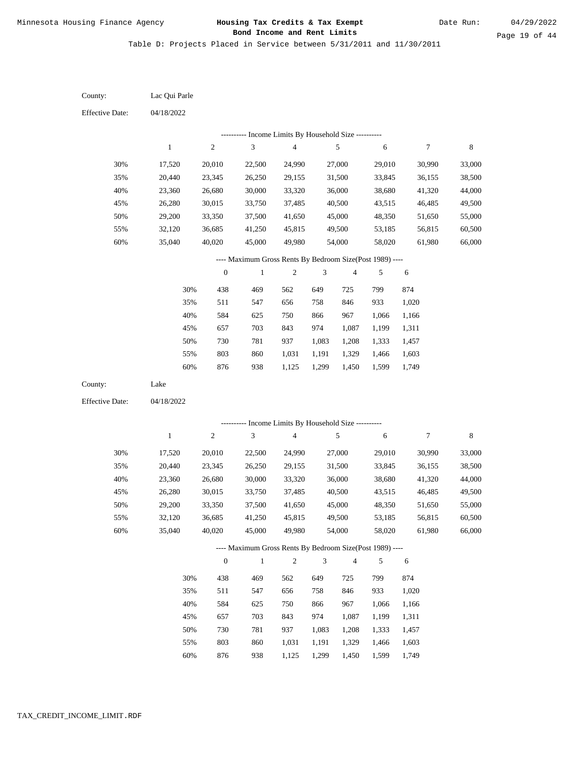Minnesota Housing Finance Agency

**Housing Tax Credits & Tax Exempt Bond Income and Rent Limits**

Date Run: 04/29/2022

Table D: Projects Placed in Service between 5/31/2011 and 11/30/2011

County: Lac Qui Parle

Effective Date: 04/18/2022

---------- Income Limits By Household Size ----------

| | 1 | 2 | 3 | 4 | 5 | 6 | 7 | 8 |
|---|---|---|---|---|---|---|---|---|
| 30% | 17,520 | 20,010 | 22,500 | 24,990 | 27,000 | 29,010 | 30,990 | 33,000 |
| 35% | 20,440 | 23,345 | 26,250 | 29,155 | 31,500 | 33,845 | 36,155 | 38,500 |
| 40% | 23,360 | 26,680 | 30,000 | 33,320 | 36,000 | 38,680 | 41,320 | 44,000 |
| 45% | 26,280 | 30,015 | 33,750 | 37,485 | 40,500 | 43,515 | 46,485 | 49,500 |
| 50% | 29,200 | 33,350 | 37,500 | 41,650 | 45,000 | 48,350 | 51,650 | 55,000 |
| 55% | 32,120 | 36,685 | 41,250 | 45,815 | 49,500 | 53,185 | 56,815 | 60,500 |
| 60% | 35,040 | 40,020 | 45,000 | 49,980 | 54,000 | 58,020 | 61,980 | 66,000 |

---- Maximum Gross Rents By Bedroom Size(Post 1989) ----

| | 0 | 1 | 2 | 3 | 4 | 5 | 6 |
|---|---|---|---|---|---|---|---|
| 30% | 438 | 469 | 562 | 649 | 725 | 799 | 874 |
| 35% | 511 | 547 | 656 | 758 | 846 | 933 | 1,020 |
| 40% | 584 | 625 | 750 | 866 | 967 | 1,066 | 1,166 |
| 45% | 657 | 703 | 843 | 974 | 1,087 | 1,199 | 1,311 |
| 50% | 730 | 781 | 937 | 1,083 | 1,208 | 1,333 | 1,457 |
| 55% | 803 | 860 | 1,031 | 1,191 | 1,329 | 1,466 | 1,603 |
| 60% | 876 | 938 | 1,125 | 1,299 | 1,450 | 1,599 | 1,749 |

County: Lake

Effective Date: 04/18/2022

---------- Income Limits By Household Size ----------

| | 1 | 2 | 3 | 4 | 5 | 6 | 7 | 8 |
|---|---|---|---|---|---|---|---|---|
| 30% | 17,520 | 20,010 | 22,500 | 24,990 | 27,000 | 29,010 | 30,990 | 33,000 |
| 35% | 20,440 | 23,345 | 26,250 | 29,155 | 31,500 | 33,845 | 36,155 | 38,500 |
| 40% | 23,360 | 26,680 | 30,000 | 33,320 | 36,000 | 38,680 | 41,320 | 44,000 |
| 45% | 26,280 | 30,015 | 33,750 | 37,485 | 40,500 | 43,515 | 46,485 | 49,500 |
| 50% | 29,200 | 33,350 | 37,500 | 41,650 | 45,000 | 48,350 | 51,650 | 55,000 |
| 55% | 32,120 | 36,685 | 41,250 | 45,815 | 49,500 | 53,185 | 56,815 | 60,500 |
| 60% | 35,040 | 40,020 | 45,000 | 49,980 | 54,000 | 58,020 | 61,980 | 66,000 |

---- Maximum Gross Rents By Bedroom Size(Post 1989) ----

| | 0 | 1 | 2 | 3 | 4 | 5 | 6 |
|---|---|---|---|---|---|---|---|
| 30% | 438 | 469 | 562 | 649 | 725 | 799 | 874 |
| 35% | 511 | 547 | 656 | 758 | 846 | 933 | 1,020 |
| 40% | 584 | 625 | 750 | 866 | 967 | 1,066 | 1,166 |
| 45% | 657 | 703 | 843 | 974 | 1,087 | 1,199 | 1,311 |
| 50% | 730 | 781 | 937 | 1,083 | 1,208 | 1,333 | 1,457 |
| 55% | 803 | 860 | 1,031 | 1,191 | 1,329 | 1,466 | 1,603 |
| 60% | 876 | 938 | 1,125 | 1,299 | 1,450 | 1,599 | 1,749 |

TAX_CREDIT_INCOME_LIMIT.RDF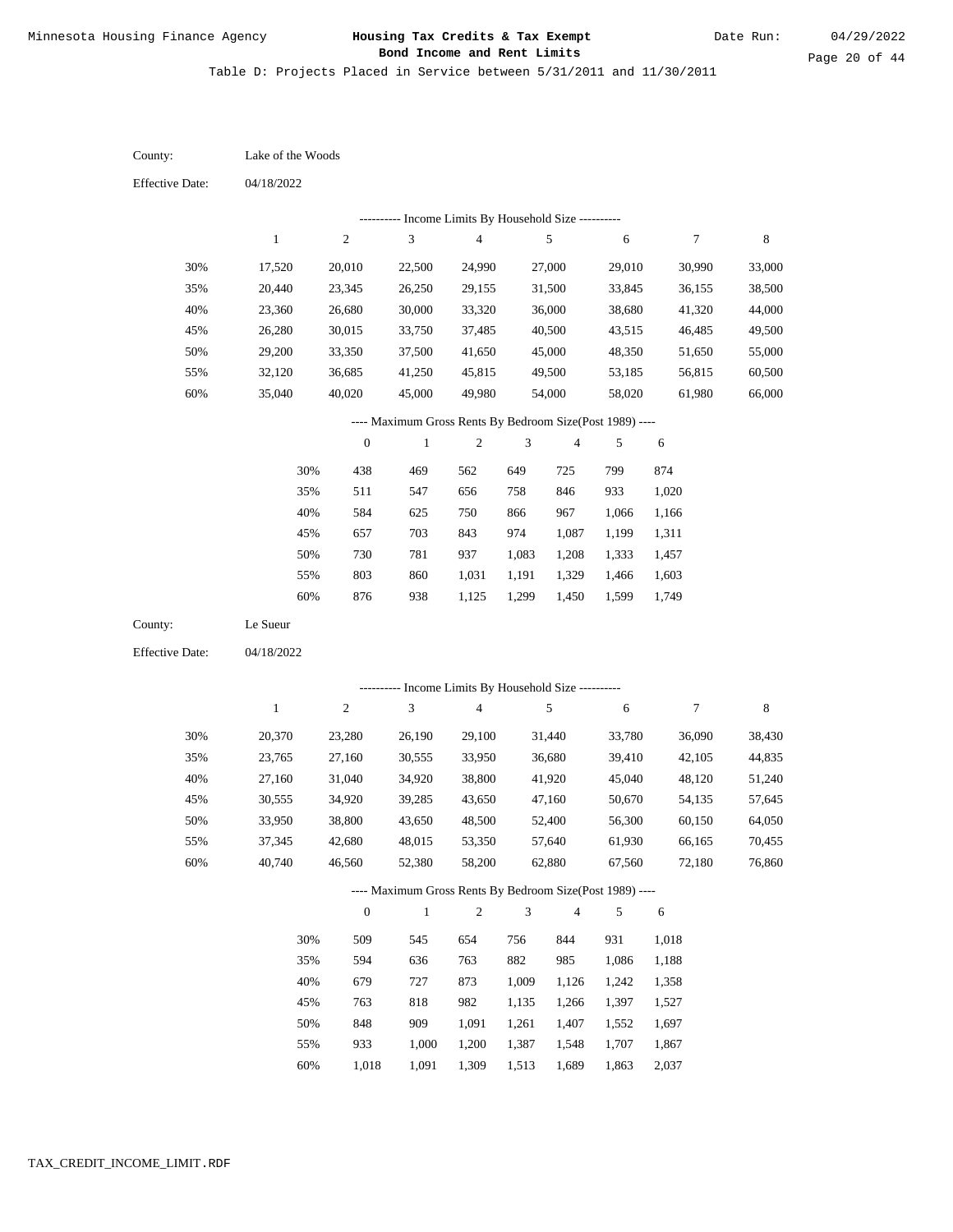Minnesota Housing Finance Agency

**Housing Tax Credits & Tax Exempt Bond Income and Rent Limits**

Date Run: 04/29/2022

Table D: Projects Placed in Service between 5/31/2011 and 11/30/2011

County: Lake of the Woods

Effective Date: 04/18/2022

---------- Income Limits By Household Size ----------

| | 1 | 2 | 3 | 4 | 5 | 6 | 7 | 8 |
|---|---|---|---|---|---|---|---|---|
| 30% | 17,520 | 20,010 | 22,500 | 24,990 | 27,000 | 29,010 | 30,990 | 33,000 |
| 35% | 20,440 | 23,345 | 26,250 | 29,155 | 31,500 | 33,845 | 36,155 | 38,500 |
| 40% | 23,360 | 26,680 | 30,000 | 33,320 | 36,000 | 38,680 | 41,320 | 44,000 |
| 45% | 26,280 | 30,015 | 33,750 | 37,485 | 40,500 | 43,515 | 46,485 | 49,500 |
| 50% | 29,200 | 33,350 | 37,500 | 41,650 | 45,000 | 48,350 | 51,650 | 55,000 |
| 55% | 32,120 | 36,685 | 41,250 | 45,815 | 49,500 | 53,185 | 56,815 | 60,500 |
| 60% | 35,040 | 40,020 | 45,000 | 49,980 | 54,000 | 58,020 | 61,980 | 66,000 |

---- Maximum Gross Rents By Bedroom Size(Post 1989) ----

| | 0 | 1 | 2 | 3 | 4 | 5 | 6 |
|---|---|---|---|---|---|---|---|
| 30% | 438 | 469 | 562 | 649 | 725 | 799 | 874 |
| 35% | 511 | 547 | 656 | 758 | 846 | 933 | 1,020 |
| 40% | 584 | 625 | 750 | 866 | 967 | 1,066 | 1,166 |
| 45% | 657 | 703 | 843 | 974 | 1,087 | 1,199 | 1,311 |
| 50% | 730 | 781 | 937 | 1,083 | 1,208 | 1,333 | 1,457 |
| 55% | 803 | 860 | 1,031 | 1,191 | 1,329 | 1,466 | 1,603 |
| 60% | 876 | 938 | 1,125 | 1,299 | 1,450 | 1,599 | 1,749 |

County: Le Sueur

Effective Date: 04/18/2022

---------- Income Limits By Household Size ----------

| | 1 | 2 | 3 | 4 | 5 | 6 | 7 | 8 |
|---|---|---|---|---|---|---|---|---|
| 30% | 20,370 | 23,280 | 26,190 | 29,100 | 31,440 | 33,780 | 36,090 | 38,430 |
| 35% | 23,765 | 27,160 | 30,555 | 33,950 | 36,680 | 39,410 | 42,105 | 44,835 |
| 40% | 27,160 | 31,040 | 34,920 | 38,800 | 41,920 | 45,040 | 48,120 | 51,240 |
| 45% | 30,555 | 34,920 | 39,285 | 43,650 | 47,160 | 50,670 | 54,135 | 57,645 |
| 50% | 33,950 | 38,800 | 43,650 | 48,500 | 52,400 | 56,300 | 60,150 | 64,050 |
| 55% | 37,345 | 42,680 | 48,015 | 53,350 | 57,640 | 61,930 | 66,165 | 70,455 |
| 60% | 40,740 | 46,560 | 52,380 | 58,200 | 62,880 | 67,560 | 72,180 | 76,860 |

---- Maximum Gross Rents By Bedroom Size(Post 1989) ----

| | 0 | 1 | 2 | 3 | 4 | 5 | 6 |
|---|---|---|---|---|---|---|---|
| 30% | 509 | 545 | 654 | 756 | 844 | 931 | 1,018 |
| 35% | 594 | 636 | 763 | 882 | 985 | 1,086 | 1,188 |
| 40% | 679 | 727 | 873 | 1,009 | 1,126 | 1,242 | 1,358 |
| 45% | 763 | 818 | 982 | 1,135 | 1,266 | 1,397 | 1,527 |
| 50% | 848 | 909 | 1,091 | 1,261 | 1,407 | 1,552 | 1,697 |
| 55% | 933 | 1,000 | 1,200 | 1,387 | 1,548 | 1,707 | 1,867 |
| 60% | 1,018 | 1,091 | 1,309 | 1,513 | 1,689 | 1,863 | 2,037 |

TAX_CREDIT_INCOME_LIMIT.RDF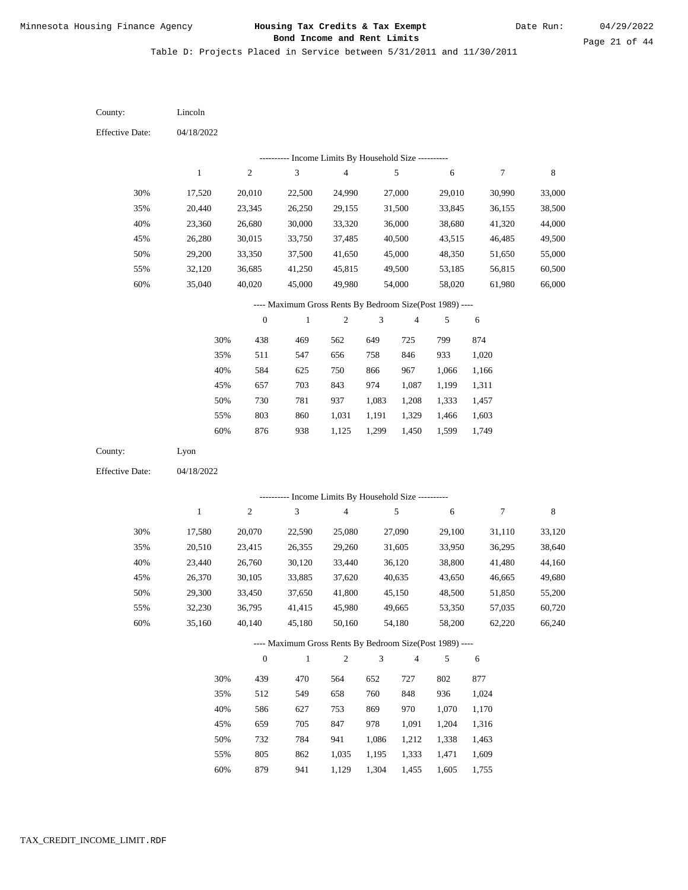Minnesota Housing Finance Agency

**Housing Tax Credits & Tax Exempt Bond Income and Rent Limits**

Date Run: 04/29/2022

Table D: Projects Placed in Service between 5/31/2011 and 11/30/2011

County: Lincoln

Effective Date: 04/18/2022

---------- Income Limits By Household Size ----------

| | 1 | 2 | 3 | 4 | 5 | 6 | 7 | 8 |
|---|---|---|---|---|---|---|---|---|
| 30% | 17,520 | 20,010 | 22,500 | 24,990 | 27,000 | 29,010 | 30,990 | 33,000 |
| 35% | 20,440 | 23,345 | 26,250 | 29,155 | 31,500 | 33,845 | 36,155 | 38,500 |
| 40% | 23,360 | 26,680 | 30,000 | 33,320 | 36,000 | 38,680 | 41,320 | 44,000 |
| 45% | 26,280 | 30,015 | 33,750 | 37,485 | 40,500 | 43,515 | 46,485 | 49,500 |
| 50% | 29,200 | 33,350 | 37,500 | 41,650 | 45,000 | 48,350 | 51,650 | 55,000 |
| 55% | 32,120 | 36,685 | 41,250 | 45,815 | 49,500 | 53,185 | 56,815 | 60,500 |
| 60% | 35,040 | 40,020 | 45,000 | 49,980 | 54,000 | 58,020 | 61,980 | 66,000 |

---- Maximum Gross Rents By Bedroom Size(Post 1989) ----

| | 0 | 1 | 2 | 3 | 4 | 5 | 6 |
|---|---|---|---|---|---|---|---|
| 30% | 438 | 469 | 562 | 649 | 725 | 799 | 874 |
| 35% | 511 | 547 | 656 | 758 | 846 | 933 | 1,020 |
| 40% | 584 | 625 | 750 | 866 | 967 | 1,066 | 1,166 |
| 45% | 657 | 703 | 843 | 974 | 1,087 | 1,199 | 1,311 |
| 50% | 730 | 781 | 937 | 1,083 | 1,208 | 1,333 | 1,457 |
| 55% | 803 | 860 | 1,031 | 1,191 | 1,329 | 1,466 | 1,603 |
| 60% | 876 | 938 | 1,125 | 1,299 | 1,450 | 1,599 | 1,749 |

County: Lyon

Effective Date: 04/18/2022

---------- Income Limits By Household Size ----------

| | 1 | 2 | 3 | 4 | 5 | 6 | 7 | 8 |
|---|---|---|---|---|---|---|---|---|
| 30% | 17,580 | 20,070 | 22,590 | 25,080 | 27,090 | 29,100 | 31,110 | 33,120 |
| 35% | 20,510 | 23,415 | 26,355 | 29,260 | 31,605 | 33,950 | 36,295 | 38,640 |
| 40% | 23,440 | 26,760 | 30,120 | 33,440 | 36,120 | 38,800 | 41,480 | 44,160 |
| 45% | 26,370 | 30,105 | 33,885 | 37,620 | 40,635 | 43,650 | 46,665 | 49,680 |
| 50% | 29,300 | 33,450 | 37,650 | 41,800 | 45,150 | 48,500 | 51,850 | 55,200 |
| 55% | 32,230 | 36,795 | 41,415 | 45,980 | 49,665 | 53,350 | 57,035 | 60,720 |
| 60% | 35,160 | 40,140 | 45,180 | 50,160 | 54,180 | 58,200 | 62,220 | 66,240 |

---- Maximum Gross Rents By Bedroom Size(Post 1989) ----

| | 0 | 1 | 2 | 3 | 4 | 5 | 6 |
|---|---|---|---|---|---|---|---|
| 30% | 439 | 470 | 564 | 652 | 727 | 802 | 877 |
| 35% | 512 | 549 | 658 | 760 | 848 | 936 | 1,024 |
| 40% | 586 | 627 | 753 | 869 | 970 | 1,070 | 1,170 |
| 45% | 659 | 705 | 847 | 978 | 1,091 | 1,204 | 1,316 |
| 50% | 732 | 784 | 941 | 1,086 | 1,212 | 1,338 | 1,463 |
| 55% | 805 | 862 | 1,035 | 1,195 | 1,333 | 1,471 | 1,609 |
| 60% | 879 | 941 | 1,129 | 1,304 | 1,455 | 1,605 | 1,755 |

TAX_CREDIT_INCOME_LIMIT.RDF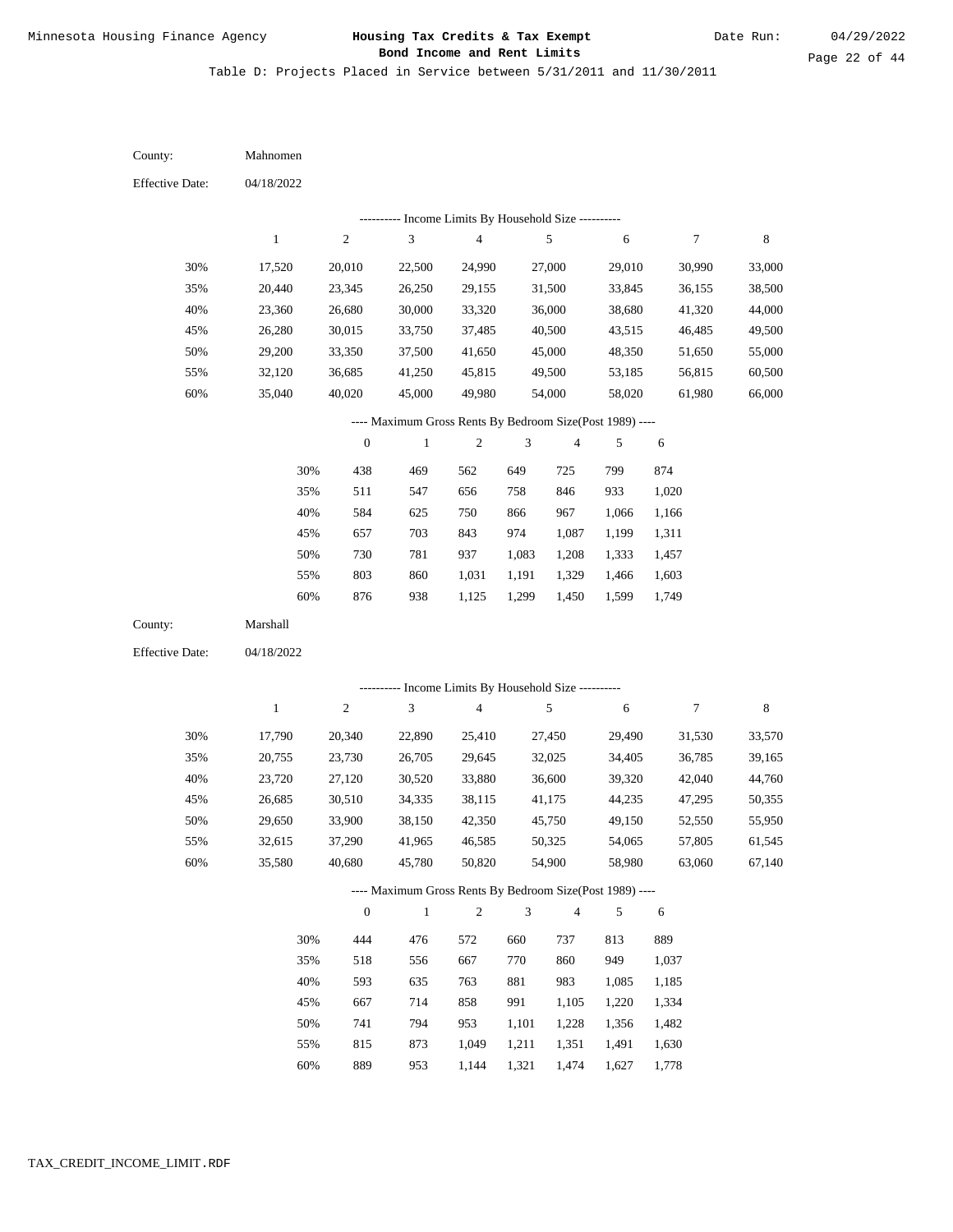Minnesota Housing Finance Agency

**Housing Tax Credits & Tax Exempt Bond Income and Rent Limits**

Date Run: 04/29/2022

Table D: Projects Placed in Service between 5/31/2011 and 11/30/2011

County: Mahnomen

Effective Date: 04/18/2022

---------- Income Limits By Household Size ----------

| | 1 | 2 | 3 | 4 | 5 | 6 | 7 | 8 |
|---|---|---|---|---|---|---|---|---|
| 30% | 17,520 | 20,010 | 22,500 | 24,990 | 27,000 | 29,010 | 30,990 | 33,000 |
| 35% | 20,440 | 23,345 | 26,250 | 29,155 | 31,500 | 33,845 | 36,155 | 38,500 |
| 40% | 23,360 | 26,680 | 30,000 | 33,320 | 36,000 | 38,680 | 41,320 | 44,000 |
| 45% | 26,280 | 30,015 | 33,750 | 37,485 | 40,500 | 43,515 | 46,485 | 49,500 |
| 50% | 29,200 | 33,350 | 37,500 | 41,650 | 45,000 | 48,350 | 51,650 | 55,000 |
| 55% | 32,120 | 36,685 | 41,250 | 45,815 | 49,500 | 53,185 | 56,815 | 60,500 |
| 60% | 35,040 | 40,020 | 45,000 | 49,980 | 54,000 | 58,020 | 61,980 | 66,000 |

---- Maximum Gross Rents By Bedroom Size(Post 1989) ----

| | 0 | 1 | 2 | 3 | 4 | 5 | 6 |
|---|---|---|---|---|---|---|---|
| 30% | 438 | 469 | 562 | 649 | 725 | 799 | 874 |
| 35% | 511 | 547 | 656 | 758 | 846 | 933 | 1,020 |
| 40% | 584 | 625 | 750 | 866 | 967 | 1,066 | 1,166 |
| 45% | 657 | 703 | 843 | 974 | 1,087 | 1,199 | 1,311 |
| 50% | 730 | 781 | 937 | 1,083 | 1,208 | 1,333 | 1,457 |
| 55% | 803 | 860 | 1,031 | 1,191 | 1,329 | 1,466 | 1,603 |
| 60% | 876 | 938 | 1,125 | 1,299 | 1,450 | 1,599 | 1,749 |

County: Marshall

Effective Date: 04/18/2022

---------- Income Limits By Household Size ----------

| | 1 | 2 | 3 | 4 | 5 | 6 | 7 | 8 |
|---|---|---|---|---|---|---|---|---|
| 30% | 17,790 | 20,340 | 22,890 | 25,410 | 27,450 | 29,490 | 31,530 | 33,570 |
| 35% | 20,755 | 23,730 | 26,705 | 29,645 | 32,025 | 34,405 | 36,785 | 39,165 |
| 40% | 23,720 | 27,120 | 30,520 | 33,880 | 36,600 | 39,320 | 42,040 | 44,760 |
| 45% | 26,685 | 30,510 | 34,335 | 38,115 | 41,175 | 44,235 | 47,295 | 50,355 |
| 50% | 29,650 | 33,900 | 38,150 | 42,350 | 45,750 | 49,150 | 52,550 | 55,950 |
| 55% | 32,615 | 37,290 | 41,965 | 46,585 | 50,325 | 54,065 | 57,805 | 61,545 |
| 60% | 35,580 | 40,680 | 45,780 | 50,820 | 54,900 | 58,980 | 63,060 | 67,140 |

---- Maximum Gross Rents By Bedroom Size(Post 1989) ----

| | 0 | 1 | 2 | 3 | 4 | 5 | 6 |
|---|---|---|---|---|---|---|---|
| 30% | 444 | 476 | 572 | 660 | 737 | 813 | 889 |
| 35% | 518 | 556 | 667 | 770 | 860 | 949 | 1,037 |
| 40% | 593 | 635 | 763 | 881 | 983 | 1,085 | 1,185 |
| 45% | 667 | 714 | 858 | 991 | 1,105 | 1,220 | 1,334 |
| 50% | 741 | 794 | 953 | 1,101 | 1,228 | 1,356 | 1,482 |
| 55% | 815 | 873 | 1,049 | 1,211 | 1,351 | 1,491 | 1,630 |
| 60% | 889 | 953 | 1,144 | 1,321 | 1,474 | 1,627 | 1,778 |

TAX_CREDIT_INCOME_LIMIT.RDF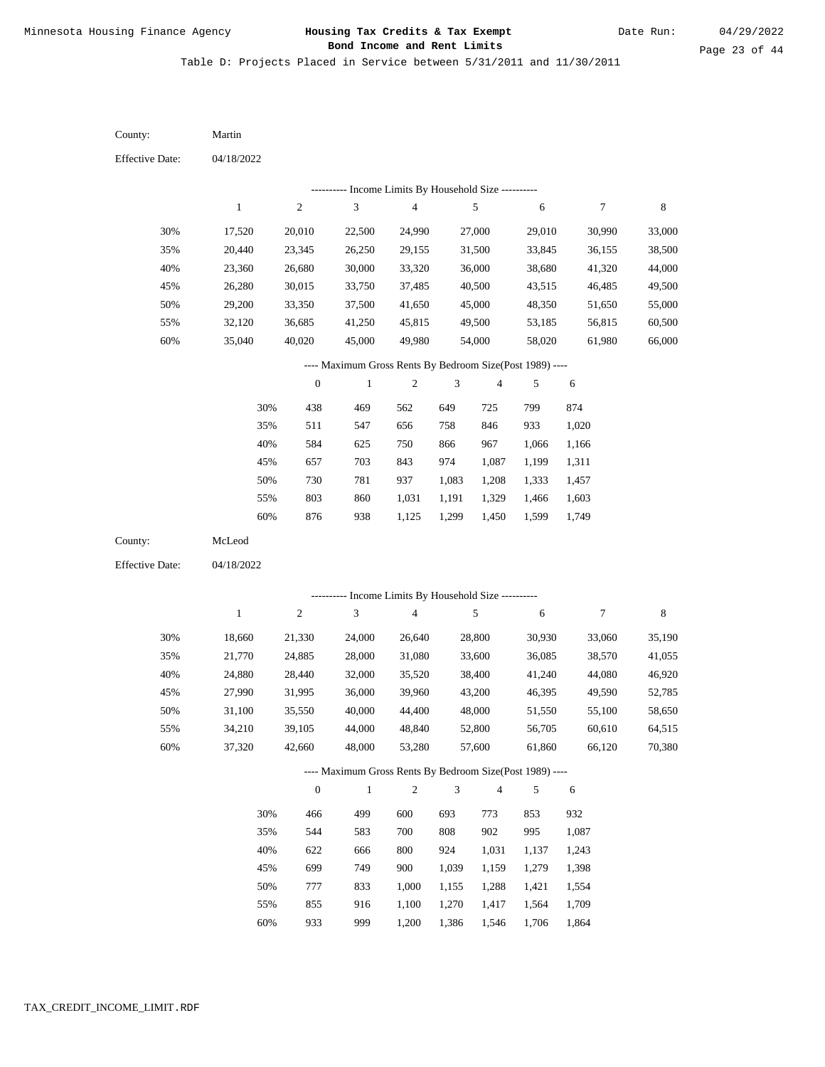Minnesota Housing Finance Agency

**Housing Tax Credits & Tax Exempt Bond Income and Rent Limits**

Date Run: 04/29/2022

Table D: Projects Placed in Service between 5/31/2011 and 11/30/2011

County: Martin

Effective Date: 04/18/2022

---------- Income Limits By Household Size ----------

| | 1 | 2 | 3 | 4 | 5 | 6 | 7 | 8 |
|---|---|---|---|---|---|---|---|---|
| 30% | 17,520 | 20,010 | 22,500 | 24,990 | 27,000 | 29,010 | 30,990 | 33,000 |
| 35% | 20,440 | 23,345 | 26,250 | 29,155 | 31,500 | 33,845 | 36,155 | 38,500 |
| 40% | 23,360 | 26,680 | 30,000 | 33,320 | 36,000 | 38,680 | 41,320 | 44,000 |
| 45% | 26,280 | 30,015 | 33,750 | 37,485 | 40,500 | 43,515 | 46,485 | 49,500 |
| 50% | 29,200 | 33,350 | 37,500 | 41,650 | 45,000 | 48,350 | 51,650 | 55,000 |
| 55% | 32,120 | 36,685 | 41,250 | 45,815 | 49,500 | 53,185 | 56,815 | 60,500 |
| 60% | 35,040 | 40,020 | 45,000 | 49,980 | 54,000 | 58,020 | 61,980 | 66,000 |

---- Maximum Gross Rents By Bedroom Size(Post 1989) ----

| | 0 | 1 | 2 | 3 | 4 | 5 | 6 |
|---|---|---|---|---|---|---|---|
| 30% | 438 | 469 | 562 | 649 | 725 | 799 | 874 |
| 35% | 511 | 547 | 656 | 758 | 846 | 933 | 1,020 |
| 40% | 584 | 625 | 750 | 866 | 967 | 1,066 | 1,166 |
| 45% | 657 | 703 | 843 | 974 | 1,087 | 1,199 | 1,311 |
| 50% | 730 | 781 | 937 | 1,083 | 1,208 | 1,333 | 1,457 |
| 55% | 803 | 860 | 1,031 | 1,191 | 1,329 | 1,466 | 1,603 |
| 60% | 876 | 938 | 1,125 | 1,299 | 1,450 | 1,599 | 1,749 |

County: McLeod

Effective Date: 04/18/2022

---------- Income Limits By Household Size ----------

| | 1 | 2 | 3 | 4 | 5 | 6 | 7 | 8 |
|---|---|---|---|---|---|---|---|---|
| 30% | 18,660 | 21,330 | 24,000 | 26,640 | 28,800 | 30,930 | 33,060 | 35,190 |
| 35% | 21,770 | 24,885 | 28,000 | 31,080 | 33,600 | 36,085 | 38,570 | 41,055 |
| 40% | 24,880 | 28,440 | 32,000 | 35,520 | 38,400 | 41,240 | 44,080 | 46,920 |
| 45% | 27,990 | 31,995 | 36,000 | 39,960 | 43,200 | 46,395 | 49,590 | 52,785 |
| 50% | 31,100 | 35,550 | 40,000 | 44,400 | 48,000 | 51,550 | 55,100 | 58,650 |
| 55% | 34,210 | 39,105 | 44,000 | 48,840 | 52,800 | 56,705 | 60,610 | 64,515 |
| 60% | 37,320 | 42,660 | 48,000 | 53,280 | 57,600 | 61,860 | 66,120 | 70,380 |

---- Maximum Gross Rents By Bedroom Size(Post 1989) ----

| | 0 | 1 | 2 | 3 | 4 | 5 | 6 |
|---|---|---|---|---|---|---|---|
| 30% | 466 | 499 | 600 | 693 | 773 | 853 | 932 |
| 35% | 544 | 583 | 700 | 808 | 902 | 995 | 1,087 |
| 40% | 622 | 666 | 800 | 924 | 1,031 | 1,137 | 1,243 |
| 45% | 699 | 749 | 900 | 1,039 | 1,159 | 1,279 | 1,398 |
| 50% | 777 | 833 | 1,000 | 1,155 | 1,288 | 1,421 | 1,554 |
| 55% | 855 | 916 | 1,100 | 1,270 | 1,417 | 1,564 | 1,709 |
| 60% | 933 | 999 | 1,200 | 1,386 | 1,546 | 1,706 | 1,864 |

TAX_CREDIT_INCOME_LIMIT.RDF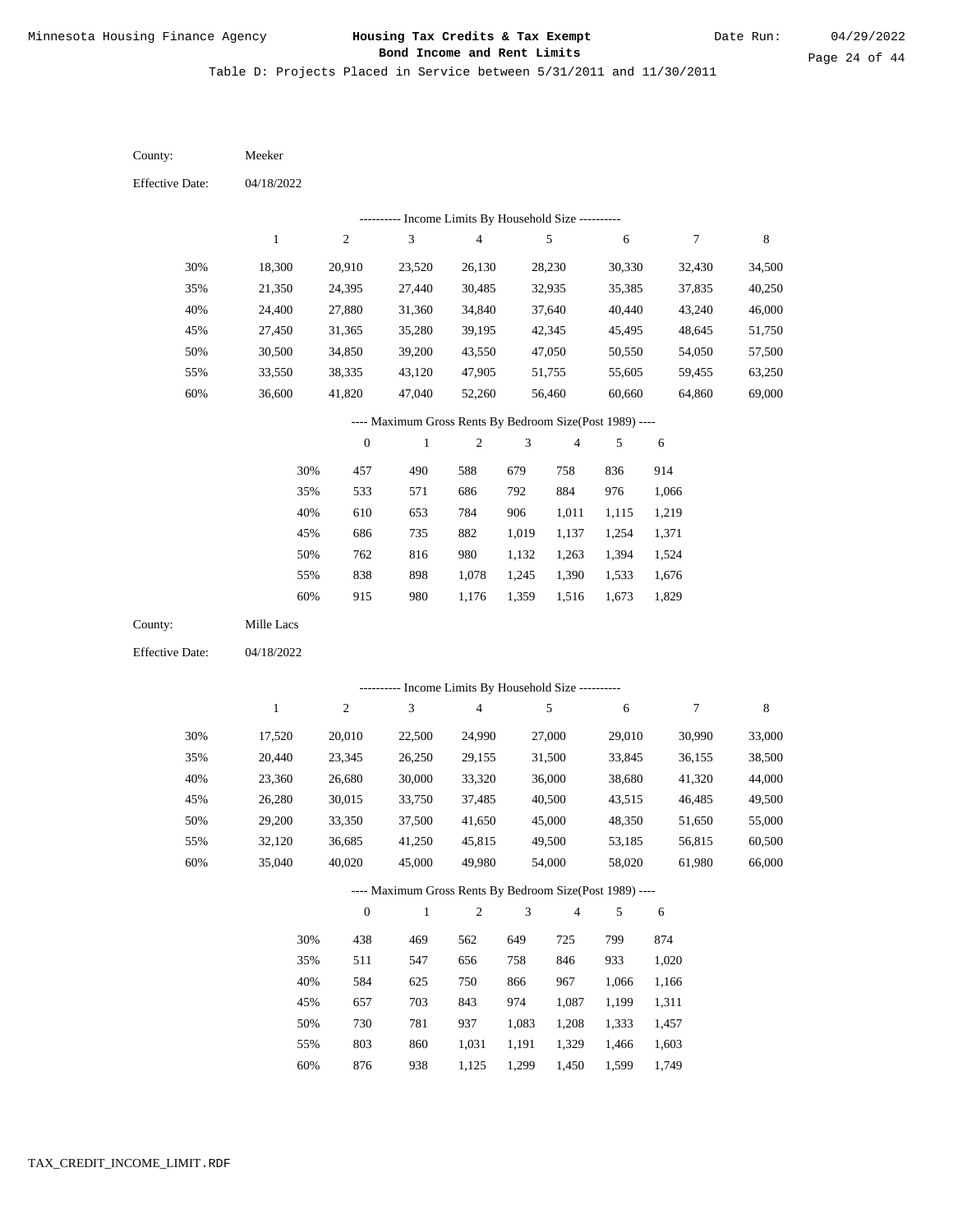Table D: Projects Placed in Service between 5/31/2011 and 11/30/2011

County: Meeker

Effective Date: 04/18/2022

---------- Income Limits By Household Size ----------

| | 1 | 2 | 3 | 4 | 5 | 6 | 7 | 8 |
|---|---|---|---|---|---|---|---|---|
| 30% | 18,300 | 20,910 | 23,520 | 26,130 | 28,230 | 30,330 | 32,430 | 34,500 |
| 35% | 21,350 | 24,395 | 27,440 | 30,485 | 32,935 | 35,385 | 37,835 | 40,250 |
| 40% | 24,400 | 27,880 | 31,360 | 34,840 | 37,640 | 40,440 | 43,240 | 46,000 |
| 45% | 27,450 | 31,365 | 35,280 | 39,195 | 42,345 | 45,495 | 48,645 | 51,750 |
| 50% | 30,500 | 34,850 | 39,200 | 43,550 | 47,050 | 50,550 | 54,050 | 57,500 |
| 55% | 33,550 | 38,335 | 43,120 | 47,905 | 51,755 | 55,605 | 59,455 | 63,250 |
| 60% | 36,600 | 41,820 | 47,040 | 52,260 | 56,460 | 60,660 | 64,860 | 69,000 |

---- Maximum Gross Rents By Bedroom Size(Post 1989) ----

| | 0 | 1 | 2 | 3 | 4 | 5 | 6 |
|---|---|---|---|---|---|---|---|
| 30% | 457 | 490 | 588 | 679 | 758 | 836 | 914 |
| 35% | 533 | 571 | 686 | 792 | 884 | 976 | 1,066 |
| 40% | 610 | 653 | 784 | 906 | 1,011 | 1,115 | 1,219 |
| 45% | 686 | 735 | 882 | 1,019 | 1,137 | 1,254 | 1,371 |
| 50% | 762 | 816 | 980 | 1,132 | 1,263 | 1,394 | 1,524 |
| 55% | 838 | 898 | 1,078 | 1,245 | 1,390 | 1,533 | 1,676 |
| 60% | 915 | 980 | 1,176 | 1,359 | 1,516 | 1,673 | 1,829 |

County: Mille Lacs

Effective Date: 04/18/2022

---------- Income Limits By Household Size ----------

| | 1 | 2 | 3 | 4 | 5 | 6 | 7 | 8 |
|---|---|---|---|---|---|---|---|---|
| 30% | 17,520 | 20,010 | 22,500 | 24,990 | 27,000 | 29,010 | 30,990 | 33,000 |
| 35% | 20,440 | 23,345 | 26,250 | 29,155 | 31,500 | 33,845 | 36,155 | 38,500 |
| 40% | 23,360 | 26,680 | 30,000 | 33,320 | 36,000 | 38,680 | 41,320 | 44,000 |
| 45% | 26,280 | 30,015 | 33,750 | 37,485 | 40,500 | 43,515 | 46,485 | 49,500 |
| 50% | 29,200 | 33,350 | 37,500 | 41,650 | 45,000 | 48,350 | 51,650 | 55,000 |
| 55% | 32,120 | 36,685 | 41,250 | 45,815 | 49,500 | 53,185 | 56,815 | 60,500 |
| 60% | 35,040 | 40,020 | 45,000 | 49,980 | 54,000 | 58,020 | 61,980 | 66,000 |

---- Maximum Gross Rents By Bedroom Size(Post 1989) ----

| | 0 | 1 | 2 | 3 | 4 | 5 | 6 |
|---|---|---|---|---|---|---|---|
| 30% | 438 | 469 | 562 | 649 | 725 | 799 | 874 |
| 35% | 511 | 547 | 656 | 758 | 846 | 933 | 1,020 |
| 40% | 584 | 625 | 750 | 866 | 967 | 1,066 | 1,166 |
| 45% | 657 | 703 | 843 | 974 | 1,087 | 1,199 | 1,311 |
| 50% | 730 | 781 | 937 | 1,083 | 1,208 | 1,333 | 1,457 |
| 55% | 803 | 860 | 1,031 | 1,191 | 1,329 | 1,466 | 1,603 |
| 60% | 876 | 938 | 1,125 | 1,299 | 1,450 | 1,599 | 1,749 |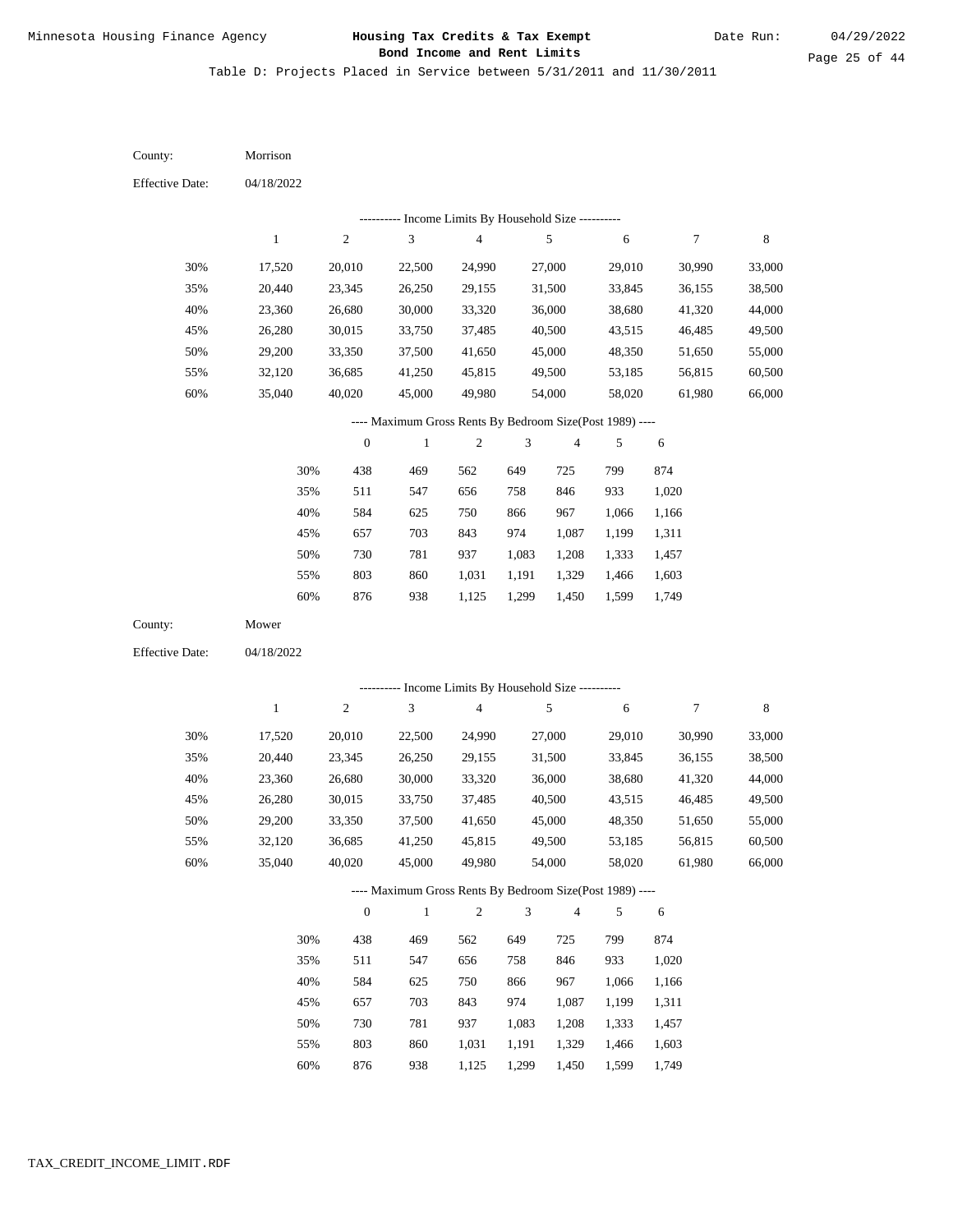Minnesota Housing Finance Agency

**Housing Tax Credits & Tax Exempt Bond Income and Rent Limits**

Date Run: 04/29/2022

Table D: Projects Placed in Service between 5/31/2011 and 11/30/2011

County: Morrison

Effective Date: 04/18/2022

---------- Income Limits By Household Size ----------

| | 1 | 2 | 3 | 4 | 5 | 6 | 7 | 8 |
|---|---|---|---|---|---|---|---|---|
| 30% | 17,520 | 20,010 | 22,500 | 24,990 | 27,000 | 29,010 | 30,990 | 33,000 |
| 35% | 20,440 | 23,345 | 26,250 | 29,155 | 31,500 | 33,845 | 36,155 | 38,500 |
| 40% | 23,360 | 26,680 | 30,000 | 33,320 | 36,000 | 38,680 | 41,320 | 44,000 |
| 45% | 26,280 | 30,015 | 33,750 | 37,485 | 40,500 | 43,515 | 46,485 | 49,500 |
| 50% | 29,200 | 33,350 | 37,500 | 41,650 | 45,000 | 48,350 | 51,650 | 55,000 |
| 55% | 32,120 | 36,685 | 41,250 | 45,815 | 49,500 | 53,185 | 56,815 | 60,500 |
| 60% | 35,040 | 40,020 | 45,000 | 49,980 | 54,000 | 58,020 | 61,980 | 66,000 |

---- Maximum Gross Rents By Bedroom Size(Post 1989) ----

| | 0 | 1 | 2 | 3 | 4 | 5 | 6 |
|---|---|---|---|---|---|---|---|
| 30% | 438 | 469 | 562 | 649 | 725 | 799 | 874 |
| 35% | 511 | 547 | 656 | 758 | 846 | 933 | 1,020 |
| 40% | 584 | 625 | 750 | 866 | 967 | 1,066 | 1,166 |
| 45% | 657 | 703 | 843 | 974 | 1,087 | 1,199 | 1,311 |
| 50% | 730 | 781 | 937 | 1,083 | 1,208 | 1,333 | 1,457 |
| 55% | 803 | 860 | 1,031 | 1,191 | 1,329 | 1,466 | 1,603 |
| 60% | 876 | 938 | 1,125 | 1,299 | 1,450 | 1,599 | 1,749 |

County: Mower

Effective Date: 04/18/2022

---------- Income Limits By Household Size ----------

| | 1 | 2 | 3 | 4 | 5 | 6 | 7 | 8 |
|---|---|---|---|---|---|---|---|---|
| 30% | 17,520 | 20,010 | 22,500 | 24,990 | 27,000 | 29,010 | 30,990 | 33,000 |
| 35% | 20,440 | 23,345 | 26,250 | 29,155 | 31,500 | 33,845 | 36,155 | 38,500 |
| 40% | 23,360 | 26,680 | 30,000 | 33,320 | 36,000 | 38,680 | 41,320 | 44,000 |
| 45% | 26,280 | 30,015 | 33,750 | 37,485 | 40,500 | 43,515 | 46,485 | 49,500 |
| 50% | 29,200 | 33,350 | 37,500 | 41,650 | 45,000 | 48,350 | 51,650 | 55,000 |
| 55% | 32,120 | 36,685 | 41,250 | 45,815 | 49,500 | 53,185 | 56,815 | 60,500 |
| 60% | 35,040 | 40,020 | 45,000 | 49,980 | 54,000 | 58,020 | 61,980 | 66,000 |

---- Maximum Gross Rents By Bedroom Size(Post 1989) ----

| | 0 | 1 | 2 | 3 | 4 | 5 | 6 |
|---|---|---|---|---|---|---|---|
| 30% | 438 | 469 | 562 | 649 | 725 | 799 | 874 |
| 35% | 511 | 547 | 656 | 758 | 846 | 933 | 1,020 |
| 40% | 584 | 625 | 750 | 866 | 967 | 1,066 | 1,166 |
| 45% | 657 | 703 | 843 | 974 | 1,087 | 1,199 | 1,311 |
| 50% | 730 | 781 | 937 | 1,083 | 1,208 | 1,333 | 1,457 |
| 55% | 803 | 860 | 1,031 | 1,191 | 1,329 | 1,466 | 1,603 |
| 60% | 876 | 938 | 1,125 | 1,299 | 1,450 | 1,599 | 1,749 |

TAX_CREDIT_INCOME_LIMIT.RDF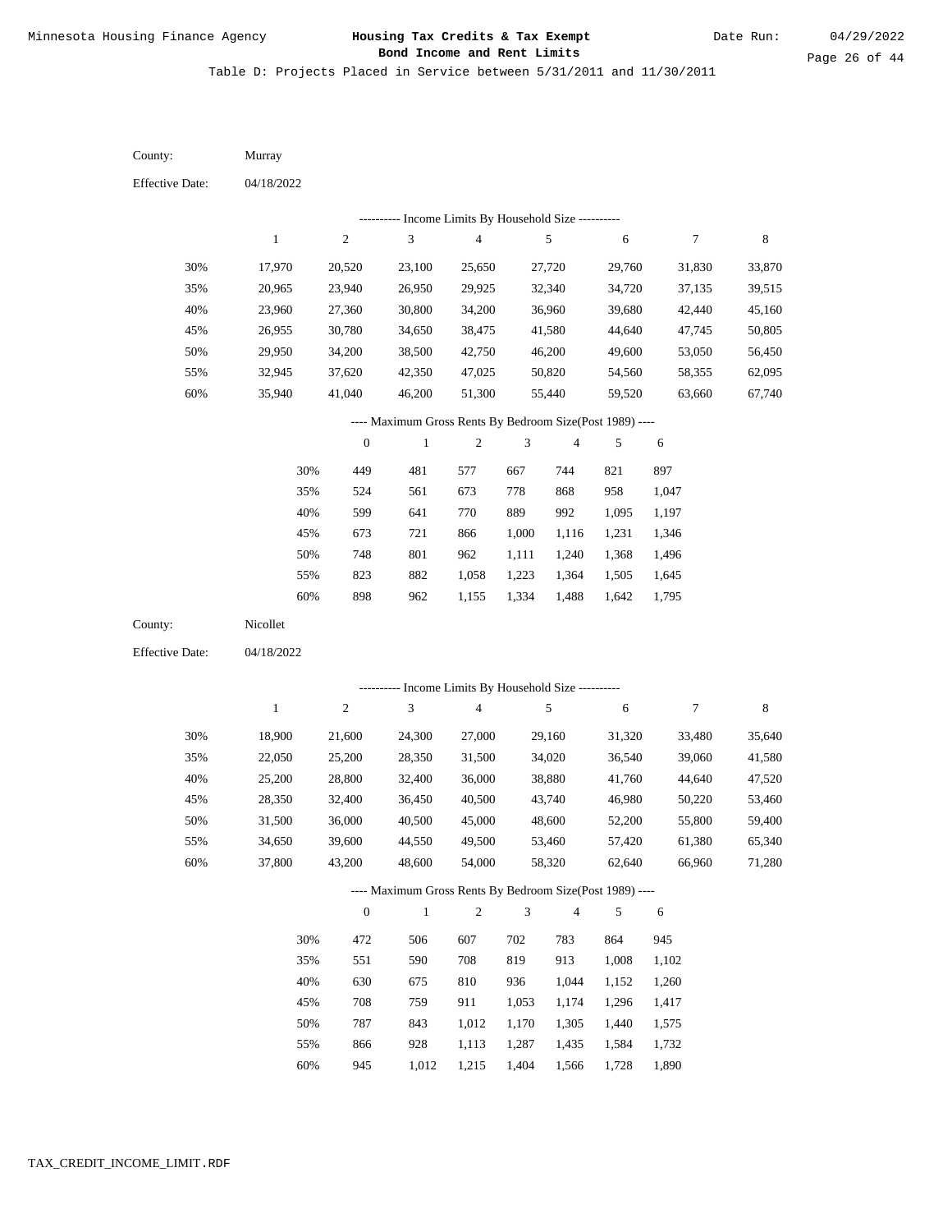Minnesota Housing Finance Agency

# Housing Tax Credits & Tax Exempt Bond Income and Rent Limits

Date Run: 04/29/2022

Table D: Projects Placed in Service between 5/31/2011 and 11/30/2011

County: Murray

Effective Date: 04/18/2022

---------- Income Limits By Household Size ----------

| | 1 | 2 | 3 | 4 | 5 | 6 | 7 | 8 |
|---|---|---|---|---|---|---|---|---|
| 30% | 17,970 | 20,520 | 23,100 | 25,650 | 27,720 | 29,760 | 31,830 | 33,870 |
| 35% | 20,965 | 23,940 | 26,950 | 29,925 | 32,340 | 34,720 | 37,135 | 39,515 |
| 40% | 23,960 | 27,360 | 30,800 | 34,200 | 36,960 | 39,680 | 42,440 | 45,160 |
| 45% | 26,955 | 30,780 | 34,650 | 38,475 | 41,580 | 44,640 | 47,745 | 50,805 |
| 50% | 29,950 | 34,200 | 38,500 | 42,750 | 46,200 | 49,600 | 53,050 | 56,450 |
| 55% | 32,945 | 37,620 | 42,350 | 47,025 | 50,820 | 54,560 | 58,355 | 62,095 |
| 60% | 35,940 | 41,040 | 46,200 | 51,300 | 55,440 | 59,520 | 63,660 | 67,740 |

---- Maximum Gross Rents By Bedroom Size(Post 1989) ----

| | 0 | 1 | 2 | 3 | 4 | 5 | 6 |
|---|---|---|---|---|---|---|---|
| 30% | 449 | 481 | 577 | 667 | 744 | 821 | 897 |
| 35% | 524 | 561 | 673 | 778 | 868 | 958 | 1,047 |
| 40% | 599 | 641 | 770 | 889 | 992 | 1,095 | 1,197 |
| 45% | 673 | 721 | 866 | 1,000 | 1,116 | 1,231 | 1,346 |
| 50% | 748 | 801 | 962 | 1,111 | 1,240 | 1,368 | 1,496 |
| 55% | 823 | 882 | 1,058 | 1,223 | 1,364 | 1,505 | 1,645 |
| 60% | 898 | 962 | 1,155 | 1,334 | 1,488 | 1,642 | 1,795 |

County: Nicollet

Effective Date: 04/18/2022

---------- Income Limits By Household Size ----------

| | 1 | 2 | 3 | 4 | 5 | 6 | 7 | 8 |
|---|---|---|---|---|---|---|---|---|
| 30% | 18,900 | 21,600 | 24,300 | 27,000 | 29,160 | 31,320 | 33,480 | 35,640 |
| 35% | 22,050 | 25,200 | 28,350 | 31,500 | 34,020 | 36,540 | 39,060 | 41,580 |
| 40% | 25,200 | 28,800 | 32,400 | 36,000 | 38,880 | 41,760 | 44,640 | 47,520 |
| 45% | 28,350 | 32,400 | 36,450 | 40,500 | 43,740 | 46,980 | 50,220 | 53,460 |
| 50% | 31,500 | 36,000 | 40,500 | 45,000 | 48,600 | 52,200 | 55,800 | 59,400 |
| 55% | 34,650 | 39,600 | 44,550 | 49,500 | 53,460 | 57,420 | 61,380 | 65,340 |
| 60% | 37,800 | 43,200 | 48,600 | 54,000 | 58,320 | 62,640 | 66,960 | 71,280 |

---- Maximum Gross Rents By Bedroom Size(Post 1989) ----

| | 0 | 1 | 2 | 3 | 4 | 5 | 6 |
|---|---|---|---|---|---|---|---|
| 30% | 472 | 506 | 607 | 702 | 783 | 864 | 945 |
| 35% | 551 | 590 | 708 | 819 | 913 | 1,008 | 1,102 |
| 40% | 630 | 675 | 810 | 936 | 1,044 | 1,152 | 1,260 |
| 45% | 708 | 759 | 911 | 1,053 | 1,174 | 1,296 | 1,417 |
| 50% | 787 | 843 | 1,012 | 1,170 | 1,305 | 1,440 | 1,575 |
| 55% | 866 | 928 | 1,113 | 1,287 | 1,435 | 1,584 | 1,732 |
| 60% | 945 | 1,012 | 1,215 | 1,404 | 1,566 | 1,728 | 1,890 |

TAX_CREDIT_INCOME_LIMIT.RDF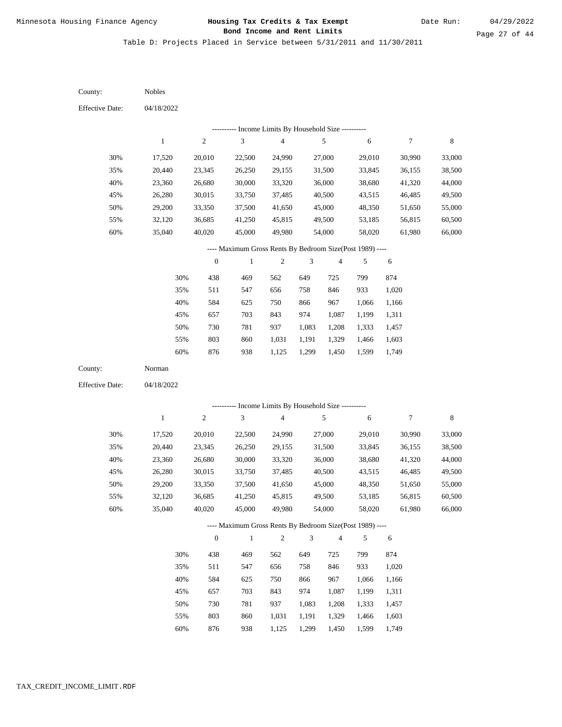Minnesota Housing Finance Agency

# Housing Tax Credits & Tax Exempt Bond Income and Rent Limits

Date Run: 04/29/2022

Table D: Projects Placed in Service between 5/31/2011 and 11/30/2011

County: Nobles

Effective Date: 04/18/2022

---------- Income Limits By Household Size ----------

| | 1 | 2 | 3 | 4 | 5 | 6 | 7 | 8 |
|---|---|---|---|---|---|---|---|---|
| 30% | 17,520 | 20,010 | 22,500 | 24,990 | 27,000 | 29,010 | 30,990 | 33,000 |
| 35% | 20,440 | 23,345 | 26,250 | 29,155 | 31,500 | 33,845 | 36,155 | 38,500 |
| 40% | 23,360 | 26,680 | 30,000 | 33,320 | 36,000 | 38,680 | 41,320 | 44,000 |
| 45% | 26,280 | 30,015 | 33,750 | 37,485 | 40,500 | 43,515 | 46,485 | 49,500 |
| 50% | 29,200 | 33,350 | 37,500 | 41,650 | 45,000 | 48,350 | 51,650 | 55,000 |
| 55% | 32,120 | 36,685 | 41,250 | 45,815 | 49,500 | 53,185 | 56,815 | 60,500 |
| 60% | 35,040 | 40,020 | 45,000 | 49,980 | 54,000 | 58,020 | 61,980 | 66,000 |

---- Maximum Gross Rents By Bedroom Size(Post 1989) ----

| | 0 | 1 | 2 | 3 | 4 | 5 | 6 |
|---|---|---|---|---|---|---|---|
| 30% | 438 | 469 | 562 | 649 | 725 | 799 | 874 |
| 35% | 511 | 547 | 656 | 758 | 846 | 933 | 1,020 |
| 40% | 584 | 625 | 750 | 866 | 967 | 1,066 | 1,166 |
| 45% | 657 | 703 | 843 | 974 | 1,087 | 1,199 | 1,311 |
| 50% | 730 | 781 | 937 | 1,083 | 1,208 | 1,333 | 1,457 |
| 55% | 803 | 860 | 1,031 | 1,191 | 1,329 | 1,466 | 1,603 |
| 60% | 876 | 938 | 1,125 | 1,299 | 1,450 | 1,599 | 1,749 |

County: Norman

Effective Date: 04/18/2022

---------- Income Limits By Household Size ----------

| | 1 | 2 | 3 | 4 | 5 | 6 | 7 | 8 |
|---|---|---|---|---|---|---|---|---|
| 30% | 17,520 | 20,010 | 22,500 | 24,990 | 27,000 | 29,010 | 30,990 | 33,000 |
| 35% | 20,440 | 23,345 | 26,250 | 29,155 | 31,500 | 33,845 | 36,155 | 38,500 |
| 40% | 23,360 | 26,680 | 30,000 | 33,320 | 36,000 | 38,680 | 41,320 | 44,000 |
| 45% | 26,280 | 30,015 | 33,750 | 37,485 | 40,500 | 43,515 | 46,485 | 49,500 |
| 50% | 29,200 | 33,350 | 37,500 | 41,650 | 45,000 | 48,350 | 51,650 | 55,000 |
| 55% | 32,120 | 36,685 | 41,250 | 45,815 | 49,500 | 53,185 | 56,815 | 60,500 |
| 60% | 35,040 | 40,020 | 45,000 | 49,980 | 54,000 | 58,020 | 61,980 | 66,000 |

---- Maximum Gross Rents By Bedroom Size(Post 1989) ----

| | 0 | 1 | 2 | 3 | 4 | 5 | 6 |
|---|---|---|---|---|---|---|---|
| 30% | 438 | 469 | 562 | 649 | 725 | 799 | 874 |
| 35% | 511 | 547 | 656 | 758 | 846 | 933 | 1,020 |
| 40% | 584 | 625 | 750 | 866 | 967 | 1,066 | 1,166 |
| 45% | 657 | 703 | 843 | 974 | 1,087 | 1,199 | 1,311 |
| 50% | 730 | 781 | 937 | 1,083 | 1,208 | 1,333 | 1,457 |
| 55% | 803 | 860 | 1,031 | 1,191 | 1,329 | 1,466 | 1,603 |
| 60% | 876 | 938 | 1,125 | 1,299 | 1,450 | 1,599 | 1,749 |

TAX_CREDIT_INCOME_LIMIT.RDF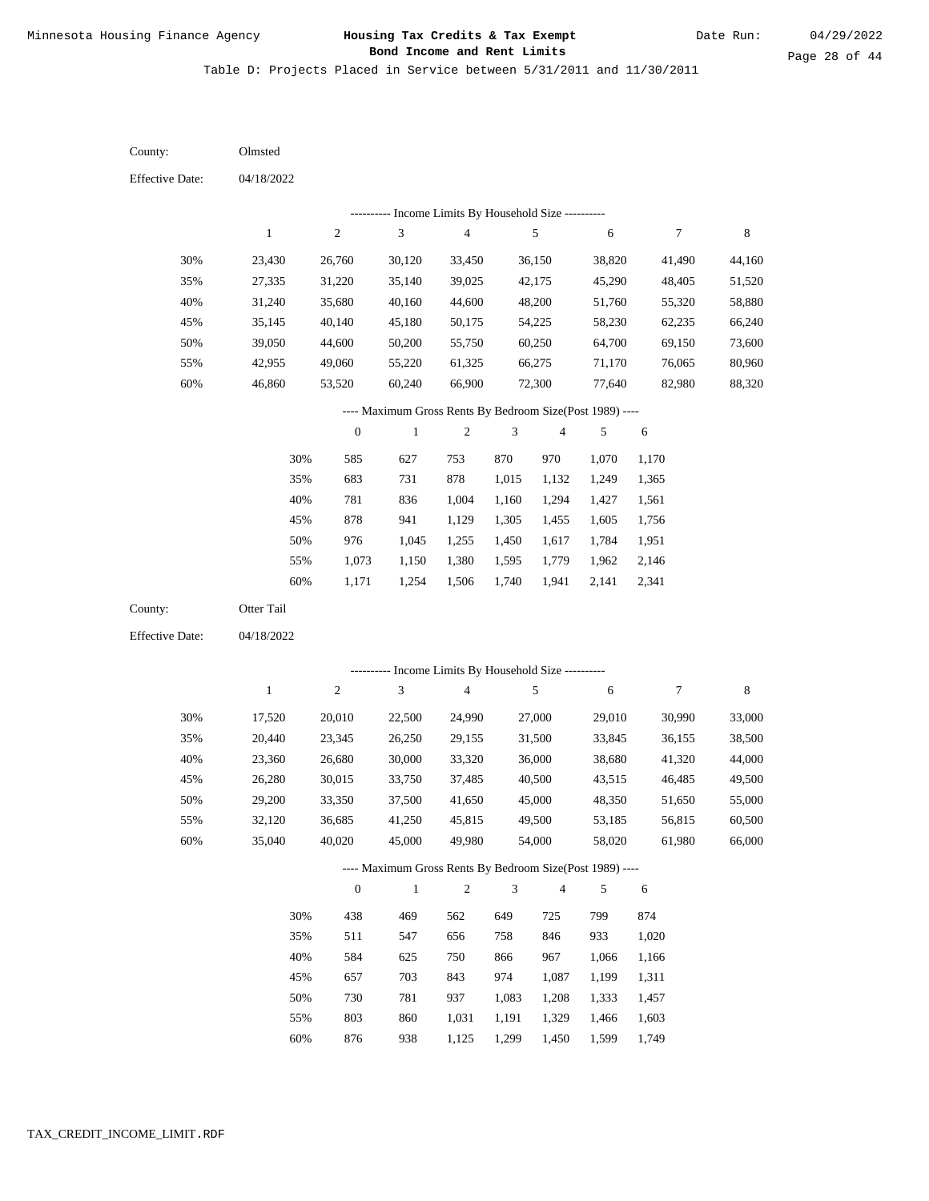Minnesota Housing Finance Agency

**Housing Tax Credits & Tax Exempt Bond Income and Rent Limits**

Date Run: 04/29/2022

Table D: Projects Placed in Service between 5/31/2011 and 11/30/2011

County: Olmsted

Effective Date: 04/18/2022

---------- Income Limits By Household Size ----------

| | 1 | 2 | 3 | 4 | 5 | 6 | 7 | 8 |
|---|---|---|---|---|---|---|---|---|
| 30% | 23,430 | 26,760 | 30,120 | 33,450 | 36,150 | 38,820 | 41,490 | 44,160 |
| 35% | 27,335 | 31,220 | 35,140 | 39,025 | 42,175 | 45,290 | 48,405 | 51,520 |
| 40% | 31,240 | 35,680 | 40,160 | 44,600 | 48,200 | 51,760 | 55,320 | 58,880 |
| 45% | 35,145 | 40,140 | 45,180 | 50,175 | 54,225 | 58,230 | 62,235 | 66,240 |
| 50% | 39,050 | 44,600 | 50,200 | 55,750 | 60,250 | 64,700 | 69,150 | 73,600 |
| 55% | 42,955 | 49,060 | 55,220 | 61,325 | 66,275 | 71,170 | 76,065 | 80,960 |
| 60% | 46,860 | 53,520 | 60,240 | 66,900 | 72,300 | 77,640 | 82,980 | 88,320 |

---- Maximum Gross Rents By Bedroom Size(Post 1989) ----

| | 0 | 1 | 2 | 3 | 4 | 5 | 6 |
|---|---|---|---|---|---|---|---|
| 30% | 585 | 627 | 753 | 870 | 970 | 1,070 | 1,170 |
| 35% | 683 | 731 | 878 | 1,015 | 1,132 | 1,249 | 1,365 |
| 40% | 781 | 836 | 1,004 | 1,160 | 1,294 | 1,427 | 1,561 |
| 45% | 878 | 941 | 1,129 | 1,305 | 1,455 | 1,605 | 1,756 |
| 50% | 976 | 1,045 | 1,255 | 1,450 | 1,617 | 1,784 | 1,951 |
| 55% | 1,073 | 1,150 | 1,380 | 1,595 | 1,779 | 1,962 | 2,146 |
| 60% | 1,171 | 1,254 | 1,506 | 1,740 | 1,941 | 2,141 | 2,341 |

County: Otter Tail

Effective Date: 04/18/2022

---------- Income Limits By Household Size ----------

| | 1 | 2 | 3 | 4 | 5 | 6 | 7 | 8 |
|---|---|---|---|---|---|---|---|---|
| 30% | 17,520 | 20,010 | 22,500 | 24,990 | 27,000 | 29,010 | 30,990 | 33,000 |
| 35% | 20,440 | 23,345 | 26,250 | 29,155 | 31,500 | 33,845 | 36,155 | 38,500 |
| 40% | 23,360 | 26,680 | 30,000 | 33,320 | 36,000 | 38,680 | 41,320 | 44,000 |
| 45% | 26,280 | 30,015 | 33,750 | 37,485 | 40,500 | 43,515 | 46,485 | 49,500 |
| 50% | 29,200 | 33,350 | 37,500 | 41,650 | 45,000 | 48,350 | 51,650 | 55,000 |
| 55% | 32,120 | 36,685 | 41,250 | 45,815 | 49,500 | 53,185 | 56,815 | 60,500 |
| 60% | 35,040 | 40,020 | 45,000 | 49,980 | 54,000 | 58,020 | 61,980 | 66,000 |

---- Maximum Gross Rents By Bedroom Size(Post 1989) ----

| | 0 | 1 | 2 | 3 | 4 | 5 | 6 |
|---|---|---|---|---|---|---|---|
| 30% | 438 | 469 | 562 | 649 | 725 | 799 | 874 |
| 35% | 511 | 547 | 656 | 758 | 846 | 933 | 1,020 |
| 40% | 584 | 625 | 750 | 866 | 967 | 1,066 | 1,166 |
| 45% | 657 | 703 | 843 | 974 | 1,087 | 1,199 | 1,311 |
| 50% | 730 | 781 | 937 | 1,083 | 1,208 | 1,333 | 1,457 |
| 55% | 803 | 860 | 1,031 | 1,191 | 1,329 | 1,466 | 1,603 |
| 60% | 876 | 938 | 1,125 | 1,299 | 1,450 | 1,599 | 1,749 |

TAX_CREDIT_INCOME_LIMIT.RDF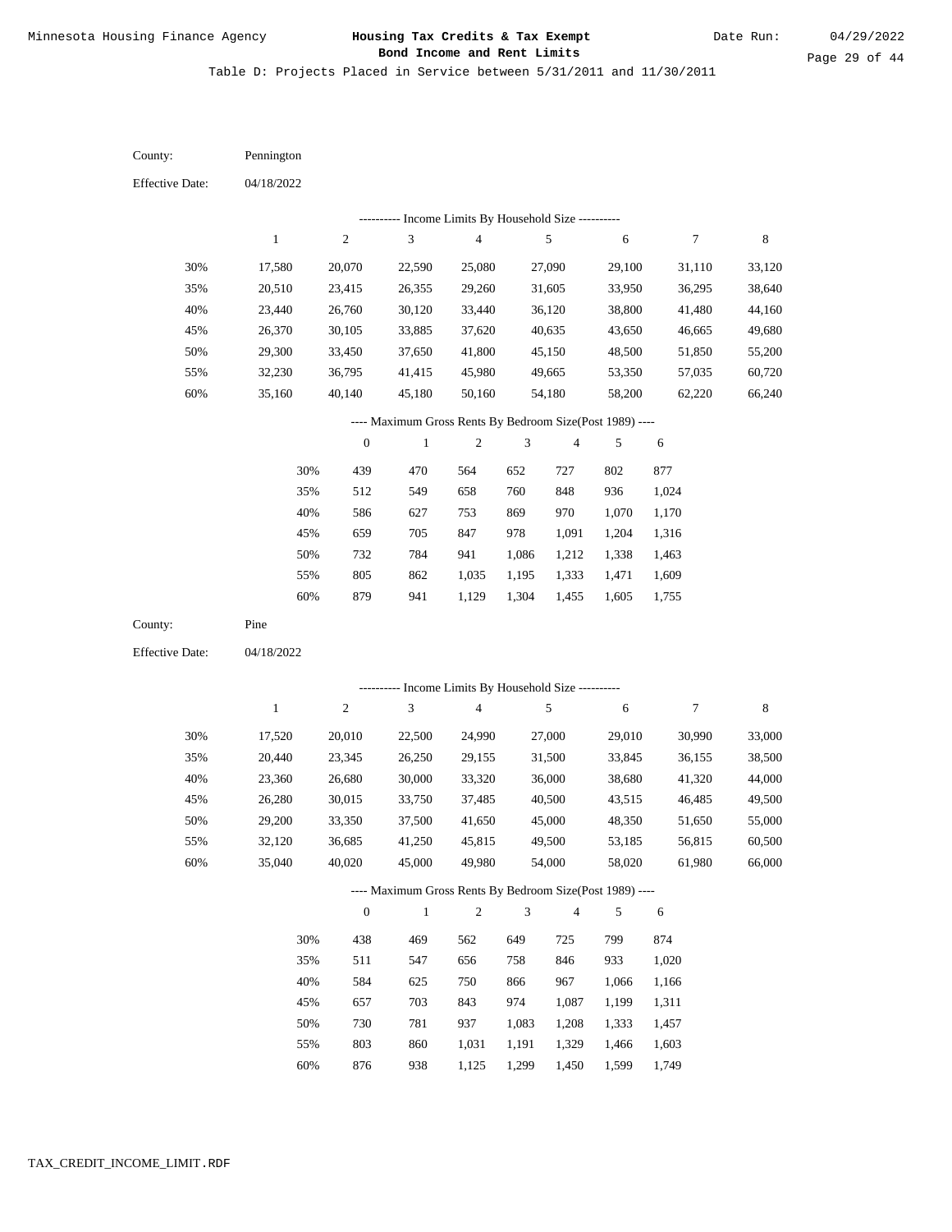Minnesota Housing Finance Agency

# Housing Tax Credits & Tax Exempt Bond Income and Rent Limits

Date Run: 04/29/2022

Table D: Projects Placed in Service between 5/31/2011 and 11/30/2011

County: Pennington

Effective Date: 04/18/2022

---------- Income Limits By Household Size ----------

| | 1 | 2 | 3 | 4 | 5 | 6 | 7 | 8 |
|---|---|---|---|---|---|---|---|---|
| 30% | 17,580 | 20,070 | 22,590 | 25,080 | 27,090 | 29,100 | 31,110 | 33,120 |
| 35% | 20,510 | 23,415 | 26,355 | 29,260 | 31,605 | 33,950 | 36,295 | 38,640 |
| 40% | 23,440 | 26,760 | 30,120 | 33,440 | 36,120 | 38,800 | 41,480 | 44,160 |
| 45% | 26,370 | 30,105 | 33,885 | 37,620 | 40,635 | 43,650 | 46,665 | 49,680 |
| 50% | 29,300 | 33,450 | 37,650 | 41,800 | 45,150 | 48,500 | 51,850 | 55,200 |
| 55% | 32,230 | 36,795 | 41,415 | 45,980 | 49,665 | 53,350 | 57,035 | 60,720 |
| 60% | 35,160 | 40,140 | 45,180 | 50,160 | 54,180 | 58,200 | 62,220 | 66,240 |

---- Maximum Gross Rents By Bedroom Size(Post 1989) ----

| | 0 | 1 | 2 | 3 | 4 | 5 | 6 |
|---|---|---|---|---|---|---|---|
| 30% | 439 | 470 | 564 | 652 | 727 | 802 | 877 |
| 35% | 512 | 549 | 658 | 760 | 848 | 936 | 1,024 |
| 40% | 586 | 627 | 753 | 869 | 970 | 1,070 | 1,170 |
| 45% | 659 | 705 | 847 | 978 | 1,091 | 1,204 | 1,316 |
| 50% | 732 | 784 | 941 | 1,086 | 1,212 | 1,338 | 1,463 |
| 55% | 805 | 862 | 1,035 | 1,195 | 1,333 | 1,471 | 1,609 |
| 60% | 879 | 941 | 1,129 | 1,304 | 1,455 | 1,605 | 1,755 |

County: Pine

Effective Date: 04/18/2022

---------- Income Limits By Household Size ----------

| | 1 | 2 | 3 | 4 | 5 | 6 | 7 | 8 |
|---|---|---|---|---|---|---|---|---|
| 30% | 17,520 | 20,010 | 22,500 | 24,990 | 27,000 | 29,010 | 30,990 | 33,000 |
| 35% | 20,440 | 23,345 | 26,250 | 29,155 | 31,500 | 33,845 | 36,155 | 38,500 |
| 40% | 23,360 | 26,680 | 30,000 | 33,320 | 36,000 | 38,680 | 41,320 | 44,000 |
| 45% | 26,280 | 30,015 | 33,750 | 37,485 | 40,500 | 43,515 | 46,485 | 49,500 |
| 50% | 29,200 | 33,350 | 37,500 | 41,650 | 45,000 | 48,350 | 51,650 | 55,000 |
| 55% | 32,120 | 36,685 | 41,250 | 45,815 | 49,500 | 53,185 | 56,815 | 60,500 |
| 60% | 35,040 | 40,020 | 45,000 | 49,980 | 54,000 | 58,020 | 61,980 | 66,000 |

---- Maximum Gross Rents By Bedroom Size(Post 1989) ----

| | 0 | 1 | 2 | 3 | 4 | 5 | 6 |
|---|---|---|---|---|---|---|---|
| 30% | 438 | 469 | 562 | 649 | 725 | 799 | 874 |
| 35% | 511 | 547 | 656 | 758 | 846 | 933 | 1,020 |
| 40% | 584 | 625 | 750 | 866 | 967 | 1,066 | 1,166 |
| 45% | 657 | 703 | 843 | 974 | 1,087 | 1,199 | 1,311 |
| 50% | 730 | 781 | 937 | 1,083 | 1,208 | 1,333 | 1,457 |
| 55% | 803 | 860 | 1,031 | 1,191 | 1,329 | 1,466 | 1,603 |
| 60% | 876 | 938 | 1,125 | 1,299 | 1,450 | 1,599 | 1,749 |

TAX_CREDIT_INCOME_LIMIT.RDF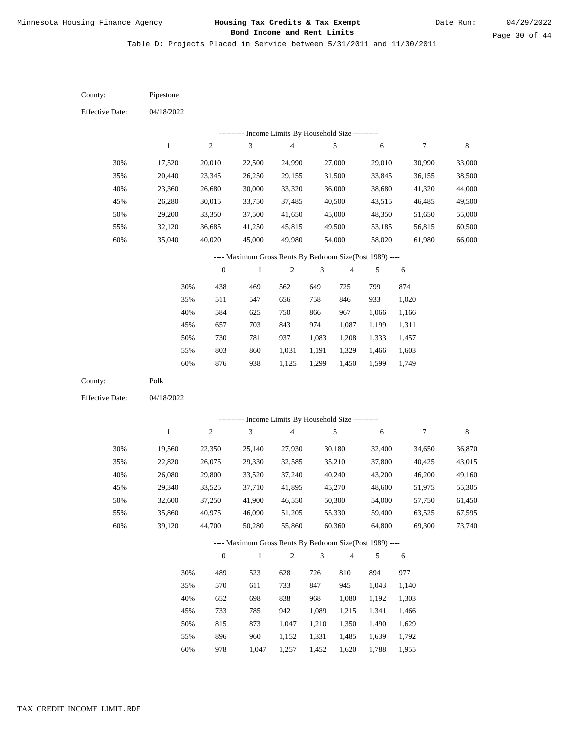Minnesota Housing Finance Agency

**Housing Tax Credits & Tax Exempt Bond Income and Rent Limits**

Date Run: 04/29/2022

Table D: Projects Placed in Service between 5/31/2011 and 11/30/2011

County: Pipestone

Effective Date: 04/18/2022

---------- Income Limits By Household Size ----------

| | 1 | 2 | 3 | 4 | 5 | 6 | 7 | 8 |
|---|---|---|---|---|---|---|---|---|
| 30% | 17,520 | 20,010 | 22,500 | 24,990 | 27,000 | 29,010 | 30,990 | 33,000 |
| 35% | 20,440 | 23,345 | 26,250 | 29,155 | 31,500 | 33,845 | 36,155 | 38,500 |
| 40% | 23,360 | 26,680 | 30,000 | 33,320 | 36,000 | 38,680 | 41,320 | 44,000 |
| 45% | 26,280 | 30,015 | 33,750 | 37,485 | 40,500 | 43,515 | 46,485 | 49,500 |
| 50% | 29,200 | 33,350 | 37,500 | 41,650 | 45,000 | 48,350 | 51,650 | 55,000 |
| 55% | 32,120 | 36,685 | 41,250 | 45,815 | 49,500 | 53,185 | 56,815 | 60,500 |
| 60% | 35,040 | 40,020 | 45,000 | 49,980 | 54,000 | 58,020 | 61,980 | 66,000 |

---- Maximum Gross Rents By Bedroom Size(Post 1989) ----

| | 0 | 1 | 2 | 3 | 4 | 5 | 6 |
|---|---|---|---|---|---|---|---|
| 30% | 438 | 469 | 562 | 649 | 725 | 799 | 874 |
| 35% | 511 | 547 | 656 | 758 | 846 | 933 | 1,020 |
| 40% | 584 | 625 | 750 | 866 | 967 | 1,066 | 1,166 |
| 45% | 657 | 703 | 843 | 974 | 1,087 | 1,199 | 1,311 |
| 50% | 730 | 781 | 937 | 1,083 | 1,208 | 1,333 | 1,457 |
| 55% | 803 | 860 | 1,031 | 1,191 | 1,329 | 1,466 | 1,603 |
| 60% | 876 | 938 | 1,125 | 1,299 | 1,450 | 1,599 | 1,749 |

County: Polk

Effective Date: 04/18/2022

---------- Income Limits By Household Size ----------

| | 1 | 2 | 3 | 4 | 5 | 6 | 7 | 8 |
|---|---|---|---|---|---|---|---|---|
| 30% | 19,560 | 22,350 | 25,140 | 27,930 | 30,180 | 32,400 | 34,650 | 36,870 |
| 35% | 22,820 | 26,075 | 29,330 | 32,585 | 35,210 | 37,800 | 40,425 | 43,015 |
| 40% | 26,080 | 29,800 | 33,520 | 37,240 | 40,240 | 43,200 | 46,200 | 49,160 |
| 45% | 29,340 | 33,525 | 37,710 | 41,895 | 45,270 | 48,600 | 51,975 | 55,305 |
| 50% | 32,600 | 37,250 | 41,900 | 46,550 | 50,300 | 54,000 | 57,750 | 61,450 |
| 55% | 35,860 | 40,975 | 46,090 | 51,205 | 55,330 | 59,400 | 63,525 | 67,595 |
| 60% | 39,120 | 44,700 | 50,280 | 55,860 | 60,360 | 64,800 | 69,300 | 73,740 |

---- Maximum Gross Rents By Bedroom Size(Post 1989) ----

| | 0 | 1 | 2 | 3 | 4 | 5 | 6 |
|---|---|---|---|---|---|---|---|
| 30% | 489 | 523 | 628 | 726 | 810 | 894 | 977 |
| 35% | 570 | 611 | 733 | 847 | 945 | 1,043 | 1,140 |
| 40% | 652 | 698 | 838 | 968 | 1,080 | 1,192 | 1,303 |
| 45% | 733 | 785 | 942 | 1,089 | 1,215 | 1,341 | 1,466 |
| 50% | 815 | 873 | 1,047 | 1,210 | 1,350 | 1,490 | 1,629 |
| 55% | 896 | 960 | 1,152 | 1,331 | 1,485 | 1,639 | 1,792 |
| 60% | 978 | 1,047 | 1,257 | 1,452 | 1,620 | 1,788 | 1,955 |

TAX_CREDIT_INCOME_LIMIT.RDF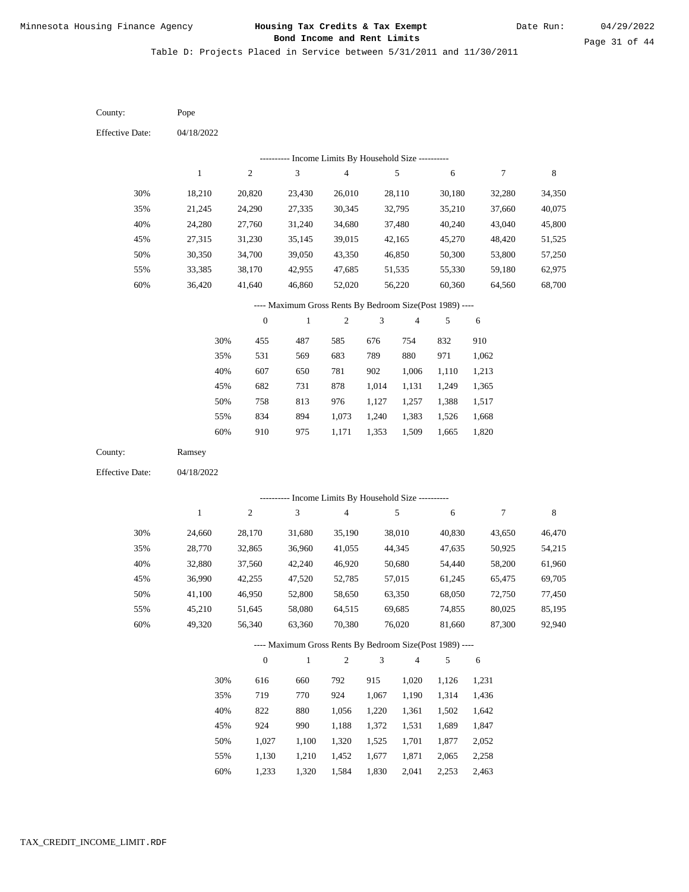Minnesota Housing Finance Agency

**Housing Tax Credits & Tax Exempt Bond Income and Rent Limits**

Date Run: 04/29/2022

Table D: Projects Placed in Service between 5/31/2011 and 11/30/2011

County: Pope

Effective Date: 04/18/2022

---------- Income Limits By Household Size ----------

| | 1 | 2 | 3 | 4 | 5 | 6 | 7 | 8 |
|---|---|---|---|---|---|---|---|---|
| 30% | 18,210 | 20,820 | 23,430 | 26,010 | 28,110 | 30,180 | 32,280 | 34,350 |
| 35% | 21,245 | 24,290 | 27,335 | 30,345 | 32,795 | 35,210 | 37,660 | 40,075 |
| 40% | 24,280 | 27,760 | 31,240 | 34,680 | 37,480 | 40,240 | 43,040 | 45,800 |
| 45% | 27,315 | 31,230 | 35,145 | 39,015 | 42,165 | 45,270 | 48,420 | 51,525 |
| 50% | 30,350 | 34,700 | 39,050 | 43,350 | 46,850 | 50,300 | 53,800 | 57,250 |
| 55% | 33,385 | 38,170 | 42,955 | 47,685 | 51,535 | 55,330 | 59,180 | 62,975 |
| 60% | 36,420 | 41,640 | 46,860 | 52,020 | 56,220 | 60,360 | 64,560 | 68,700 |

---- Maximum Gross Rents By Bedroom Size(Post 1989) ----

| | 0 | 1 | 2 | 3 | 4 | 5 | 6 |
|---|---|---|---|---|---|---|---|
| 30% | 455 | 487 | 585 | 676 | 754 | 832 | 910 |
| 35% | 531 | 569 | 683 | 789 | 880 | 971 | 1,062 |
| 40% | 607 | 650 | 781 | 902 | 1,006 | 1,110 | 1,213 |
| 45% | 682 | 731 | 878 | 1,014 | 1,131 | 1,249 | 1,365 |
| 50% | 758 | 813 | 976 | 1,127 | 1,257 | 1,388 | 1,517 |
| 55% | 834 | 894 | 1,073 | 1,240 | 1,383 | 1,526 | 1,668 |
| 60% | 910 | 975 | 1,171 | 1,353 | 1,509 | 1,665 | 1,820 |

County: Ramsey

Effective Date: 04/18/2022

---------- Income Limits By Household Size ----------

| | 1 | 2 | 3 | 4 | 5 | 6 | 7 | 8 |
|---|---|---|---|---|---|---|---|---|
| 30% | 24,660 | 28,170 | 31,680 | 35,190 | 38,010 | 40,830 | 43,650 | 46,470 |
| 35% | 28,770 | 32,865 | 36,960 | 41,055 | 44,345 | 47,635 | 50,925 | 54,215 |
| 40% | 32,880 | 37,560 | 42,240 | 46,920 | 50,680 | 54,440 | 58,200 | 61,960 |
| 45% | 36,990 | 42,255 | 47,520 | 52,785 | 57,015 | 61,245 | 65,475 | 69,705 |
| 50% | 41,100 | 46,950 | 52,800 | 58,650 | 63,350 | 68,050 | 72,750 | 77,450 |
| 55% | 45,210 | 51,645 | 58,080 | 64,515 | 69,685 | 74,855 | 80,025 | 85,195 |
| 60% | 49,320 | 56,340 | 63,360 | 70,380 | 76,020 | 81,660 | 87,300 | 92,940 |

---- Maximum Gross Rents By Bedroom Size(Post 1989) ----

| | 0 | 1 | 2 | 3 | 4 | 5 | 6 |
|---|---|---|---|---|---|---|---|
| 30% | 616 | 660 | 792 | 915 | 1,020 | 1,126 | 1,231 |
| 35% | 719 | 770 | 924 | 1,067 | 1,190 | 1,314 | 1,436 |
| 40% | 822 | 880 | 1,056 | 1,220 | 1,361 | 1,502 | 1,642 |
| 45% | 924 | 990 | 1,188 | 1,372 | 1,531 | 1,689 | 1,847 |
| 50% | 1,027 | 1,100 | 1,320 | 1,525 | 1,701 | 1,877 | 2,052 |
| 55% | 1,130 | 1,210 | 1,452 | 1,677 | 1,871 | 2,065 | 2,258 |
| 60% | 1,233 | 1,320 | 1,584 | 1,830 | 2,041 | 2,253 | 2,463 |

TAX_CREDIT_INCOME_LIMIT.RDF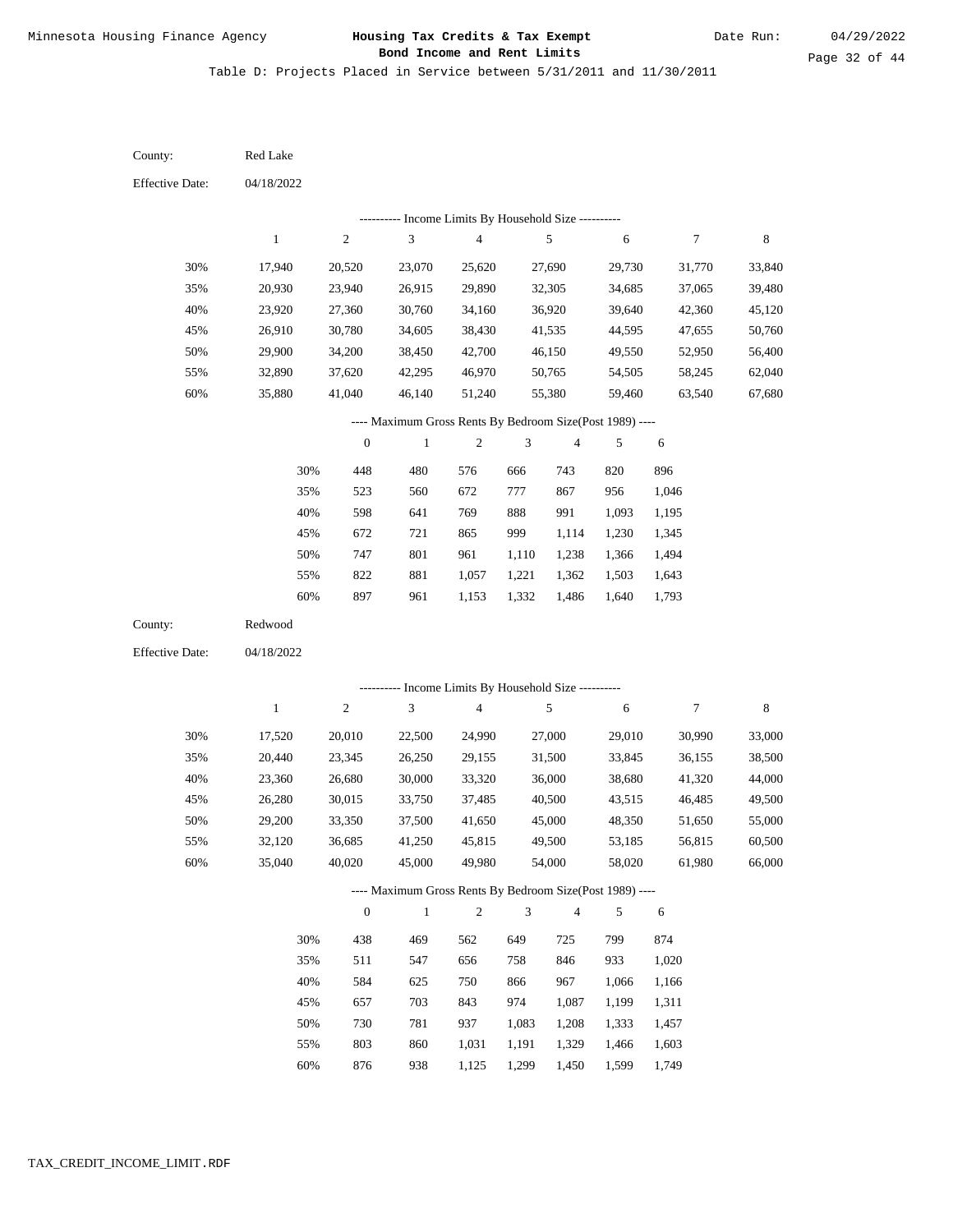Minnesota Housing Finance Agency

**Housing Tax Credits & Tax Exempt Bond Income and Rent Limits**

Date Run: 04/29/2022

Table D: Projects Placed in Service between 5/31/2011 and 11/30/2011

County: Red Lake

Effective Date: 04/18/2022

---------- Income Limits By Household Size ----------

| | 1 | 2 | 3 | 4 | 5 | 6 | 7 | 8 |
|---|---|---|---|---|---|---|---|---|
| 30% | 17,940 | 20,520 | 23,070 | 25,620 | 27,690 | 29,730 | 31,770 | 33,840 |
| 35% | 20,930 | 23,940 | 26,915 | 29,890 | 32,305 | 34,685 | 37,065 | 39,480 |
| 40% | 23,920 | 27,360 | 30,760 | 34,160 | 36,920 | 39,640 | 42,360 | 45,120 |
| 45% | 26,910 | 30,780 | 34,605 | 38,430 | 41,535 | 44,595 | 47,655 | 50,760 |
| 50% | 29,900 | 34,200 | 38,450 | 42,700 | 46,150 | 49,550 | 52,950 | 56,400 |
| 55% | 32,890 | 37,620 | 42,295 | 46,970 | 50,765 | 54,505 | 58,245 | 62,040 |
| 60% | 35,880 | 41,040 | 46,140 | 51,240 | 55,380 | 59,460 | 63,540 | 67,680 |

---- Maximum Gross Rents By Bedroom Size(Post 1989) ----

| | 0 | 1 | 2 | 3 | 4 | 5 | 6 |
|---|---|---|---|---|---|---|---|
| 30% | 448 | 480 | 576 | 666 | 743 | 820 | 896 |
| 35% | 523 | 560 | 672 | 777 | 867 | 956 | 1,046 |
| 40% | 598 | 641 | 769 | 888 | 991 | 1,093 | 1,195 |
| 45% | 672 | 721 | 865 | 999 | 1,114 | 1,230 | 1,345 |
| 50% | 747 | 801 | 961 | 1,110 | 1,238 | 1,366 | 1,494 |
| 55% | 822 | 881 | 1,057 | 1,221 | 1,362 | 1,503 | 1,643 |
| 60% | 897 | 961 | 1,153 | 1,332 | 1,486 | 1,640 | 1,793 |

County: Redwood

Effective Date: 04/18/2022

---------- Income Limits By Household Size ----------

| | 1 | 2 | 3 | 4 | 5 | 6 | 7 | 8 |
|---|---|---|---|---|---|---|---|---|
| 30% | 17,520 | 20,010 | 22,500 | 24,990 | 27,000 | 29,010 | 30,990 | 33,000 |
| 35% | 20,440 | 23,345 | 26,250 | 29,155 | 31,500 | 33,845 | 36,155 | 38,500 |
| 40% | 23,360 | 26,680 | 30,000 | 33,320 | 36,000 | 38,680 | 41,320 | 44,000 |
| 45% | 26,280 | 30,015 | 33,750 | 37,485 | 40,500 | 43,515 | 46,485 | 49,500 |
| 50% | 29,200 | 33,350 | 37,500 | 41,650 | 45,000 | 48,350 | 51,650 | 55,000 |
| 55% | 32,120 | 36,685 | 41,250 | 45,815 | 49,500 | 53,185 | 56,815 | 60,500 |
| 60% | 35,040 | 40,020 | 45,000 | 49,980 | 54,000 | 58,020 | 61,980 | 66,000 |

---- Maximum Gross Rents By Bedroom Size(Post 1989) ----

| | 0 | 1 | 2 | 3 | 4 | 5 | 6 |
|---|---|---|---|---|---|---|---|
| 30% | 438 | 469 | 562 | 649 | 725 | 799 | 874 |
| 35% | 511 | 547 | 656 | 758 | 846 | 933 | 1,020 |
| 40% | 584 | 625 | 750 | 866 | 967 | 1,066 | 1,166 |
| 45% | 657 | 703 | 843 | 974 | 1,087 | 1,199 | 1,311 |
| 50% | 730 | 781 | 937 | 1,083 | 1,208 | 1,333 | 1,457 |
| 55% | 803 | 860 | 1,031 | 1,191 | 1,329 | 1,466 | 1,603 |
| 60% | 876 | 938 | 1,125 | 1,299 | 1,450 | 1,599 | 1,749 |

TAX_CREDIT_INCOME_LIMIT.RDF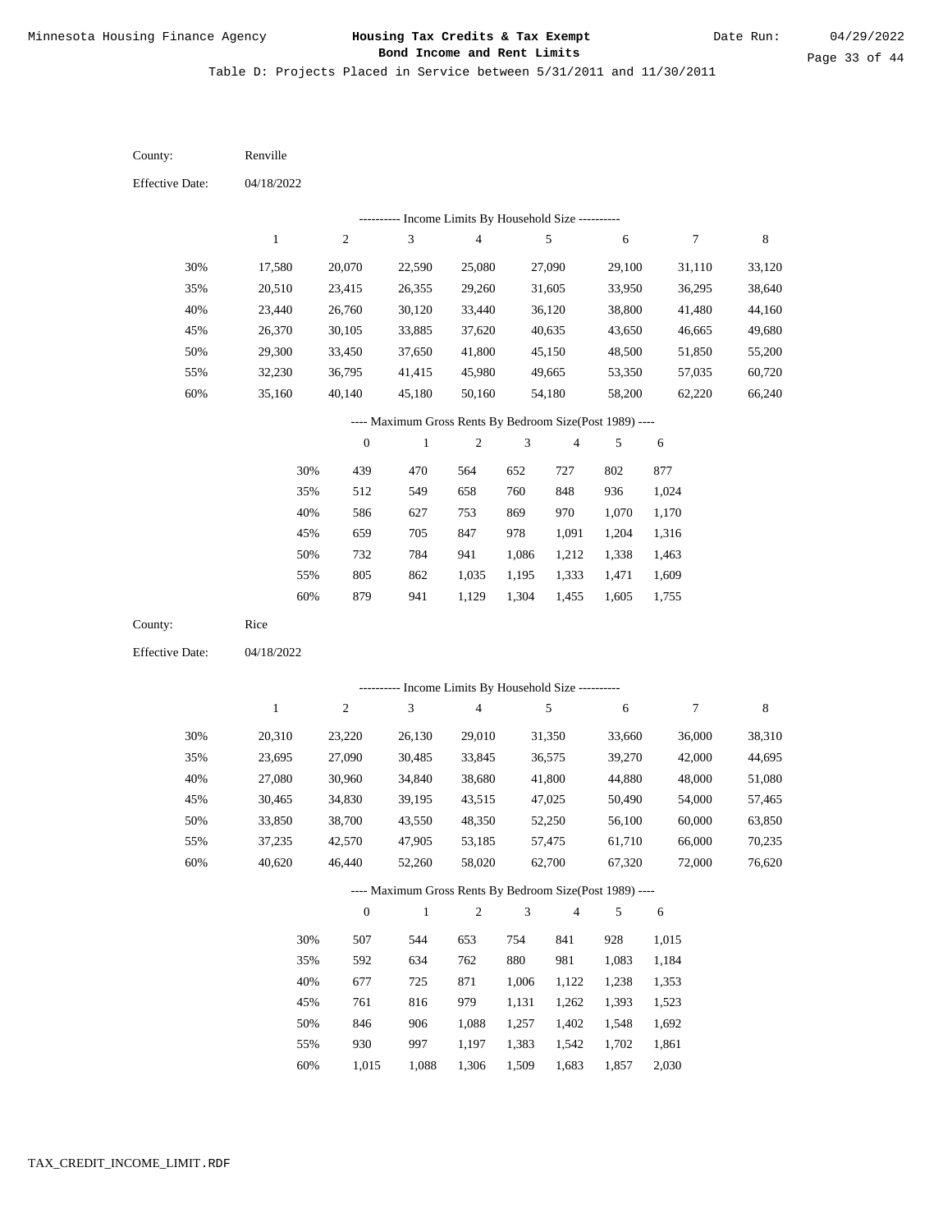Minnesota Housing Finance Agency

**Housing Tax Credits & Tax Exempt Bond Income and Rent Limits**

Date Run: 04/29/2022

Table D: Projects Placed in Service between 5/31/2011 and 11/30/2011

County: Renville

Effective Date: 04/18/2022

---------- Income Limits By Household Size ----------

| | 1 | 2 | 3 | 4 | 5 | 6 | 7 | 8 |
|---|---|---|---|---|---|---|---|---|
| 30% | 17,580 | 20,070 | 22,590 | 25,080 | 27,090 | 29,100 | 31,110 | 33,120 |
| 35% | 20,510 | 23,415 | 26,355 | 29,260 | 31,605 | 33,950 | 36,295 | 38,640 |
| 40% | 23,440 | 26,760 | 30,120 | 33,440 | 36,120 | 38,800 | 41,480 | 44,160 |
| 45% | 26,370 | 30,105 | 33,885 | 37,620 | 40,635 | 43,650 | 46,665 | 49,680 |
| 50% | 29,300 | 33,450 | 37,650 | 41,800 | 45,150 | 48,500 | 51,850 | 55,200 |
| 55% | 32,230 | 36,795 | 41,415 | 45,980 | 49,665 | 53,350 | 57,035 | 60,720 |
| 60% | 35,160 | 40,140 | 45,180 | 50,160 | 54,180 | 58,200 | 62,220 | 66,240 |

---- Maximum Gross Rents By Bedroom Size(Post 1989) ----

| | 0 | 1 | 2 | 3 | 4 | 5 | 6 |
|---|---|---|---|---|---|---|---|
| 30% | 439 | 470 | 564 | 652 | 727 | 802 | 877 |
| 35% | 512 | 549 | 658 | 760 | 848 | 936 | 1,024 |
| 40% | 586 | 627 | 753 | 869 | 970 | 1,070 | 1,170 |
| 45% | 659 | 705 | 847 | 978 | 1,091 | 1,204 | 1,316 |
| 50% | 732 | 784 | 941 | 1,086 | 1,212 | 1,338 | 1,463 |
| 55% | 805 | 862 | 1,035 | 1,195 | 1,333 | 1,471 | 1,609 |
| 60% | 879 | 941 | 1,129 | 1,304 | 1,455 | 1,605 | 1,755 |

County: Rice

Effective Date: 04/18/2022

---------- Income Limits By Household Size ----------

| | 1 | 2 | 3 | 4 | 5 | 6 | 7 | 8 |
|---|---|---|---|---|---|---|---|---|
| 30% | 20,310 | 23,220 | 26,130 | 29,010 | 31,350 | 33,660 | 36,000 | 38,310 |
| 35% | 23,695 | 27,090 | 30,485 | 33,845 | 36,575 | 39,270 | 42,000 | 44,695 |
| 40% | 27,080 | 30,960 | 34,840 | 38,680 | 41,800 | 44,880 | 48,000 | 51,080 |
| 45% | 30,465 | 34,830 | 39,195 | 43,515 | 47,025 | 50,490 | 54,000 | 57,465 |
| 50% | 33,850 | 38,700 | 43,550 | 48,350 | 52,250 | 56,100 | 60,000 | 63,850 |
| 55% | 37,235 | 42,570 | 47,905 | 53,185 | 57,475 | 61,710 | 66,000 | 70,235 |
| 60% | 40,620 | 46,440 | 52,260 | 58,020 | 62,700 | 67,320 | 72,000 | 76,620 |

---- Maximum Gross Rents By Bedroom Size(Post 1989) ----

| | 0 | 1 | 2 | 3 | 4 | 5 | 6 |
|---|---|---|---|---|---|---|---|
| 30% | 507 | 544 | 653 | 754 | 841 | 928 | 1,015 |
| 35% | 592 | 634 | 762 | 880 | 981 | 1,083 | 1,184 |
| 40% | 677 | 725 | 871 | 1,006 | 1,122 | 1,238 | 1,353 |
| 45% | 761 | 816 | 979 | 1,131 | 1,262 | 1,393 | 1,523 |
| 50% | 846 | 906 | 1,088 | 1,257 | 1,402 | 1,548 | 1,692 |
| 55% | 930 | 997 | 1,197 | 1,383 | 1,542 | 1,702 | 1,861 |
| 60% | 1,015 | 1,088 | 1,306 | 1,509 | 1,683 | 1,857 | 2,030 |

TAX_CREDIT_INCOME_LIMIT.RDF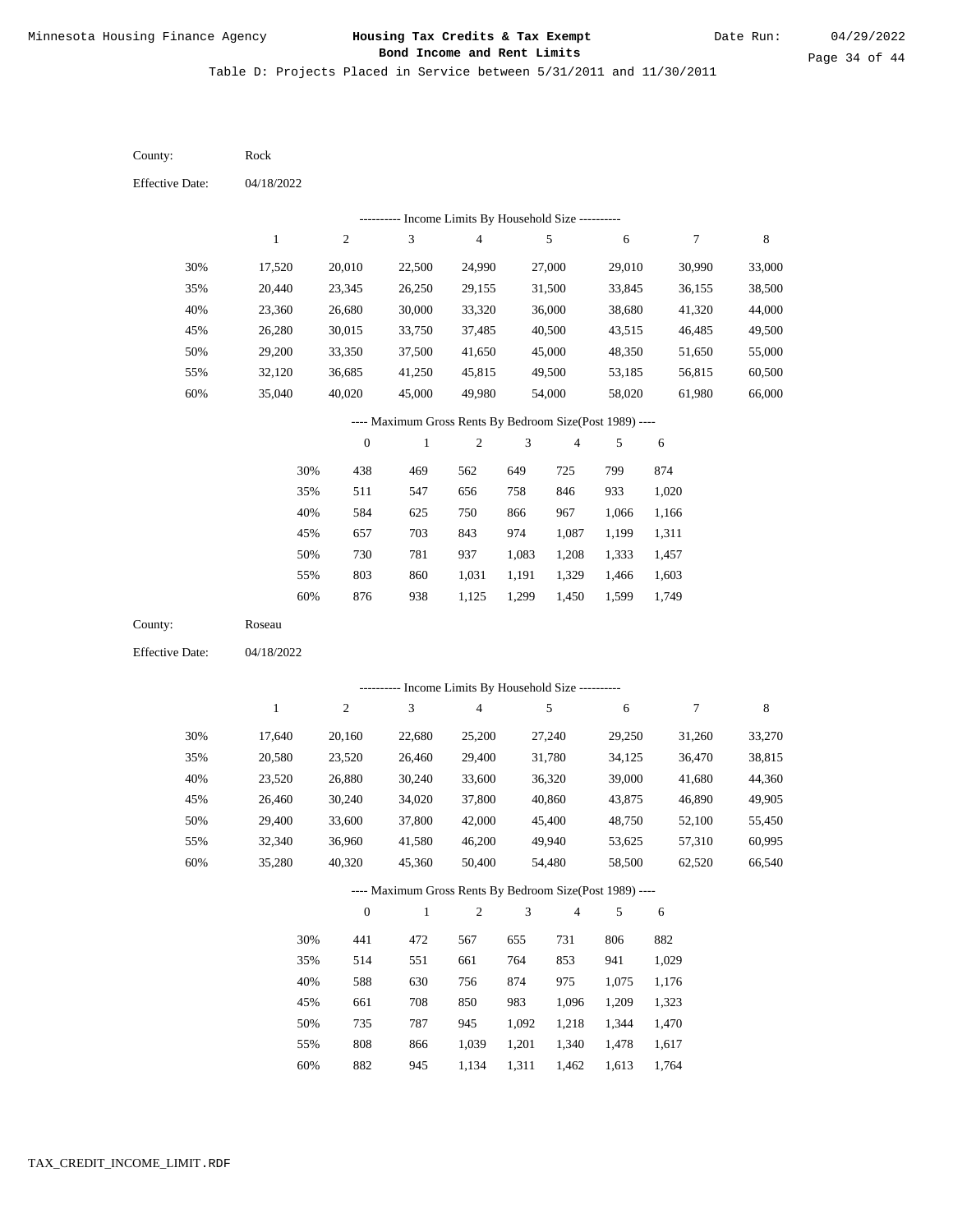Table D: Projects Placed in Service between 5/31/2011 and 11/30/2011

County: Rock

Effective Date: 04/18/2022

---------- Income Limits By Household Size ----------

| | 1 | 2 | 3 | 4 | 5 | 6 | 7 | 8 |
|---|---|---|---|---|---|---|---|---|
| 30% | 17,520 | 20,010 | 22,500 | 24,990 | 27,000 | 29,010 | 30,990 | 33,000 |
| 35% | 20,440 | 23,345 | 26,250 | 29,155 | 31,500 | 33,845 | 36,155 | 38,500 |
| 40% | 23,360 | 26,680 | 30,000 | 33,320 | 36,000 | 38,680 | 41,320 | 44,000 |
| 45% | 26,280 | 30,015 | 33,750 | 37,485 | 40,500 | 43,515 | 46,485 | 49,500 |
| 50% | 29,200 | 33,350 | 37,500 | 41,650 | 45,000 | 48,350 | 51,650 | 55,000 |
| 55% | 32,120 | 36,685 | 41,250 | 45,815 | 49,500 | 53,185 | 56,815 | 60,500 |
| 60% | 35,040 | 40,020 | 45,000 | 49,980 | 54,000 | 58,020 | 61,980 | 66,000 |

---- Maximum Gross Rents By Bedroom Size(Post 1989) ----

| | 0 | 1 | 2 | 3 | 4 | 5 | 6 |
|---|---|---|---|---|---|---|---|
| 30% | 438 | 469 | 562 | 649 | 725 | 799 | 874 |
| 35% | 511 | 547 | 656 | 758 | 846 | 933 | 1,020 |
| 40% | 584 | 625 | 750 | 866 | 967 | 1,066 | 1,166 |
| 45% | 657 | 703 | 843 | 974 | 1,087 | 1,199 | 1,311 |
| 50% | 730 | 781 | 937 | 1,083 | 1,208 | 1,333 | 1,457 |
| 55% | 803 | 860 | 1,031 | 1,191 | 1,329 | 1,466 | 1,603 |
| 60% | 876 | 938 | 1,125 | 1,299 | 1,450 | 1,599 | 1,749 |

County: Roseau

Effective Date: 04/18/2022

---------- Income Limits By Household Size ----------

| | 1 | 2 | 3 | 4 | 5 | 6 | 7 | 8 |
|---|---|---|---|---|---|---|---|---|
| 30% | 17,640 | 20,160 | 22,680 | 25,200 | 27,240 | 29,250 | 31,260 | 33,270 |
| 35% | 20,580 | 23,520 | 26,460 | 29,400 | 31,780 | 34,125 | 36,470 | 38,815 |
| 40% | 23,520 | 26,880 | 30,240 | 33,600 | 36,320 | 39,000 | 41,680 | 44,360 |
| 45% | 26,460 | 30,240 | 34,020 | 37,800 | 40,860 | 43,875 | 46,890 | 49,905 |
| 50% | 29,400 | 33,600 | 37,800 | 42,000 | 45,400 | 48,750 | 52,100 | 55,450 |
| 55% | 32,340 | 36,960 | 41,580 | 46,200 | 49,940 | 53,625 | 57,310 | 60,995 |
| 60% | 35,280 | 40,320 | 45,360 | 50,400 | 54,480 | 58,500 | 62,520 | 66,540 |

---- Maximum Gross Rents By Bedroom Size(Post 1989) ----

| | 0 | 1 | 2 | 3 | 4 | 5 | 6 |
|---|---|---|---|---|---|---|---|
| 30% | 441 | 472 | 567 | 655 | 731 | 806 | 882 |
| 35% | 514 | 551 | 661 | 764 | 853 | 941 | 1,029 |
| 40% | 588 | 630 | 756 | 874 | 975 | 1,075 | 1,176 |
| 45% | 661 | 708 | 850 | 983 | 1,096 | 1,209 | 1,323 |
| 50% | 735 | 787 | 945 | 1,092 | 1,218 | 1,344 | 1,470 |
| 55% | 808 | 866 | 1,039 | 1,201 | 1,340 | 1,478 | 1,617 |
| 60% | 882 | 945 | 1,134 | 1,311 | 1,462 | 1,613 | 1,764 |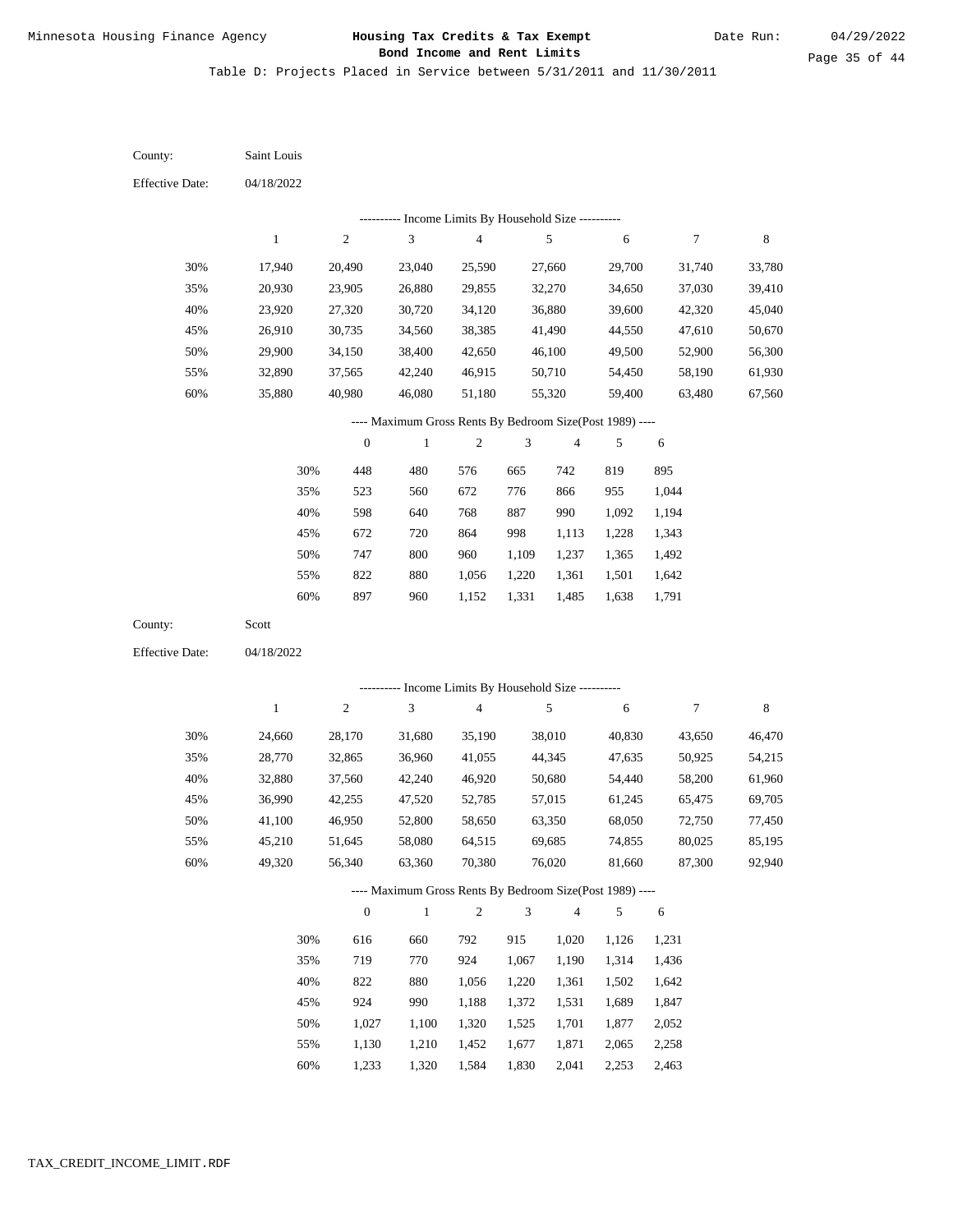Minnesota Housing Finance Agency

**Housing Tax Credits & Tax Exempt Bond Income and Rent Limits**

Date Run: 04/29/2022

Table D: Projects Placed in Service between 5/31/2011 and 11/30/2011

County: Saint Louis

Effective Date: 04/18/2022

---------- Income Limits By Household Size ----------

| | 1 | 2 | 3 | 4 | 5 | 6 | 7 | 8 |
|---|---|---|---|---|---|---|---|---|
| 30% | 17,940 | 20,490 | 23,040 | 25,590 | 27,660 | 29,700 | 31,740 | 33,780 |
| 35% | 20,930 | 23,905 | 26,880 | 29,855 | 32,270 | 34,650 | 37,030 | 39,410 |
| 40% | 23,920 | 27,320 | 30,720 | 34,120 | 36,880 | 39,600 | 42,320 | 45,040 |
| 45% | 26,910 | 30,735 | 34,560 | 38,385 | 41,490 | 44,550 | 47,610 | 50,670 |
| 50% | 29,900 | 34,150 | 38,400 | 42,650 | 46,100 | 49,500 | 52,900 | 56,300 |
| 55% | 32,890 | 37,565 | 42,240 | 46,915 | 50,710 | 54,450 | 58,190 | 61,930 |
| 60% | 35,880 | 40,980 | 46,080 | 51,180 | 55,320 | 59,400 | 63,480 | 67,560 |

---- Maximum Gross Rents By Bedroom Size(Post 1989) ----

| | 0 | 1 | 2 | 3 | 4 | 5 | 6 |
|---|---|---|---|---|---|---|---|
| 30% | 448 | 480 | 576 | 665 | 742 | 819 | 895 |
| 35% | 523 | 560 | 672 | 776 | 866 | 955 | 1,044 |
| 40% | 598 | 640 | 768 | 887 | 990 | 1,092 | 1,194 |
| 45% | 672 | 720 | 864 | 998 | 1,113 | 1,228 | 1,343 |
| 50% | 747 | 800 | 960 | 1,109 | 1,237 | 1,365 | 1,492 |
| 55% | 822 | 880 | 1,056 | 1,220 | 1,361 | 1,501 | 1,642 |
| 60% | 897 | 960 | 1,152 | 1,331 | 1,485 | 1,638 | 1,791 |

County: Scott

Effective Date: 04/18/2022

---------- Income Limits By Household Size ----------

| | 1 | 2 | 3 | 4 | 5 | 6 | 7 | 8 |
|---|---|---|---|---|---|---|---|---|
| 30% | 24,660 | 28,170 | 31,680 | 35,190 | 38,010 | 40,830 | 43,650 | 46,470 |
| 35% | 28,770 | 32,865 | 36,960 | 41,055 | 44,345 | 47,635 | 50,925 | 54,215 |
| 40% | 32,880 | 37,560 | 42,240 | 46,920 | 50,680 | 54,440 | 58,200 | 61,960 |
| 45% | 36,990 | 42,255 | 47,520 | 52,785 | 57,015 | 61,245 | 65,475 | 69,705 |
| 50% | 41,100 | 46,950 | 52,800 | 58,650 | 63,350 | 68,050 | 72,750 | 77,450 |
| 55% | 45,210 | 51,645 | 58,080 | 64,515 | 69,685 | 74,855 | 80,025 | 85,195 |
| 60% | 49,320 | 56,340 | 63,360 | 70,380 | 76,020 | 81,660 | 87,300 | 92,940 |

---- Maximum Gross Rents By Bedroom Size(Post 1989) ----

| | 0 | 1 | 2 | 3 | 4 | 5 | 6 |
|---|---|---|---|---|---|---|---|
| 30% | 616 | 660 | 792 | 915 | 1,020 | 1,126 | 1,231 |
| 35% | 719 | 770 | 924 | 1,067 | 1,190 | 1,314 | 1,436 |
| 40% | 822 | 880 | 1,056 | 1,220 | 1,361 | 1,502 | 1,642 |
| 45% | 924 | 990 | 1,188 | 1,372 | 1,531 | 1,689 | 1,847 |
| 50% | 1,027 | 1,100 | 1,320 | 1,525 | 1,701 | 1,877 | 2,052 |
| 55% | 1,130 | 1,210 | 1,452 | 1,677 | 1,871 | 2,065 | 2,258 |
| 60% | 1,233 | 1,320 | 1,584 | 1,830 | 2,041 | 2,253 | 2,463 |

TAX_CREDIT_INCOME_LIMIT.RDF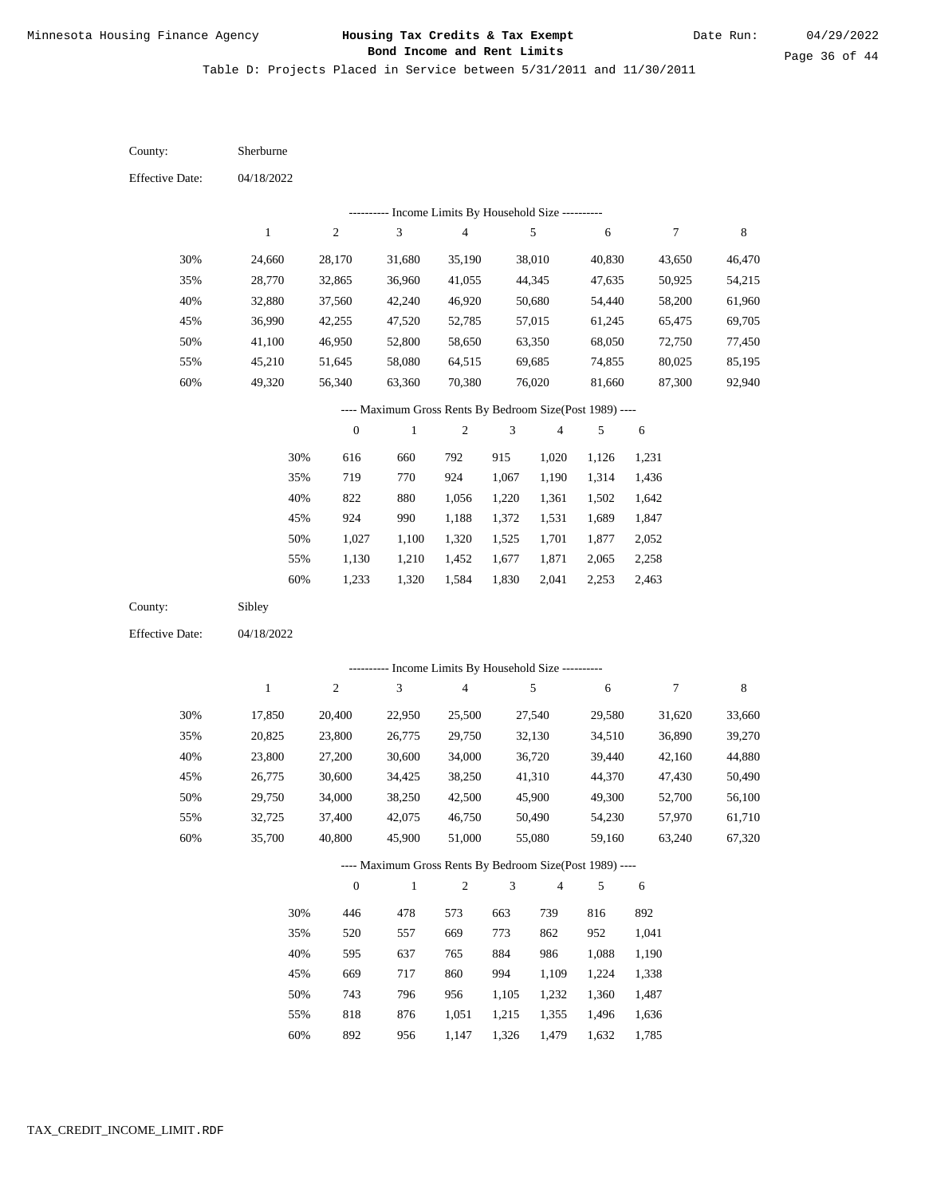Minnesota Housing Finance Agency

**Housing Tax Credits & Tax Exempt Bond Income and Rent Limits**

Date Run: 04/29/2022

Table D: Projects Placed in Service between 5/31/2011 and 11/30/2011

County: Sherburne

Effective Date: 04/18/2022

---------- Income Limits By Household Size ----------

| | 1 | 2 | 3 | 4 | 5 | 6 | 7 | 8 |
|---|---|---|---|---|---|---|---|---|
| 30% | 24,660 | 28,170 | 31,680 | 35,190 | 38,010 | 40,830 | 43,650 | 46,470 |
| 35% | 28,770 | 32,865 | 36,960 | 41,055 | 44,345 | 47,635 | 50,925 | 54,215 |
| 40% | 32,880 | 37,560 | 42,240 | 46,920 | 50,680 | 54,440 | 58,200 | 61,960 |
| 45% | 36,990 | 42,255 | 47,520 | 52,785 | 57,015 | 61,245 | 65,475 | 69,705 |
| 50% | 41,100 | 46,950 | 52,800 | 58,650 | 63,350 | 68,050 | 72,750 | 77,450 |
| 55% | 45,210 | 51,645 | 58,080 | 64,515 | 69,685 | 74,855 | 80,025 | 85,195 |
| 60% | 49,320 | 56,340 | 63,360 | 70,380 | 76,020 | 81,660 | 87,300 | 92,940 |

---- Maximum Gross Rents By Bedroom Size(Post 1989) ----

| | 0 | 1 | 2 | 3 | 4 | 5 | 6 |
|---|---|---|---|---|---|---|---|
| 30% | 616 | 660 | 792 | 915 | 1,020 | 1,126 | 1,231 |
| 35% | 719 | 770 | 924 | 1,067 | 1,190 | 1,314 | 1,436 |
| 40% | 822 | 880 | 1,056 | 1,220 | 1,361 | 1,502 | 1,642 |
| 45% | 924 | 990 | 1,188 | 1,372 | 1,531 | 1,689 | 1,847 |
| 50% | 1,027 | 1,100 | 1,320 | 1,525 | 1,701 | 1,877 | 2,052 |
| 55% | 1,130 | 1,210 | 1,452 | 1,677 | 1,871 | 2,065 | 2,258 |
| 60% | 1,233 | 1,320 | 1,584 | 1,830 | 2,041 | 2,253 | 2,463 |

County: Sibley

Effective Date: 04/18/2022

---------- Income Limits By Household Size ----------

| | 1 | 2 | 3 | 4 | 5 | 6 | 7 | 8 |
|---|---|---|---|---|---|---|---|---|
| 30% | 17,850 | 20,400 | 22,950 | 25,500 | 27,540 | 29,580 | 31,620 | 33,660 |
| 35% | 20,825 | 23,800 | 26,775 | 29,750 | 32,130 | 34,510 | 36,890 | 39,270 |
| 40% | 23,800 | 27,200 | 30,600 | 34,000 | 36,720 | 39,440 | 42,160 | 44,880 |
| 45% | 26,775 | 30,600 | 34,425 | 38,250 | 41,310 | 44,370 | 47,430 | 50,490 |
| 50% | 29,750 | 34,000 | 38,250 | 42,500 | 45,900 | 49,300 | 52,700 | 56,100 |
| 55% | 32,725 | 37,400 | 42,075 | 46,750 | 50,490 | 54,230 | 57,970 | 61,710 |
| 60% | 35,700 | 40,800 | 45,900 | 51,000 | 55,080 | 59,160 | 63,240 | 67,320 |

---- Maximum Gross Rents By Bedroom Size(Post 1989) ----

| | 0 | 1 | 2 | 3 | 4 | 5 | 6 |
|---|---|---|---|---|---|---|---|
| 30% | 446 | 478 | 573 | 663 | 739 | 816 | 892 |
| 35% | 520 | 557 | 669 | 773 | 862 | 952 | 1,041 |
| 40% | 595 | 637 | 765 | 884 | 986 | 1,088 | 1,190 |
| 45% | 669 | 717 | 860 | 994 | 1,109 | 1,224 | 1,338 |
| 50% | 743 | 796 | 956 | 1,105 | 1,232 | 1,360 | 1,487 |
| 55% | 818 | 876 | 1,051 | 1,215 | 1,355 | 1,496 | 1,636 |
| 60% | 892 | 956 | 1,147 | 1,326 | 1,479 | 1,632 | 1,785 |

TAX_CREDIT_INCOME_LIMIT.RDF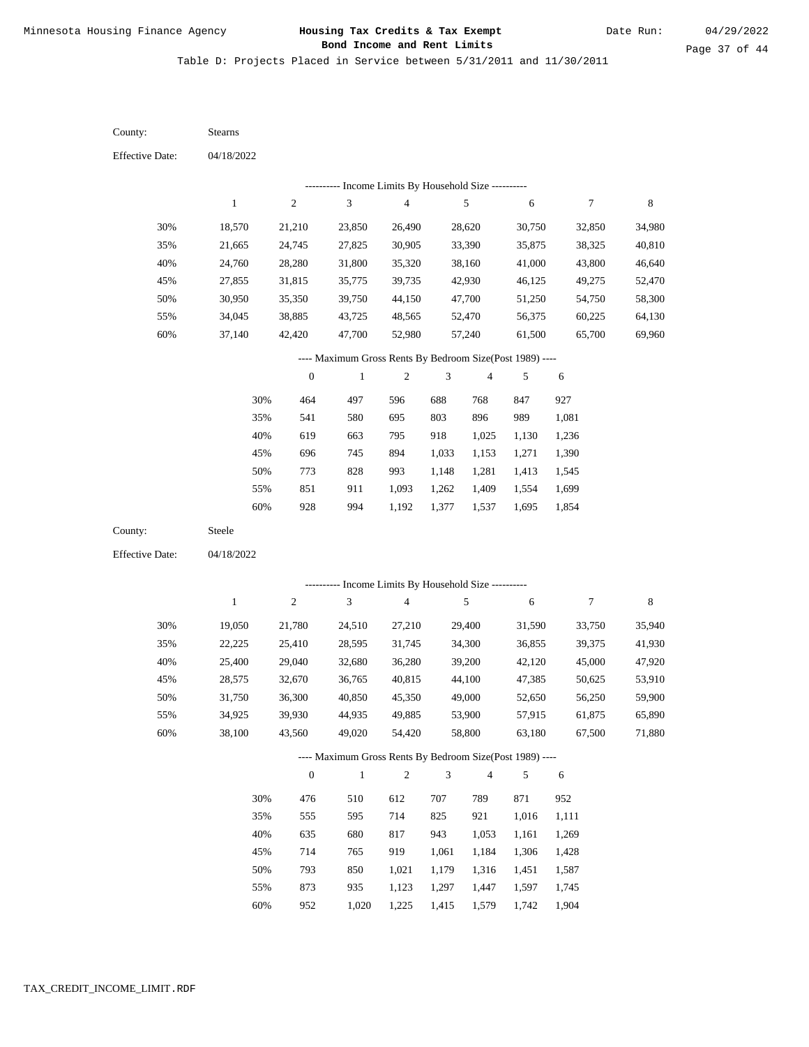Minnesota Housing Finance Agency

**Housing Tax Credits & Tax Exempt Bond Income and Rent Limits**

Date Run: 04/29/2022

Table D: Projects Placed in Service between 5/31/2011 and 11/30/2011

County: Stearns

Effective Date: 04/18/2022

---------- Income Limits By Household Size ----------

| | 1 | 2 | 3 | 4 | 5 | 6 | 7 | 8 |
|---|---|---|---|---|---|---|---|---|
| 30% | 18,570 | 21,210 | 23,850 | 26,490 | 28,620 | 30,750 | 32,850 | 34,980 |
| 35% | 21,665 | 24,745 | 27,825 | 30,905 | 33,390 | 35,875 | 38,325 | 40,810 |
| 40% | 24,760 | 28,280 | 31,800 | 35,320 | 38,160 | 41,000 | 43,800 | 46,640 |
| 45% | 27,855 | 31,815 | 35,775 | 39,735 | 42,930 | 46,125 | 49,275 | 52,470 |
| 50% | 30,950 | 35,350 | 39,750 | 44,150 | 47,700 | 51,250 | 54,750 | 58,300 |
| 55% | 34,045 | 38,885 | 43,725 | 48,565 | 52,470 | 56,375 | 60,225 | 64,130 |
| 60% | 37,140 | 42,420 | 47,700 | 52,980 | 57,240 | 61,500 | 65,700 | 69,960 |

---- Maximum Gross Rents By Bedroom Size(Post 1989) ----

| | 0 | 1 | 2 | 3 | 4 | 5 | 6 |
|---|---|---|---|---|---|---|---|
| 30% | 464 | 497 | 596 | 688 | 768 | 847 | 927 |
| 35% | 541 | 580 | 695 | 803 | 896 | 989 | 1,081 |
| 40% | 619 | 663 | 795 | 918 | 1,025 | 1,130 | 1,236 |
| 45% | 696 | 745 | 894 | 1,033 | 1,153 | 1,271 | 1,390 |
| 50% | 773 | 828 | 993 | 1,148 | 1,281 | 1,413 | 1,545 |
| 55% | 851 | 911 | 1,093 | 1,262 | 1,409 | 1,554 | 1,699 |
| 60% | 928 | 994 | 1,192 | 1,377 | 1,537 | 1,695 | 1,854 |

County: Steele

Effective Date: 04/18/2022

---------- Income Limits By Household Size ----------

| | 1 | 2 | 3 | 4 | 5 | 6 | 7 | 8 |
|---|---|---|---|---|---|---|---|---|
| 30% | 19,050 | 21,780 | 24,510 | 27,210 | 29,400 | 31,590 | 33,750 | 35,940 |
| 35% | 22,225 | 25,410 | 28,595 | 31,745 | 34,300 | 36,855 | 39,375 | 41,930 |
| 40% | 25,400 | 29,040 | 32,680 | 36,280 | 39,200 | 42,120 | 45,000 | 47,920 |
| 45% | 28,575 | 32,670 | 36,765 | 40,815 | 44,100 | 47,385 | 50,625 | 53,910 |
| 50% | 31,750 | 36,300 | 40,850 | 45,350 | 49,000 | 52,650 | 56,250 | 59,900 |
| 55% | 34,925 | 39,930 | 44,935 | 49,885 | 53,900 | 57,915 | 61,875 | 65,890 |
| 60% | 38,100 | 43,560 | 49,020 | 54,420 | 58,800 | 63,180 | 67,500 | 71,880 |

---- Maximum Gross Rents By Bedroom Size(Post 1989) ----

| | 0 | 1 | 2 | 3 | 4 | 5 | 6 |
|---|---|---|---|---|---|---|---|
| 30% | 476 | 510 | 612 | 707 | 789 | 871 | 952 |
| 35% | 555 | 595 | 714 | 825 | 921 | 1,016 | 1,111 |
| 40% | 635 | 680 | 817 | 943 | 1,053 | 1,161 | 1,269 |
| 45% | 714 | 765 | 919 | 1,061 | 1,184 | 1,306 | 1,428 |
| 50% | 793 | 850 | 1,021 | 1,179 | 1,316 | 1,451 | 1,587 |
| 55% | 873 | 935 | 1,123 | 1,297 | 1,447 | 1,597 | 1,745 |
| 60% | 952 | 1,020 | 1,225 | 1,415 | 1,579 | 1,742 | 1,904 |

TAX_CREDIT_INCOME_LIMIT.RDF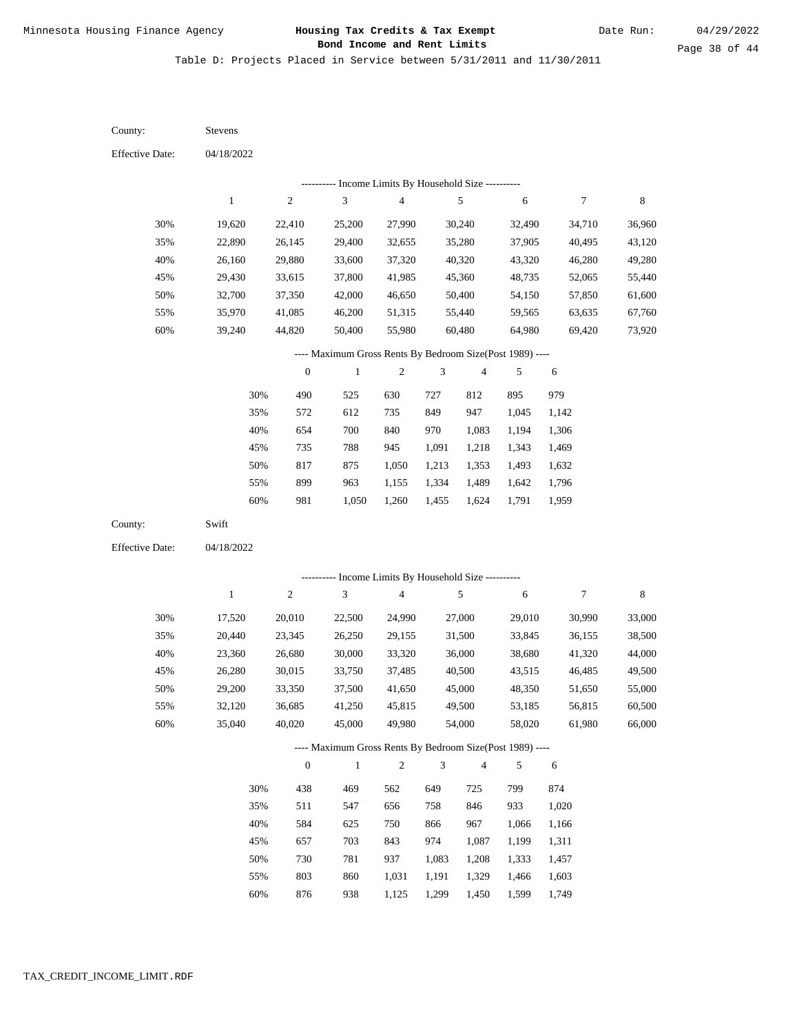Table D: Projects Placed in Service between 5/31/2011 and 11/30/2011

County: Stevens

Effective Date: 04/18/2022

---------- Income Limits By Household Size ----------

| | 1 | 2 | 3 | 4 | 5 | 6 | 7 | 8 |
|---|---|---|---|---|---|---|---|---|
| 30% | 19,620 | 22,410 | 25,200 | 27,990 | 30,240 | 32,490 | 34,710 | 36,960 |
| 35% | 22,890 | 26,145 | 29,400 | 32,655 | 35,280 | 37,905 | 40,495 | 43,120 |
| 40% | 26,160 | 29,880 | 33,600 | 37,320 | 40,320 | 43,320 | 46,280 | 49,280 |
| 45% | 29,430 | 33,615 | 37,800 | 41,985 | 45,360 | 48,735 | 52,065 | 55,440 |
| 50% | 32,700 | 37,350 | 42,000 | 46,650 | 50,400 | 54,150 | 57,850 | 61,600 |
| 55% | 35,970 | 41,085 | 46,200 | 51,315 | 55,440 | 59,565 | 63,635 | 67,760 |
| 60% | 39,240 | 44,820 | 50,400 | 55,980 | 60,480 | 64,980 | 69,420 | 73,920 |

---- Maximum Gross Rents By Bedroom Size(Post 1989) ----

| | 0 | 1 | 2 | 3 | 4 | 5 | 6 |
|---|---|---|---|---|---|---|---|
| 30% | 490 | 525 | 630 | 727 | 812 | 895 | 979 |
| 35% | 572 | 612 | 735 | 849 | 947 | 1,045 | 1,142 |
| 40% | 654 | 700 | 840 | 970 | 1,083 | 1,194 | 1,306 |
| 45% | 735 | 788 | 945 | 1,091 | 1,218 | 1,343 | 1,469 |
| 50% | 817 | 875 | 1,050 | 1,213 | 1,353 | 1,493 | 1,632 |
| 55% | 899 | 963 | 1,155 | 1,334 | 1,489 | 1,642 | 1,796 |
| 60% | 981 | 1,050 | 1,260 | 1,455 | 1,624 | 1,791 | 1,959 |

County: Swift

Effective Date: 04/18/2022

---------- Income Limits By Household Size ----------

| | 1 | 2 | 3 | 4 | 5 | 6 | 7 | 8 |
|---|---|---|---|---|---|---|---|---|
| 30% | 17,520 | 20,010 | 22,500 | 24,990 | 27,000 | 29,010 | 30,990 | 33,000 |
| 35% | 20,440 | 23,345 | 26,250 | 29,155 | 31,500 | 33,845 | 36,155 | 38,500 |
| 40% | 23,360 | 26,680 | 30,000 | 33,320 | 36,000 | 38,680 | 41,320 | 44,000 |
| 45% | 26,280 | 30,015 | 33,750 | 37,485 | 40,500 | 43,515 | 46,485 | 49,500 |
| 50% | 29,200 | 33,350 | 37,500 | 41,650 | 45,000 | 48,350 | 51,650 | 55,000 |
| 55% | 32,120 | 36,685 | 41,250 | 45,815 | 49,500 | 53,185 | 56,815 | 60,500 |
| 60% | 35,040 | 40,020 | 45,000 | 49,980 | 54,000 | 58,020 | 61,980 | 66,000 |

---- Maximum Gross Rents By Bedroom Size(Post 1989) ----

| | 0 | 1 | 2 | 3 | 4 | 5 | 6 |
|---|---|---|---|---|---|---|---|
| 30% | 438 | 469 | 562 | 649 | 725 | 799 | 874 |
| 35% | 511 | 547 | 656 | 758 | 846 | 933 | 1,020 |
| 40% | 584 | 625 | 750 | 866 | 967 | 1,066 | 1,166 |
| 45% | 657 | 703 | 843 | 974 | 1,087 | 1,199 | 1,311 |
| 50% | 730 | 781 | 937 | 1,083 | 1,208 | 1,333 | 1,457 |
| 55% | 803 | 860 | 1,031 | 1,191 | 1,329 | 1,466 | 1,603 |
| 60% | 876 | 938 | 1,125 | 1,299 | 1,450 | 1,599 | 1,749 |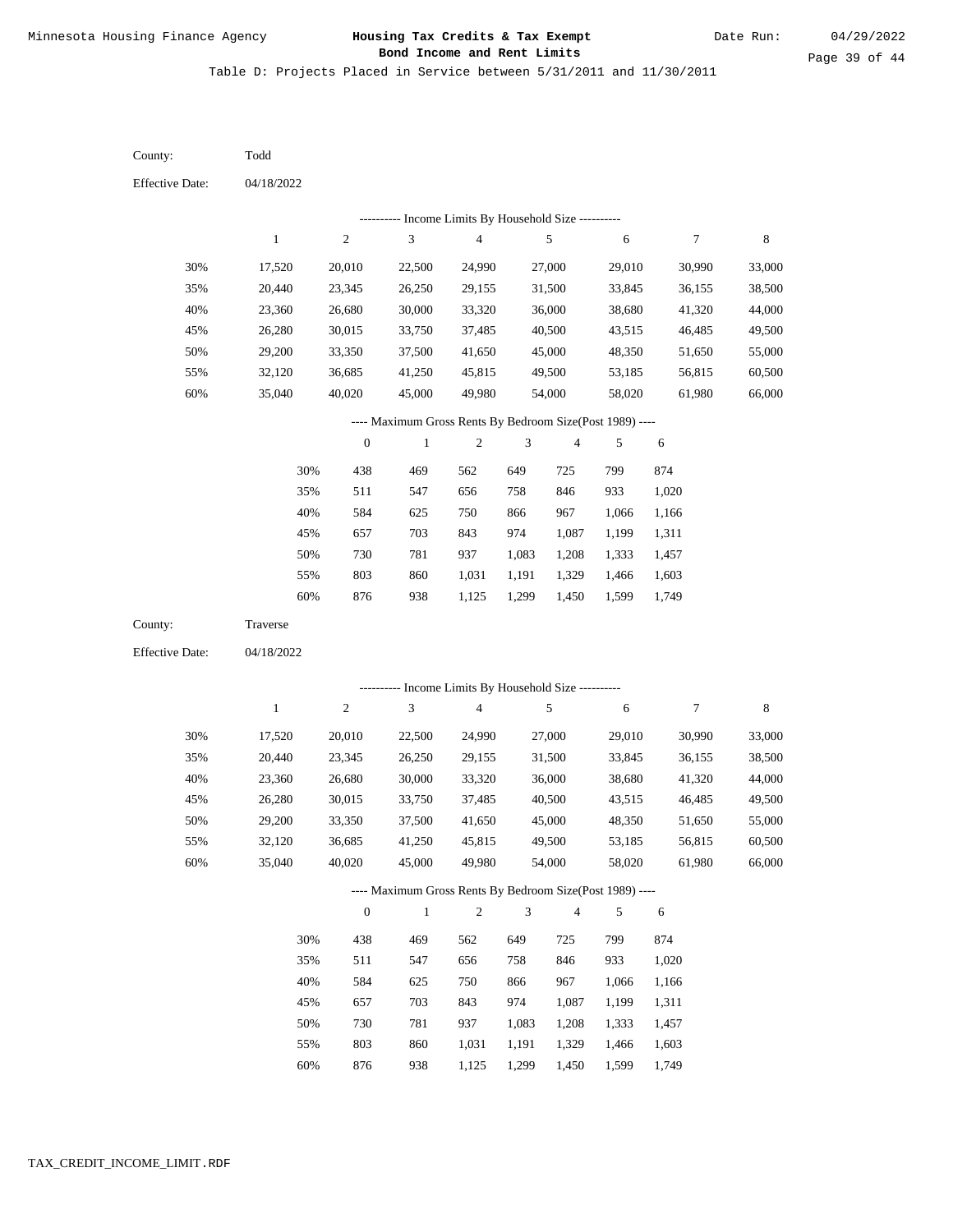# Housing Tax Credits & Tax Exempt Bond Income and Rent Limits

Minnesota Housing Finance Agency

Date Run: 04/29/2022

Table D: Projects Placed in Service between 5/31/2011 and 11/30/2011

County: Todd

Effective Date: 04/18/2022

---------- Income Limits By Household Size ----------

| | 1 | 2 | 3 | 4 | 5 | 6 | 7 | 8 |
|---|---|---|---|---|---|---|---|---|
| 30% | 17,520 | 20,010 | 22,500 | 24,990 | 27,000 | 29,010 | 30,990 | 33,000 |
| 35% | 20,440 | 23,345 | 26,250 | 29,155 | 31,500 | 33,845 | 36,155 | 38,500 |
| 40% | 23,360 | 26,680 | 30,000 | 33,320 | 36,000 | 38,680 | 41,320 | 44,000 |
| 45% | 26,280 | 30,015 | 33,750 | 37,485 | 40,500 | 43,515 | 46,485 | 49,500 |
| 50% | 29,200 | 33,350 | 37,500 | 41,650 | 45,000 | 48,350 | 51,650 | 55,000 |
| 55% | 32,120 | 36,685 | 41,250 | 45,815 | 49,500 | 53,185 | 56,815 | 60,500 |
| 60% | 35,040 | 40,020 | 45,000 | 49,980 | 54,000 | 58,020 | 61,980 | 66,000 |

---- Maximum Gross Rents By Bedroom Size(Post 1989) ----

| | 0 | 1 | 2 | 3 | 4 | 5 | 6 |
|---|---|---|---|---|---|---|---|
| 30% | 438 | 469 | 562 | 649 | 725 | 799 | 874 |
| 35% | 511 | 547 | 656 | 758 | 846 | 933 | 1,020 |
| 40% | 584 | 625 | 750 | 866 | 967 | 1,066 | 1,166 |
| 45% | 657 | 703 | 843 | 974 | 1,087 | 1,199 | 1,311 |
| 50% | 730 | 781 | 937 | 1,083 | 1,208 | 1,333 | 1,457 |
| 55% | 803 | 860 | 1,031 | 1,191 | 1,329 | 1,466 | 1,603 |
| 60% | 876 | 938 | 1,125 | 1,299 | 1,450 | 1,599 | 1,749 |

County: Traverse

Effective Date: 04/18/2022

---------- Income Limits By Household Size ----------

| | 1 | 2 | 3 | 4 | 5 | 6 | 7 | 8 |
|---|---|---|---|---|---|---|---|---|
| 30% | 17,520 | 20,010 | 22,500 | 24,990 | 27,000 | 29,010 | 30,990 | 33,000 |
| 35% | 20,440 | 23,345 | 26,250 | 29,155 | 31,500 | 33,845 | 36,155 | 38,500 |
| 40% | 23,360 | 26,680 | 30,000 | 33,320 | 36,000 | 38,680 | 41,320 | 44,000 |
| 45% | 26,280 | 30,015 | 33,750 | 37,485 | 40,500 | 43,515 | 46,485 | 49,500 |
| 50% | 29,200 | 33,350 | 37,500 | 41,650 | 45,000 | 48,350 | 51,650 | 55,000 |
| 55% | 32,120 | 36,685 | 41,250 | 45,815 | 49,500 | 53,185 | 56,815 | 60,500 |
| 60% | 35,040 | 40,020 | 45,000 | 49,980 | 54,000 | 58,020 | 61,980 | 66,000 |

---- Maximum Gross Rents By Bedroom Size(Post 1989) ----

| | 0 | 1 | 2 | 3 | 4 | 5 | 6 |
|---|---|---|---|---|---|---|---|
| 30% | 438 | 469 | 562 | 649 | 725 | 799 | 874 |
| 35% | 511 | 547 | 656 | 758 | 846 | 933 | 1,020 |
| 40% | 584 | 625 | 750 | 866 | 967 | 1,066 | 1,166 |
| 45% | 657 | 703 | 843 | 974 | 1,087 | 1,199 | 1,311 |
| 50% | 730 | 781 | 937 | 1,083 | 1,208 | 1,333 | 1,457 |
| 55% | 803 | 860 | 1,031 | 1,191 | 1,329 | 1,466 | 1,603 |
| 60% | 876 | 938 | 1,125 | 1,299 | 1,450 | 1,599 | 1,749 |

TAX_CREDIT_INCOME_LIMIT.RDF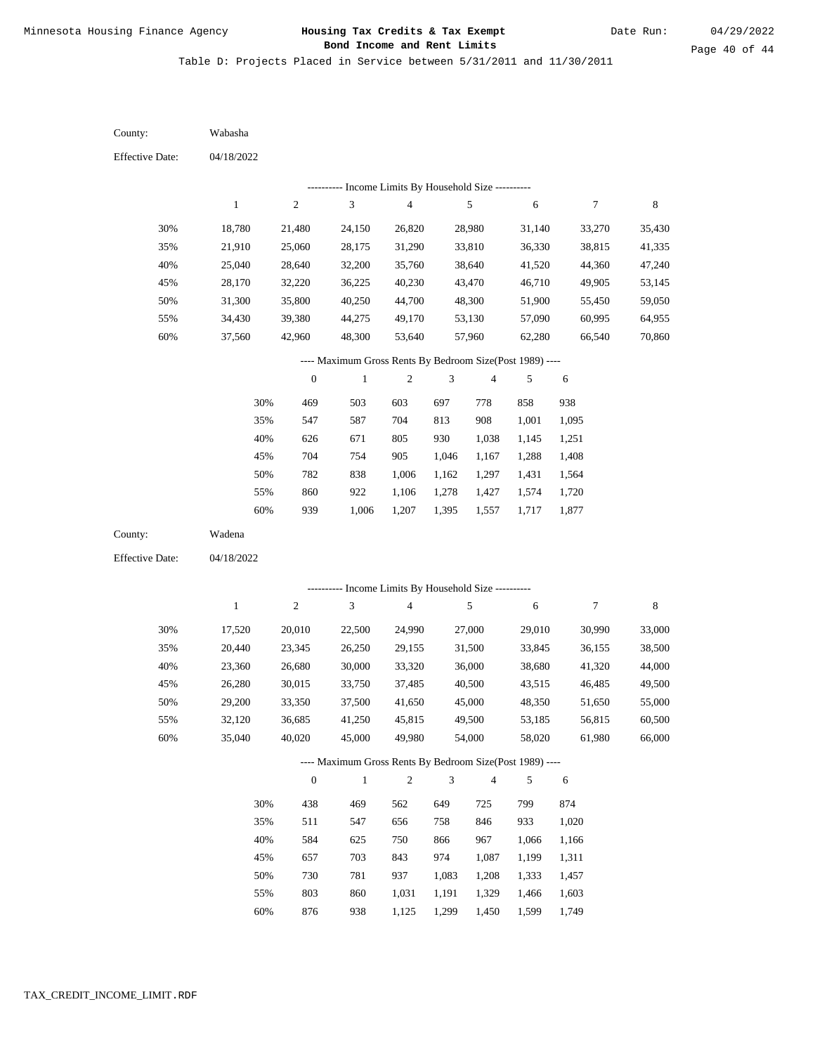Table D: Projects Placed in Service between 5/31/2011 and 11/30/2011

County: Wabasha

Effective Date: 04/18/2022

---------- Income Limits By Household Size ----------

| | 1 | 2 | 3 | 4 | 5 | 6 | 7 | 8 |
|---|---|---|---|---|---|---|---|---|
| 30% | 18,780 | 21,480 | 24,150 | 26,820 | 28,980 | 31,140 | 33,270 | 35,430 |
| 35% | 21,910 | 25,060 | 28,175 | 31,290 | 33,810 | 36,330 | 38,815 | 41,335 |
| 40% | 25,040 | 28,640 | 32,200 | 35,760 | 38,640 | 41,520 | 44,360 | 47,240 |
| 45% | 28,170 | 32,220 | 36,225 | 40,230 | 43,470 | 46,710 | 49,905 | 53,145 |
| 50% | 31,300 | 35,800 | 40,250 | 44,700 | 48,300 | 51,900 | 55,450 | 59,050 |
| 55% | 34,430 | 39,380 | 44,275 | 49,170 | 53,130 | 57,090 | 60,995 | 64,955 |
| 60% | 37,560 | 42,960 | 48,300 | 53,640 | 57,960 | 62,280 | 66,540 | 70,860 |

---- Maximum Gross Rents By Bedroom Size(Post 1989) ----

| | 0 | 1 | 2 | 3 | 4 | 5 | 6 |
|---|---|---|---|---|---|---|---|
| 30% | 469 | 503 | 603 | 697 | 778 | 858 | 938 |
| 35% | 547 | 587 | 704 | 813 | 908 | 1,001 | 1,095 |
| 40% | 626 | 671 | 805 | 930 | 1,038 | 1,145 | 1,251 |
| 45% | 704 | 754 | 905 | 1,046 | 1,167 | 1,288 | 1,408 |
| 50% | 782 | 838 | 1,006 | 1,162 | 1,297 | 1,431 | 1,564 |
| 55% | 860 | 922 | 1,106 | 1,278 | 1,427 | 1,574 | 1,720 |
| 60% | 939 | 1,006 | 1,207 | 1,395 | 1,557 | 1,717 | 1,877 |

County: Wadena

Effective Date: 04/18/2022

---------- Income Limits By Household Size ----------

| | 1 | 2 | 3 | 4 | 5 | 6 | 7 | 8 |
|---|---|---|---|---|---|---|---|---|
| 30% | 17,520 | 20,010 | 22,500 | 24,990 | 27,000 | 29,010 | 30,990 | 33,000 |
| 35% | 20,440 | 23,345 | 26,250 | 29,155 | 31,500 | 33,845 | 36,155 | 38,500 |
| 40% | 23,360 | 26,680 | 30,000 | 33,320 | 36,000 | 38,680 | 41,320 | 44,000 |
| 45% | 26,280 | 30,015 | 33,750 | 37,485 | 40,500 | 43,515 | 46,485 | 49,500 |
| 50% | 29,200 | 33,350 | 37,500 | 41,650 | 45,000 | 48,350 | 51,650 | 55,000 |
| 55% | 32,120 | 36,685 | 41,250 | 45,815 | 49,500 | 53,185 | 56,815 | 60,500 |
| 60% | 35,040 | 40,020 | 45,000 | 49,980 | 54,000 | 58,020 | 61,980 | 66,000 |

---- Maximum Gross Rents By Bedroom Size(Post 1989) ----

| | 0 | 1 | 2 | 3 | 4 | 5 | 6 |
|---|---|---|---|---|---|---|---|
| 30% | 438 | 469 | 562 | 649 | 725 | 799 | 874 |
| 35% | 511 | 547 | 656 | 758 | 846 | 933 | 1,020 |
| 40% | 584 | 625 | 750 | 866 | 967 | 1,066 | 1,166 |
| 45% | 657 | 703 | 843 | 974 | 1,087 | 1,199 | 1,311 |
| 50% | 730 | 781 | 937 | 1,083 | 1,208 | 1,333 | 1,457 |
| 55% | 803 | 860 | 1,031 | 1,191 | 1,329 | 1,466 | 1,603 |
| 60% | 876 | 938 | 1,125 | 1,299 | 1,450 | 1,599 | 1,749 |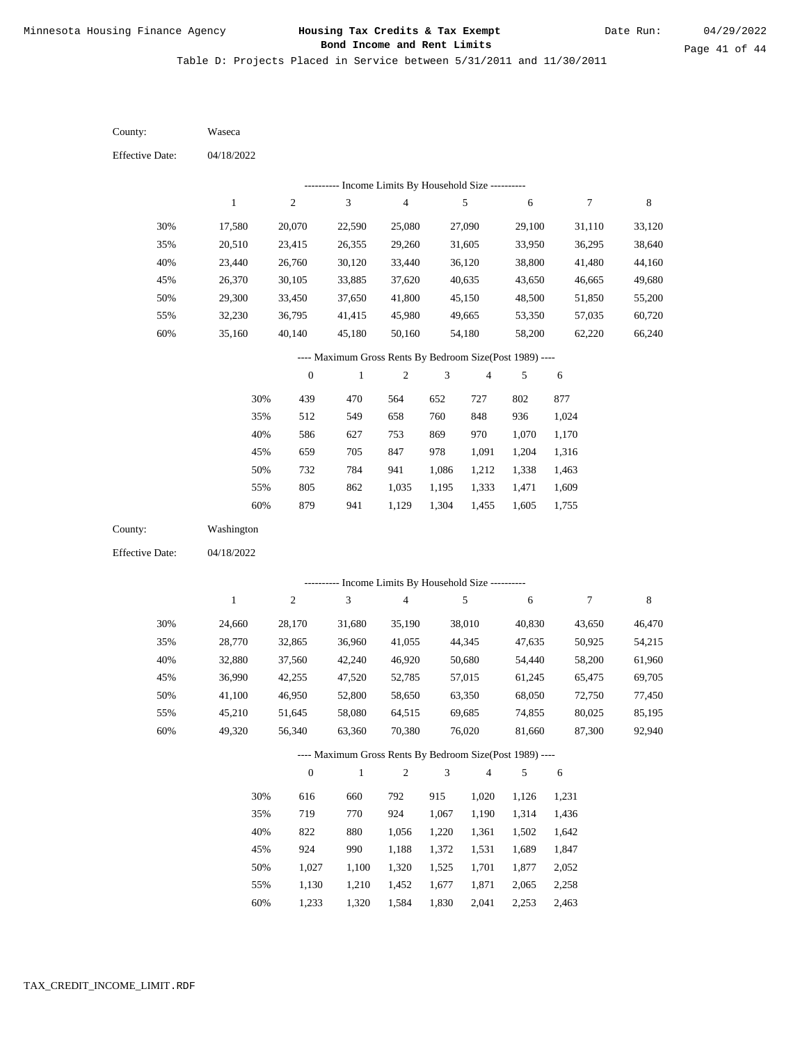Minnesota Housing Finance Agency

**Housing Tax Credits & Tax Exempt Bond Income and Rent Limits**

Date Run: 04/29/2022

Table D: Projects Placed in Service between 5/31/2011 and 11/30/2011

County: Waseca

Effective Date: 04/18/2022

---------- Income Limits By Household Size ----------

| | 1 | 2 | 3 | 4 | 5 | 6 | 7 | 8 |
|---|---|---|---|---|---|---|---|---|
| 30% | 17,580 | 20,070 | 22,590 | 25,080 | 27,090 | 29,100 | 31,110 | 33,120 |
| 35% | 20,510 | 23,415 | 26,355 | 29,260 | 31,605 | 33,950 | 36,295 | 38,640 |
| 40% | 23,440 | 26,760 | 30,120 | 33,440 | 36,120 | 38,800 | 41,480 | 44,160 |
| 45% | 26,370 | 30,105 | 33,885 | 37,620 | 40,635 | 43,650 | 46,665 | 49,680 |
| 50% | 29,300 | 33,450 | 37,650 | 41,800 | 45,150 | 48,500 | 51,850 | 55,200 |
| 55% | 32,230 | 36,795 | 41,415 | 45,980 | 49,665 | 53,350 | 57,035 | 60,720 |
| 60% | 35,160 | 40,140 | 45,180 | 50,160 | 54,180 | 58,200 | 62,220 | 66,240 |

---- Maximum Gross Rents By Bedroom Size(Post 1989) ----

| | 0 | 1 | 2 | 3 | 4 | 5 | 6 |
|---|---|---|---|---|---|---|---|
| 30% | 439 | 470 | 564 | 652 | 727 | 802 | 877 |
| 35% | 512 | 549 | 658 | 760 | 848 | 936 | 1,024 |
| 40% | 586 | 627 | 753 | 869 | 970 | 1,070 | 1,170 |
| 45% | 659 | 705 | 847 | 978 | 1,091 | 1,204 | 1,316 |
| 50% | 732 | 784 | 941 | 1,086 | 1,212 | 1,338 | 1,463 |
| 55% | 805 | 862 | 1,035 | 1,195 | 1,333 | 1,471 | 1,609 |
| 60% | 879 | 941 | 1,129 | 1,304 | 1,455 | 1,605 | 1,755 |

County: Washington

Effective Date: 04/18/2022

---------- Income Limits By Household Size ----------

| | 1 | 2 | 3 | 4 | 5 | 6 | 7 | 8 |
|---|---|---|---|---|---|---|---|---|
| 30% | 24,660 | 28,170 | 31,680 | 35,190 | 38,010 | 40,830 | 43,650 | 46,470 |
| 35% | 28,770 | 32,865 | 36,960 | 41,055 | 44,345 | 47,635 | 50,925 | 54,215 |
| 40% | 32,880 | 37,560 | 42,240 | 46,920 | 50,680 | 54,440 | 58,200 | 61,960 |
| 45% | 36,990 | 42,255 | 47,520 | 52,785 | 57,015 | 61,245 | 65,475 | 69,705 |
| 50% | 41,100 | 46,950 | 52,800 | 58,650 | 63,350 | 68,050 | 72,750 | 77,450 |
| 55% | 45,210 | 51,645 | 58,080 | 64,515 | 69,685 | 74,855 | 80,025 | 85,195 |
| 60% | 49,320 | 56,340 | 63,360 | 70,380 | 76,020 | 81,660 | 87,300 | 92,940 |

---- Maximum Gross Rents By Bedroom Size(Post 1989) ----

| | 0 | 1 | 2 | 3 | 4 | 5 | 6 |
|---|---|---|---|---|---|---|---|
| 30% | 616 | 660 | 792 | 915 | 1,020 | 1,126 | 1,231 |
| 35% | 719 | 770 | 924 | 1,067 | 1,190 | 1,314 | 1,436 |
| 40% | 822 | 880 | 1,056 | 1,220 | 1,361 | 1,502 | 1,642 |
| 45% | 924 | 990 | 1,188 | 1,372 | 1,531 | 1,689 | 1,847 |
| 50% | 1,027 | 1,100 | 1,320 | 1,525 | 1,701 | 1,877 | 2,052 |
| 55% | 1,130 | 1,210 | 1,452 | 1,677 | 1,871 | 2,065 | 2,258 |
| 60% | 1,233 | 1,320 | 1,584 | 1,830 | 2,041 | 2,253 | 2,463 |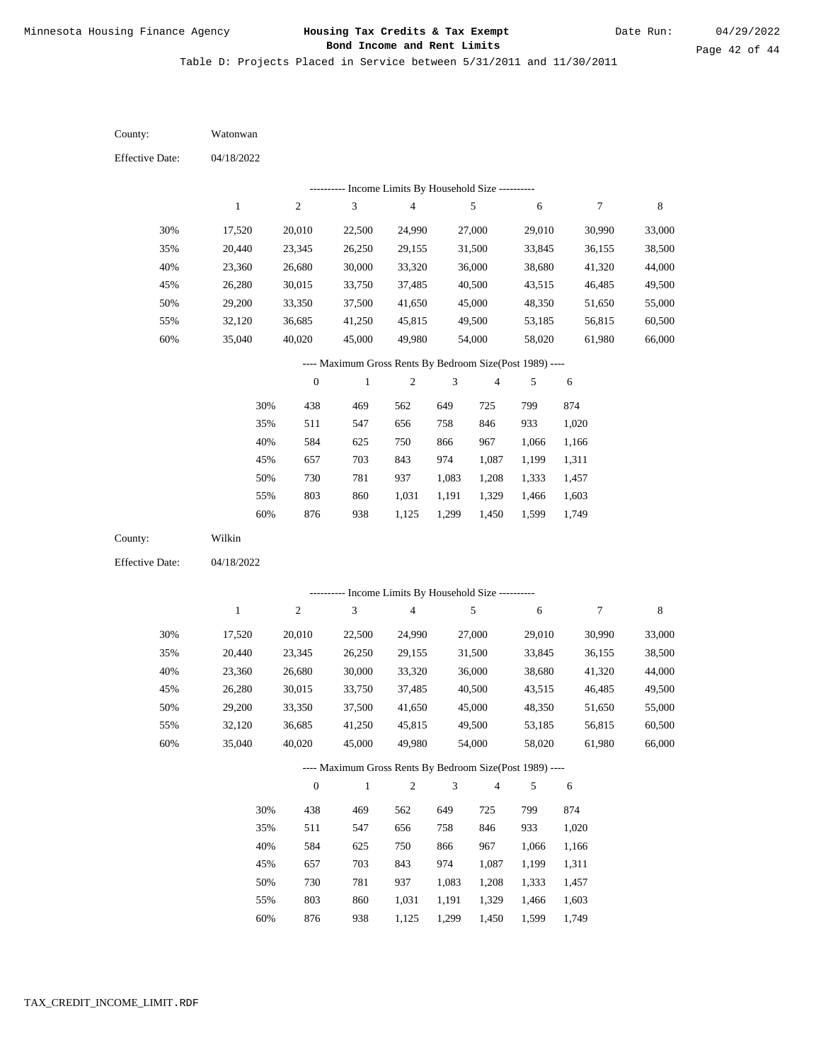Minnesota Housing Finance Agency

**Housing Tax Credits & Tax Exempt Bond Income and Rent Limits**

Date Run: 04/29/2022

Table D: Projects Placed in Service between 5/31/2011 and 11/30/2011

County: Watonwan

Effective Date: 04/18/2022

---------- Income Limits By Household Size ----------

| | 1 | 2 | 3 | 4 | 5 | 6 | 7 | 8 |
|---|---|---|---|---|---|---|---|---|
| 30% | 17,520 | 20,010 | 22,500 | 24,990 | 27,000 | 29,010 | 30,990 | 33,000 |
| 35% | 20,440 | 23,345 | 26,250 | 29,155 | 31,500 | 33,845 | 36,155 | 38,500 |
| 40% | 23,360 | 26,680 | 30,000 | 33,320 | 36,000 | 38,680 | 41,320 | 44,000 |
| 45% | 26,280 | 30,015 | 33,750 | 37,485 | 40,500 | 43,515 | 46,485 | 49,500 |
| 50% | 29,200 | 33,350 | 37,500 | 41,650 | 45,000 | 48,350 | 51,650 | 55,000 |
| 55% | 32,120 | 36,685 | 41,250 | 45,815 | 49,500 | 53,185 | 56,815 | 60,500 |
| 60% | 35,040 | 40,020 | 45,000 | 49,980 | 54,000 | 58,020 | 61,980 | 66,000 |

---- Maximum Gross Rents By Bedroom Size(Post 1989) ----

| | 0 | 1 | 2 | 3 | 4 | 5 | 6 |
|---|---|---|---|---|---|---|---|
| 30% | 438 | 469 | 562 | 649 | 725 | 799 | 874 |
| 35% | 511 | 547 | 656 | 758 | 846 | 933 | 1,020 |
| 40% | 584 | 625 | 750 | 866 | 967 | 1,066 | 1,166 |
| 45% | 657 | 703 | 843 | 974 | 1,087 | 1,199 | 1,311 |
| 50% | 730 | 781 | 937 | 1,083 | 1,208 | 1,333 | 1,457 |
| 55% | 803 | 860 | 1,031 | 1,191 | 1,329 | 1,466 | 1,603 |
| 60% | 876 | 938 | 1,125 | 1,299 | 1,450 | 1,599 | 1,749 |

County: Wilkin

Effective Date: 04/18/2022

---------- Income Limits By Household Size ----------

| | 1 | 2 | 3 | 4 | 5 | 6 | 7 | 8 |
|---|---|---|---|---|---|---|---|---|
| 30% | 17,520 | 20,010 | 22,500 | 24,990 | 27,000 | 29,010 | 30,990 | 33,000 |
| 35% | 20,440 | 23,345 | 26,250 | 29,155 | 31,500 | 33,845 | 36,155 | 38,500 |
| 40% | 23,360 | 26,680 | 30,000 | 33,320 | 36,000 | 38,680 | 41,320 | 44,000 |
| 45% | 26,280 | 30,015 | 33,750 | 37,485 | 40,500 | 43,515 | 46,485 | 49,500 |
| 50% | 29,200 | 33,350 | 37,500 | 41,650 | 45,000 | 48,350 | 51,650 | 55,000 |
| 55% | 32,120 | 36,685 | 41,250 | 45,815 | 49,500 | 53,185 | 56,815 | 60,500 |
| 60% | 35,040 | 40,020 | 45,000 | 49,980 | 54,000 | 58,020 | 61,980 | 66,000 |

---- Maximum Gross Rents By Bedroom Size(Post 1989) ----

| | 0 | 1 | 2 | 3 | 4 | 5 | 6 |
|---|---|---|---|---|---|---|---|
| 30% | 438 | 469 | 562 | 649 | 725 | 799 | 874 |
| 35% | 511 | 547 | 656 | 758 | 846 | 933 | 1,020 |
| 40% | 584 | 625 | 750 | 866 | 967 | 1,066 | 1,166 |
| 45% | 657 | 703 | 843 | 974 | 1,087 | 1,199 | 1,311 |
| 50% | 730 | 781 | 937 | 1,083 | 1,208 | 1,333 | 1,457 |
| 55% | 803 | 860 | 1,031 | 1,191 | 1,329 | 1,466 | 1,603 |
| 60% | 876 | 938 | 1,125 | 1,299 | 1,450 | 1,599 | 1,749 |

TAX_CREDIT_INCOME_LIMIT.RDF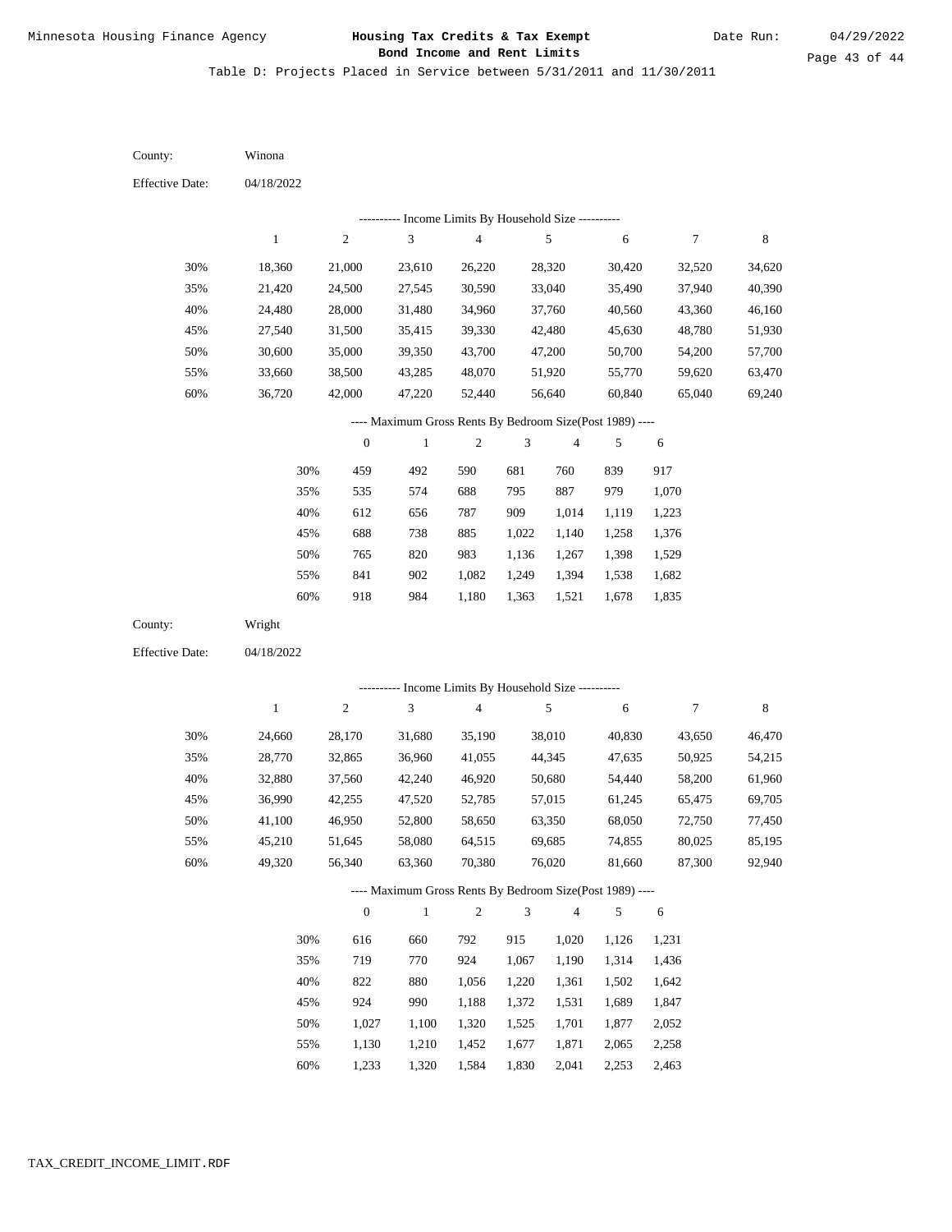Minnesota Housing Finance Agency

**Housing Tax Credits & Tax Exempt Bond Income and Rent Limits**

Date Run: 04/29/2022

Table D: Projects Placed in Service between 5/31/2011 and 11/30/2011

County: Winona

Effective Date: 04/18/2022

---------- Income Limits By Household Size ----------

| | 1 | 2 | 3 | 4 | 5 | 6 | 7 | 8 |
|---|---|---|---|---|---|---|---|---|
| 30% | 18,360 | 21,000 | 23,610 | 26,220 | 28,320 | 30,420 | 32,520 | 34,620 |
| 35% | 21,420 | 24,500 | 27,545 | 30,590 | 33,040 | 35,490 | 37,940 | 40,390 |
| 40% | 24,480 | 28,000 | 31,480 | 34,960 | 37,760 | 40,560 | 43,360 | 46,160 |
| 45% | 27,540 | 31,500 | 35,415 | 39,330 | 42,480 | 45,630 | 48,780 | 51,930 |
| 50% | 30,600 | 35,000 | 39,350 | 43,700 | 47,200 | 50,700 | 54,200 | 57,700 |
| 55% | 33,660 | 38,500 | 43,285 | 48,070 | 51,920 | 55,770 | 59,620 | 63,470 |
| 60% | 36,720 | 42,000 | 47,220 | 52,440 | 56,640 | 60,840 | 65,040 | 69,240 |

---- Maximum Gross Rents By Bedroom Size(Post 1989) ----

| | 0 | 1 | 2 | 3 | 4 | 5 | 6 |
|---|---|---|---|---|---|---|---|
| 30% | 459 | 492 | 590 | 681 | 760 | 839 | 917 |
| 35% | 535 | 574 | 688 | 795 | 887 | 979 | 1,070 |
| 40% | 612 | 656 | 787 | 909 | 1,014 | 1,119 | 1,223 |
| 45% | 688 | 738 | 885 | 1,022 | 1,140 | 1,258 | 1,376 |
| 50% | 765 | 820 | 983 | 1,136 | 1,267 | 1,398 | 1,529 |
| 55% | 841 | 902 | 1,082 | 1,249 | 1,394 | 1,538 | 1,682 |
| 60% | 918 | 984 | 1,180 | 1,363 | 1,521 | 1,678 | 1,835 |

County: Wright

Effective Date: 04/18/2022

---------- Income Limits By Household Size ----------

| | 1 | 2 | 3 | 4 | 5 | 6 | 7 | 8 |
|---|---|---|---|---|---|---|---|---|
| 30% | 24,660 | 28,170 | 31,680 | 35,190 | 38,010 | 40,830 | 43,650 | 46,470 |
| 35% | 28,770 | 32,865 | 36,960 | 41,055 | 44,345 | 47,635 | 50,925 | 54,215 |
| 40% | 32,880 | 37,560 | 42,240 | 46,920 | 50,680 | 54,440 | 58,200 | 61,960 |
| 45% | 36,990 | 42,255 | 47,520 | 52,785 | 57,015 | 61,245 | 65,475 | 69,705 |
| 50% | 41,100 | 46,950 | 52,800 | 58,650 | 63,350 | 68,050 | 72,750 | 77,450 |
| 55% | 45,210 | 51,645 | 58,080 | 64,515 | 69,685 | 74,855 | 80,025 | 85,195 |
| 60% | 49,320 | 56,340 | 63,360 | 70,380 | 76,020 | 81,660 | 87,300 | 92,940 |

---- Maximum Gross Rents By Bedroom Size(Post 1989) ----

| | 0 | 1 | 2 | 3 | 4 | 5 | 6 |
|---|---|---|---|---|---|---|---|
| 30% | 616 | 660 | 792 | 915 | 1,020 | 1,126 | 1,231 |
| 35% | 719 | 770 | 924 | 1,067 | 1,190 | 1,314 | 1,436 |
| 40% | 822 | 880 | 1,056 | 1,220 | 1,361 | 1,502 | 1,642 |
| 45% | 924 | 990 | 1,188 | 1,372 | 1,531 | 1,689 | 1,847 |
| 50% | 1,027 | 1,100 | 1,320 | 1,525 | 1,701 | 1,877 | 2,052 |
| 55% | 1,130 | 1,210 | 1,452 | 1,677 | 1,871 | 2,065 | 2,258 |
| 60% | 1,233 | 1,320 | 1,584 | 1,830 | 2,041 | 2,253 | 2,463 |

TAX_CREDIT_INCOME_LIMIT.RDF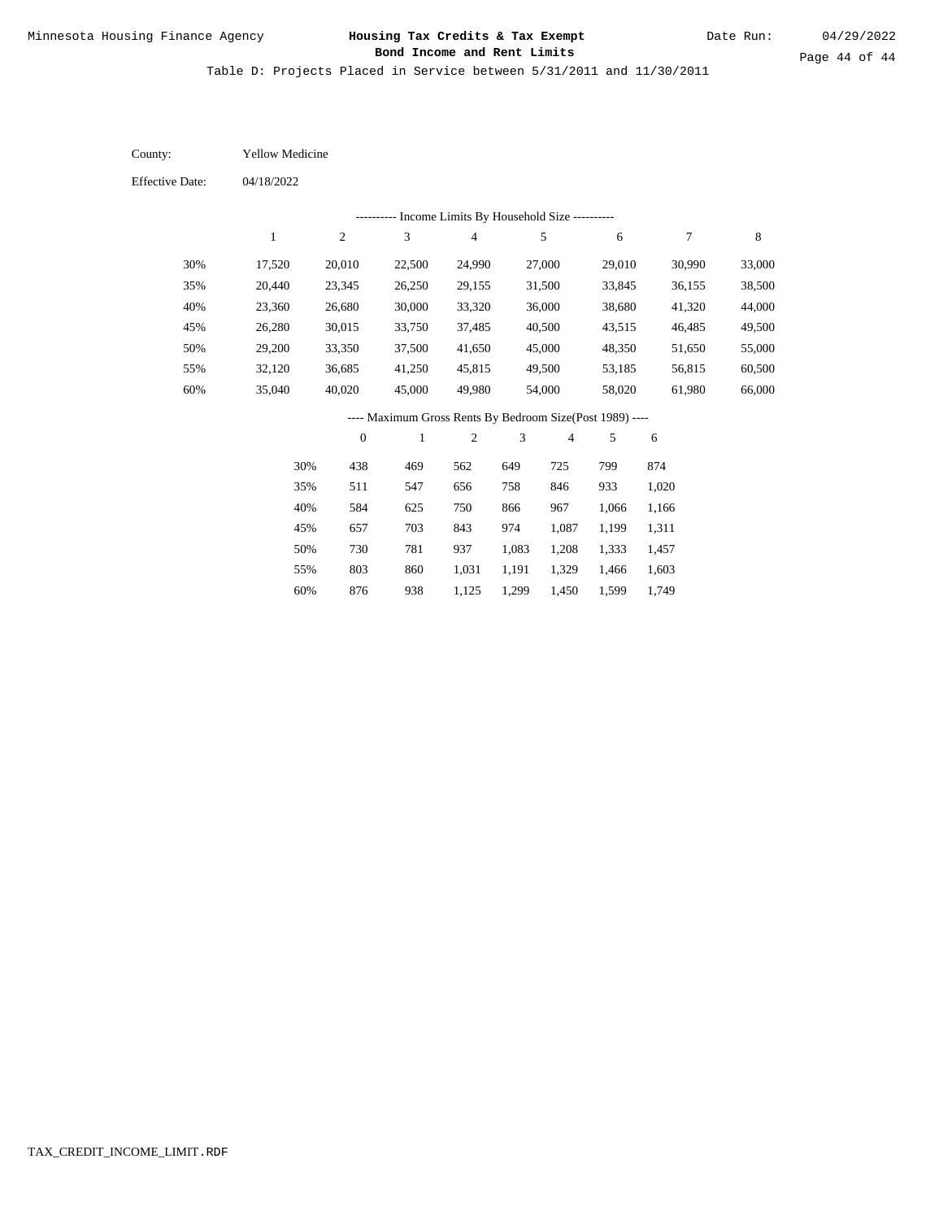Minnesota Housing Finance Agency

**Housing Tax Credits & Tax Exempt Bond Income and Rent Limits**

Date Run: 04/29/2022

Table D: Projects Placed in Service between 5/31/2011 and 11/30/2011

County: Yellow Medicine

Effective Date: 04/18/2022

---------- Income Limits By Household Size ----------

| | 1 | 2 | 3 | 4 | 5 | 6 | 7 | 8 |
|---|---|---|---|---|---|---|---|---|
| 30% | 17,520 | 20,010 | 22,500 | 24,990 | 27,000 | 29,010 | 30,990 | 33,000 |
| 35% | 20,440 | 23,345 | 26,250 | 29,155 | 31,500 | 33,845 | 36,155 | 38,500 |
| 40% | 23,360 | 26,680 | 30,000 | 33,320 | 36,000 | 38,680 | 41,320 | 44,000 |
| 45% | 26,280 | 30,015 | 33,750 | 37,485 | 40,500 | 43,515 | 46,485 | 49,500 |
| 50% | 29,200 | 33,350 | 37,500 | 41,650 | 45,000 | 48,350 | 51,650 | 55,000 |
| 55% | 32,120 | 36,685 | 41,250 | 45,815 | 49,500 | 53,185 | 56,815 | 60,500 |
| 60% | 35,040 | 40,020 | 45,000 | 49,980 | 54,000 | 58,020 | 61,980 | 66,000 |

---- Maximum Gross Rents By Bedroom Size(Post 1989) ----

| | 0 | 1 | 2 | 3 | 4 | 5 | 6 |
|---|---|---|---|---|---|---|---|
| 30% | 438 | 469 | 562 | 649 | 725 | 799 | 874 |
| 35% | 511 | 547 | 656 | 758 | 846 | 933 | 1,020 |
| 40% | 584 | 625 | 750 | 866 | 967 | 1,066 | 1,166 |
| 45% | 657 | 703 | 843 | 974 | 1,087 | 1,199 | 1,311 |
| 50% | 730 | 781 | 937 | 1,083 | 1,208 | 1,333 | 1,457 |
| 55% | 803 | 860 | 1,031 | 1,191 | 1,329 | 1,466 | 1,603 |
| 60% | 876 | 938 | 1,125 | 1,299 | 1,450 | 1,599 | 1,749 |

TAX_CREDIT_INCOME_LIMIT.RDF